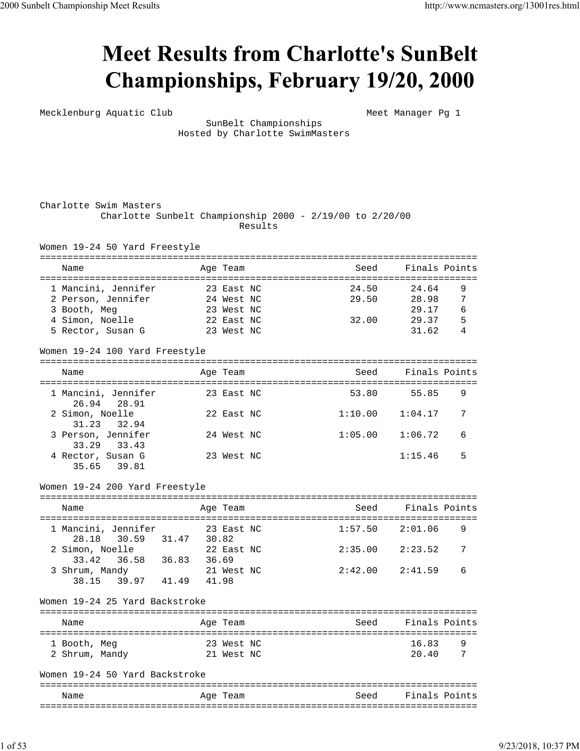# Meet Results from Charlotte's SunBelt Championships, February 19/20, 2000

Mecklenburg Aquatic Club — Meet Manager Pg 1

SunBelt Championships
Hosted by Charlotte SwimMasters

Charlotte Swim Masters
Charlotte Sunbelt Championship 2000 - 2/19/00 to 2/20/00
Results

### Women 19-24 50 Yard Freestyle

| | Name | Age | Team | Seed | Finals | Points |
|---|---|---|---|---|---|---|
| 1 | Mancini, Jennifer | 23 | East NC | 24.50 | 24.64 | 9 |
| 2 | Person, Jennifer | 24 | West NC | 29.50 | 28.98 | 7 |
| 3 | Booth, Meg | 23 | West NC | | 29.17 | 6 |
| 4 | Simon, Noelle | 22 | East NC | 32.00 | 29.37 | 5 |
| 5 | Rector, Susan G | 23 | West NC | | 31.62 | 4 |

### Women 19-24 100 Yard Freestyle

| | Name | Age | Team | Seed | Finals | Points |
|---|---|---|---|---|---|---|
| 1 | Mancini, Jennifer | 23 | East NC | 53.80 | 55.85 | 9 |
| | 26.94 28.91 | | | | | |
| 2 | Simon, Noelle | 22 | East NC | 1:10.00 | 1:04.17 | 7 |
| | 31.23 32.94 | | | | | |
| 3 | Person, Jennifer | 24 | West NC | 1:05.00 | 1:06.72 | 6 |
| | 33.29 33.43 | | | | | |
| 4 | Rector, Susan G | 23 | West NC | | 1:15.46 | 5 |
| | 35.65 39.81 | | | | | |

### Women 19-24 200 Yard Freestyle

| | Name | Age | Team | Seed | Finals | Points |
|---|---|---|---|---|---|---|
| 1 | Mancini, Jennifer | 23 | East NC | 1:57.50 | 2:01.06 | 9 |
| | 28.18 30.59 31.47 30.82 | | | | | |
| 2 | Simon, Noelle | 22 | East NC | 2:35.00 | 2:23.52 | 7 |
| | 33.42 36.58 36.83 36.69 | | | | | |
| 3 | Shrum, Mandy | 21 | West NC | 2:42.00 | 2:41.59 | 6 |
| | 38.15 39.97 41.49 41.98 | | | | | |

### Women 19-24 25 Yard Backstroke

| | Name | Age | Team | Seed | Finals | Points |
|---|---|---|---|---|---|---|
| 1 | Booth, Meg | 23 | West NC | | 16.83 | 9 |
| 2 | Shrum, Mandy | 21 | West NC | | 20.40 | 7 |

### Women 19-24 50 Yard Backstroke

| | Name | Age | Team | Seed | Finals | Points |
|---|---|---|---|---|---|---|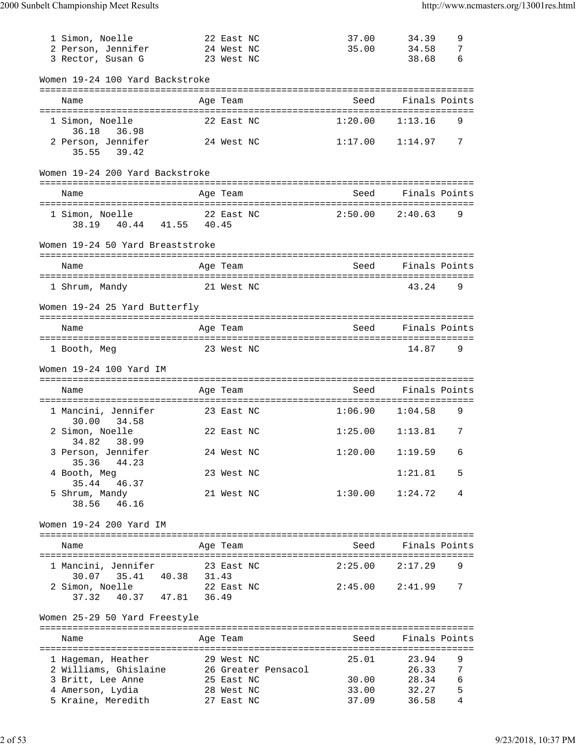| | | | | | |
|---|---|---|---|---|---|
| 1 Simon, Noelle | 22 | East NC | 37.00 | 34.39 | 9 |
| 2 Person, Jennifer | 24 | West NC | 35.00 | 34.58 | 7 |
| 3 Rector, Susan G | 23 | West NC | | 38.68 | 6 |

Women 19-24 100 Yard Backstroke

| Name | Age | Team | Seed | Finals | Points |
|---|---|---|---|---|---|
| 1 Simon, Noelle | 22 | East NC | 1:20.00 | 1:13.16 | 9 |
| 36.18 36.98 | | | | | |
| 2 Person, Jennifer | 24 | West NC | 1:17.00 | 1:14.97 | 7 |
| 35.55 39.42 | | | | | |

Women 19-24 200 Yard Backstroke

| Name | Age | Team | Seed | Finals | Points |
|---|---|---|---|---|---|
| 1 Simon, Noelle | 22 | East NC | 2:50.00 | 2:40.63 | 9 |
| 38.19 40.44 41.55 40.45 | | | | | |

Women 19-24 50 Yard Breaststroke

| Name | Age | Team | Seed | Finals | Points |
|---|---|---|---|---|---|
| 1 Shrum, Mandy | 21 | West NC | | 43.24 | 9 |

Women 19-24 25 Yard Butterfly

| Name | Age | Team | Seed | Finals | Points |
|---|---|---|---|---|---|
| 1 Booth, Meg | 23 | West NC | | 14.87 | 9 |

Women 19-24 100 Yard IM

| Name | Age | Team | Seed | Finals | Points |
|---|---|---|---|---|---|
| 1 Mancini, Jennifer | 23 | East NC | 1:06.90 | 1:04.58 | 9 |
| 30.00 34.58 | | | | | |
| 2 Simon, Noelle | 22 | East NC | 1:25.00 | 1:13.81 | 7 |
| 34.82 38.99 | | | | | |
| 3 Person, Jennifer | 24 | West NC | 1:20.00 | 1:19.59 | 6 |
| 35.36 44.23 | | | | | |
| 4 Booth, Meg | 23 | West NC | | 1:21.81 | 5 |
| 35.44 46.37 | | | | | |
| 5 Shrum, Mandy | 21 | West NC | 1:30.00 | 1:24.72 | 4 |
| 38.56 46.16 | | | | | |

Women 19-24 200 Yard IM

| Name | Age | Team | Seed | Finals | Points |
|---|---|---|---|---|---|
| 1 Mancini, Jennifer | 23 | East NC | 2:25.00 | 2:17.29 | 9 |
| 30.07 35.41 40.38 31.43 | | | | | |
| 2 Simon, Noelle | 22 | East NC | 2:45.00 | 2:41.99 | 7 |
| 37.32 40.37 47.81 36.49 | | | | | |

Women 25-29 50 Yard Freestyle

| Name | Age | Team | Seed | Finals | Points |
|---|---|---|---|---|---|
| 1 Hageman, Heather | 29 | West NC | 25.01 | 23.94 | 9 |
| 2 Williams, Ghislaine | 26 | Greater Pensacol | | 26.33 | 7 |
| 3 Britt, Lee Anne | 25 | East NC | 30.00 | 28.34 | 6 |
| 4 Amerson, Lydia | 28 | West NC | 33.00 | 32.27 | 5 |
| 5 Kraine, Meredith | 27 | East NC | 37.09 | 36.58 | 4 |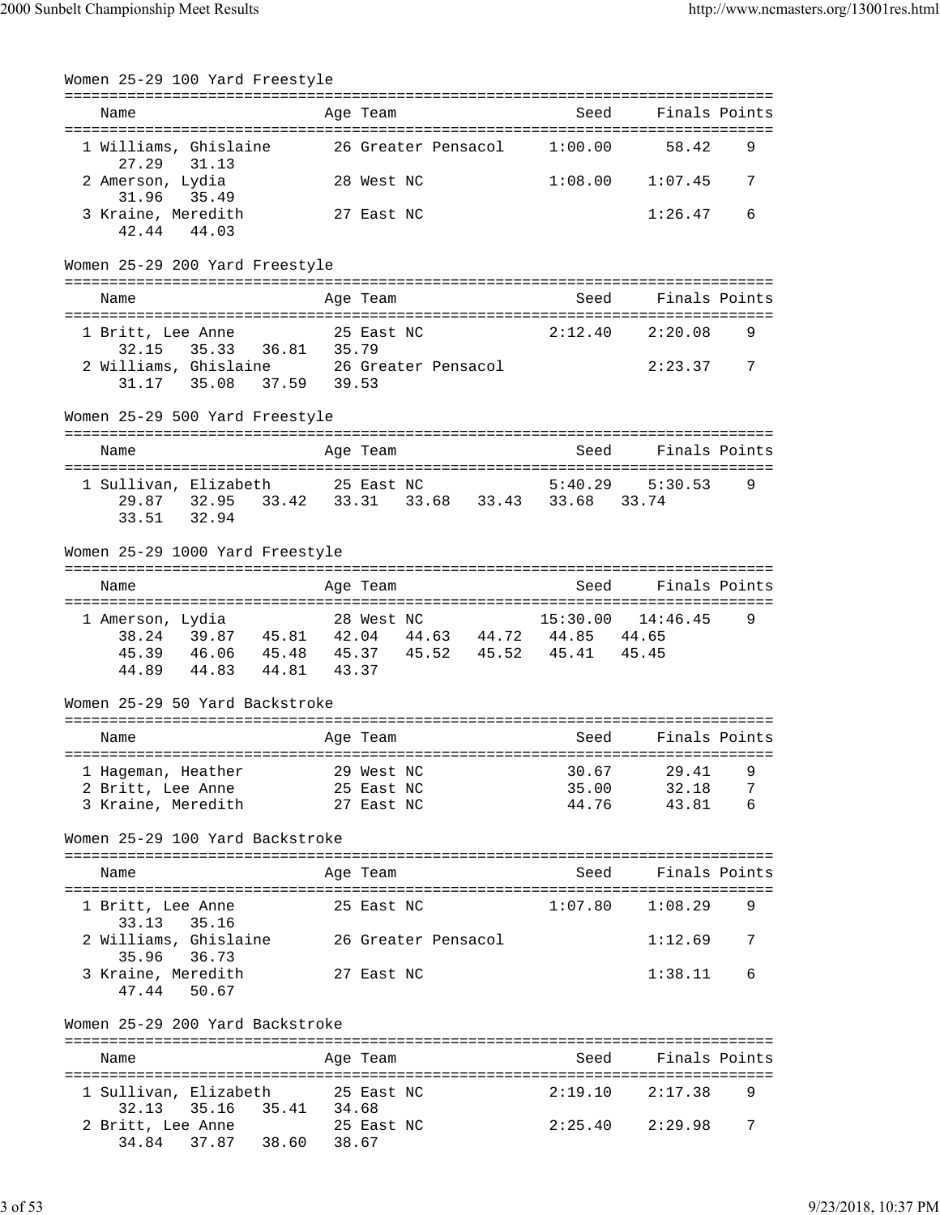Women 25-29 100 Yard Freestyle

| Name | Age | Team | Seed | Finals | Points |
|---|---|---|---|---|---|
| 1 Williams, Ghislaine | 26 | Greater Pensacol | 1:00.00 | 58.42 | 9 |
| 27.29 31.13 | | | | | |
| 2 Amerson, Lydia | 28 | West NC | 1:08.00 | 1:07.45 | 7 |
| 31.96 35.49 | | | | | |
| 3 Kraine, Meredith | 27 | East NC | | 1:26.47 | 6 |
| 42.44 44.03 | | | | | |

Women 25-29 200 Yard Freestyle

| Name | Age | Team | Seed | Finals | Points |
|---|---|---|---|---|---|
| 1 Britt, Lee Anne | 25 | East NC | 2:12.40 | 2:20.08 | 9 |
| 32.15 35.33 36.81 35.79 | | | | | |
| 2 Williams, Ghislaine | 26 | Greater Pensacol | | 2:23.37 | 7 |
| 31.17 35.08 37.59 39.53 | | | | | |

Women 25-29 500 Yard Freestyle

| Name | Age | Team | Seed | Finals | Points |
|---|---|---|---|---|---|
| 1 Sullivan, Elizabeth | 25 | East NC | 5:40.29 | 5:30.53 | 9 |
| 29.87 32.95 33.42 33.31 33.68 33.43 33.68 33.74 | | | | | |
| 33.51 32.94 | | | | | |

Women 25-29 1000 Yard Freestyle

| Name | Age | Team | Seed | Finals | Points |
|---|---|---|---|---|---|
| 1 Amerson, Lydia | 28 | West NC | 15:30.00 | 14:46.45 | 9 |
| 38.24 39.87 45.81 42.04 44.63 44.72 44.85 44.65 | | | | | |
| 45.39 46.06 45.48 45.37 45.52 45.52 45.41 45.45 | | | | | |
| 44.89 44.83 44.81 43.37 | | | | | |

Women 25-29 50 Yard Backstroke

| Name | Age | Team | Seed | Finals | Points |
|---|---|---|---|---|---|
| 1 Hageman, Heather | 29 | West NC | 30.67 | 29.41 | 9 |
| 2 Britt, Lee Anne | 25 | East NC | 35.00 | 32.18 | 7 |
| 3 Kraine, Meredith | 27 | East NC | 44.76 | 43.81 | 6 |

Women 25-29 100 Yard Backstroke

| Name | Age | Team | Seed | Finals | Points |
|---|---|---|---|---|---|
| 1 Britt, Lee Anne | 25 | East NC | 1:07.80 | 1:08.29 | 9 |
| 33.13 35.16 | | | | | |
| 2 Williams, Ghislaine | 26 | Greater Pensacol | | 1:12.69 | 7 |
| 35.96 36.73 | | | | | |
| 3 Kraine, Meredith | 27 | East NC | | 1:38.11 | 6 |
| 47.44 50.67 | | | | | |

Women 25-29 200 Yard Backstroke

| Name | Age | Team | Seed | Finals | Points |
|---|---|---|---|---|---|
| 1 Sullivan, Elizabeth | 25 | East NC | 2:19.10 | 2:17.38 | 9 |
| 32.13 35.16 35.41 34.68 | | | | | |
| 2 Britt, Lee Anne | 25 | East NC | 2:25.40 | 2:29.98 | 7 |
| 34.84 37.87 38.60 38.67 | | | | | |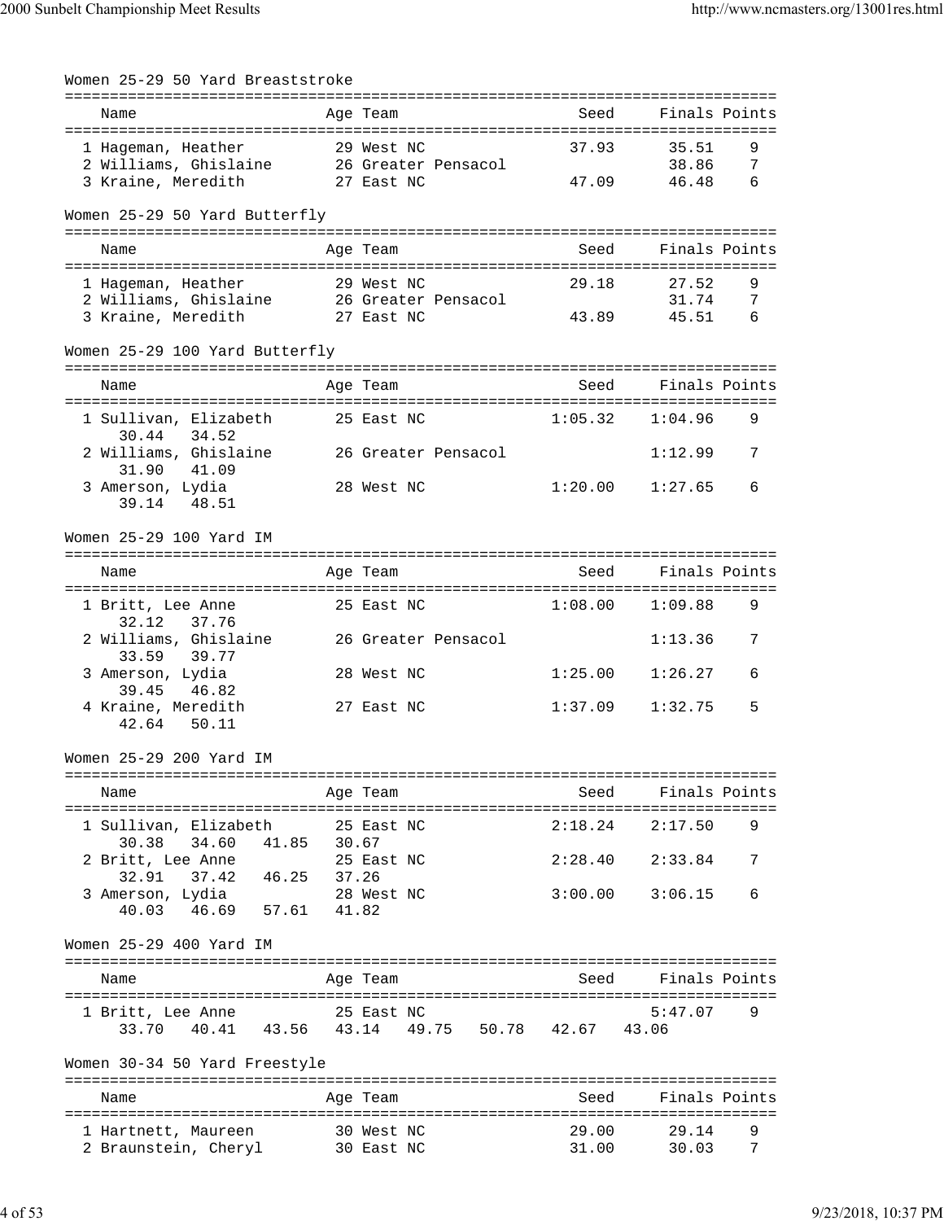### Women 25-29 50 Yard Breaststroke

| Name | Age | Team | Seed | Finals | Points |
|---|---|---|---|---|---|
| 1 Hageman, Heather | 29 | West NC | 37.93 | 35.51 | 9 |
| 2 Williams, Ghislaine | 26 | Greater Pensacol | | 38.86 | 7 |
| 3 Kraine, Meredith | 27 | East NC | 47.09 | 46.48 | 6 |

### Women 25-29 50 Yard Butterfly

| Name | Age | Team | Seed | Finals | Points |
|---|---|---|---|---|---|
| 1 Hageman, Heather | 29 | West NC | 29.18 | 27.52 | 9 |
| 2 Williams, Ghislaine | 26 | Greater Pensacol | | 31.74 | 7 |
| 3 Kraine, Meredith | 27 | East NC | 43.89 | 45.51 | 6 |

### Women 25-29 100 Yard Butterfly

| Name | Age | Team | Seed | Finals | Points |
|---|---|---|---|---|---|
| 1 Sullivan, Elizabeth | 25 | East NC | 1:05.32 | 1:04.96 | 9 |
| 30.44 34.52 | | | | | |
| 2 Williams, Ghislaine | 26 | Greater Pensacol | | 1:12.99 | 7 |
| 31.90 41.09 | | | | | |
| 3 Amerson, Lydia | 28 | West NC | 1:20.00 | 1:27.65 | 6 |
| 39.14 48.51 | | | | | |

### Women 25-29 100 Yard IM

| Name | Age | Team | Seed | Finals | Points |
|---|---|---|---|---|---|
| 1 Britt, Lee Anne | 25 | East NC | 1:08.00 | 1:09.88 | 9 |
| 32.12 37.76 | | | | | |
| 2 Williams, Ghislaine | 26 | Greater Pensacol | | 1:13.36 | 7 |
| 33.59 39.77 | | | | | |
| 3 Amerson, Lydia | 28 | West NC | 1:25.00 | 1:26.27 | 6 |
| 39.45 46.82 | | | | | |
| 4 Kraine, Meredith | 27 | East NC | 1:37.09 | 1:32.75 | 5 |
| 42.64 50.11 | | | | | |

### Women 25-29 200 Yard IM

| Name | Age | Team | Seed | Finals | Points |
|---|---|---|---|---|---|
| 1 Sullivan, Elizabeth | 25 | East NC | 2:18.24 | 2:17.50 | 9 |
| 30.38 34.60 41.85 30.67 | | | | | |
| 2 Britt, Lee Anne | 25 | East NC | 2:28.40 | 2:33.84 | 7 |
| 32.91 37.42 46.25 37.26 | | | | | |
| 3 Amerson, Lydia | 28 | West NC | 3:00.00 | 3:06.15 | 6 |
| 40.03 46.69 57.61 41.82 | | | | | |

### Women 25-29 400 Yard IM

| Name | Age | Team | Seed | Finals | Points |
|---|---|---|---|---|---|
| 1 Britt, Lee Anne | 25 | East NC | | 5:47.07 | 9 |
| 33.70 40.41 43.56 43.14 49.75 50.78 42.67 43.06 | | | | | |

### Women 30-34 50 Yard Freestyle

| Name | Age | Team | Seed | Finals | Points |
|---|---|---|---|---|---|
| 1 Hartnett, Maureen | 30 | West NC | 29.00 | 29.14 | 9 |
| 2 Braunstein, Cheryl | 30 | East NC | 31.00 | 30.03 | 7 |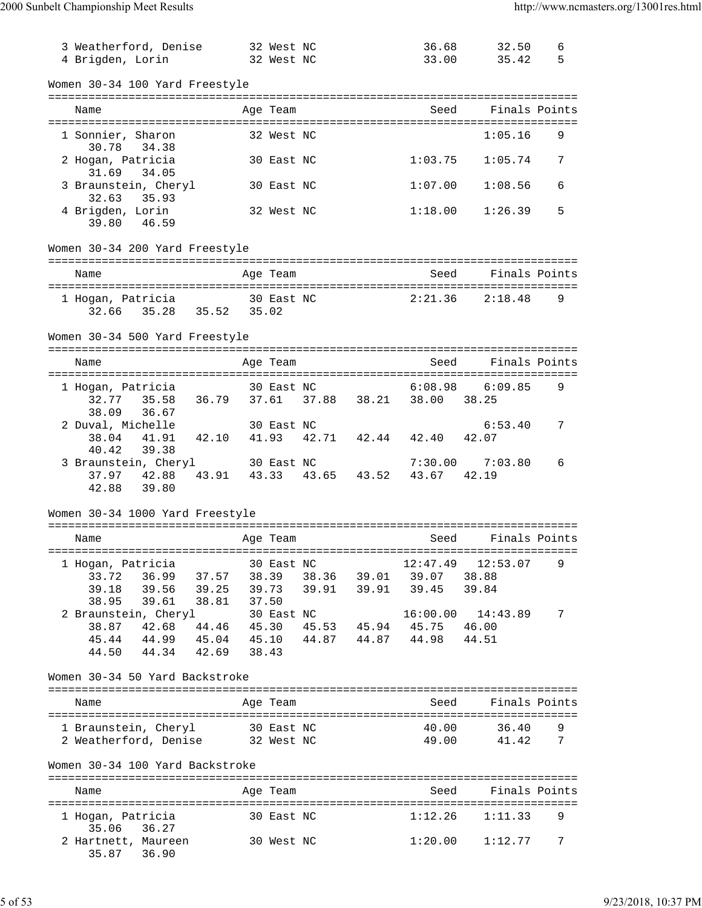| | | | | | | |
|---|---|---|---|---|---|---|
| 3 | Weatherford, Denise | 32 | West NC | 36.68 | 32.50 | 6 |
| 4 | Brigden, Lorin | 32 | West NC | 33.00 | 35.42 | 5 |

## Women 30-34 100 Yard Freestyle

| | Name | Age | Team | Seed | Finals | Points |
|---|---|---|---|---|---|---|
| 1 | Sonnier, Sharon | 32 | West NC | | 1:05.16 | 9 |
| | 30.78 34.38 | | | | | |
| 2 | Hogan, Patricia | 30 | East NC | 1:03.75 | 1:05.74 | 7 |
| | 31.69 34.05 | | | | | |
| 3 | Braunstein, Cheryl | 30 | East NC | 1:07.00 | 1:08.56 | 6 |
| | 32.63 35.93 | | | | | |
| 4 | Brigden, Lorin | 32 | West NC | 1:18.00 | 1:26.39 | 5 |
| | 39.80 46.59 | | | | | |

## Women 30-34 200 Yard Freestyle

| | Name | Age | Team | Seed | Finals | Points |
|---|---|---|---|---|---|---|
| 1 | Hogan, Patricia | 30 | East NC | 2:21.36 | 2:18.48 | 9 |
| | 32.66 35.28 35.52 35.02 | | | | | |

## Women 30-34 500 Yard Freestyle

| | Name | Age | Team | Seed | Finals | Points |
|---|---|---|---|---|---|---|
| 1 | Hogan, Patricia | 30 | East NC | 6:08.98 | 6:09.85 | 9 |
| | 32.77 35.58 36.79 37.61 37.88 38.21 38.00 38.25 38.09 36.67 | | | | | |
| 2 | Duval, Michelle | 30 | East NC | | 6:53.40 | 7 |
| | 38.04 41.91 42.10 41.93 42.71 42.44 42.40 42.07 40.42 39.38 | | | | | |
| 3 | Braunstein, Cheryl | 30 | East NC | 7:30.00 | 7:03.80 | 6 |
| | 37.97 42.88 43.91 43.33 43.65 43.52 43.67 42.19 42.88 39.80 | | | | | |

## Women 30-34 1000 Yard Freestyle

| | Name | Age | Team | Seed | Finals | Points |
|---|---|---|---|---|---|---|
| 1 | Hogan, Patricia | 30 | East NC | 12:47.49 | 12:53.07 | 9 |
| | 33.72 36.99 37.57 38.39 38.36 39.01 39.07 38.88 39.18 39.56 39.25 39.73 39.91 39.91 39.45 39.84 38.95 39.61 38.81 37.50 | | | | | |
| 2 | Braunstein, Cheryl | 30 | East NC | 16:00.00 | 14:43.89 | 7 |
| | 38.87 42.68 44.46 45.30 45.53 45.94 45.75 46.00 45.44 44.99 45.04 45.10 44.87 44.87 44.98 44.51 44.50 44.34 42.69 38.43 | | | | | |

## Women 30-34 50 Yard Backstroke

| | Name | Age | Team | Seed | Finals | Points |
|---|---|---|---|---|---|---|
| 1 | Braunstein, Cheryl | 30 | East NC | 40.00 | 36.40 | 9 |
| 2 | Weatherford, Denise | 32 | West NC | 49.00 | 41.42 | 7 |

## Women 30-34 100 Yard Backstroke

| | Name | Age | Team | Seed | Finals | Points |
|---|---|---|---|---|---|---|
| 1 | Hogan, Patricia | 30 | East NC | 1:12.26 | 1:11.33 | 9 |
| | 35.06 36.27 | | | | | |
| 2 | Hartnett, Maureen | 30 | West NC | 1:20.00 | 1:12.77 | 7 |
| | 35.87 36.90 | | | | | |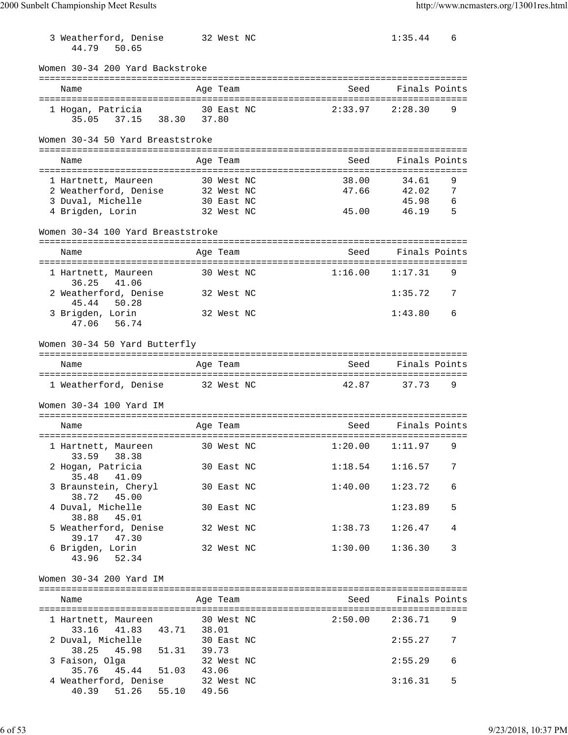| | | | | | |
|---|---|---|---|---|---|
| 3 Weatherford, Denise | 32 | West NC | | 1:35.44 | 6 |
| 44.79 50.65 | | | | | |

## Women 30-34 200 Yard Backstroke

| Name | Age | Team | Seed | Finals | Points |
|---|---|---|---|---|---|
| 1 Hogan, Patricia | 30 | East NC | 2:33.97 | 2:28.30 | 9 |
| 35.05 37.15 38.30 37.80 | | | | | |

## Women 30-34 50 Yard Breaststroke

| Name | Age | Team | Seed | Finals | Points |
|---|---|---|---|---|---|
| 1 Hartnett, Maureen | 30 | West NC | 38.00 | 34.61 | 9 |
| 2 Weatherford, Denise | 32 | West NC | 47.66 | 42.02 | 7 |
| 3 Duval, Michelle | 30 | East NC | | 45.98 | 6 |
| 4 Brigden, Lorin | 32 | West NC | 45.00 | 46.19 | 5 |

## Women 30-34 100 Yard Breaststroke

| Name | Age | Team | Seed | Finals | Points |
|---|---|---|---|---|---|
| 1 Hartnett, Maureen | 30 | West NC | 1:16.00 | 1:17.31 | 9 |
| 36.25 41.06 | | | | | |
| 2 Weatherford, Denise | 32 | West NC | | 1:35.72 | 7 |
| 45.44 50.28 | | | | | |
| 3 Brigden, Lorin | 32 | West NC | | 1:43.80 | 6 |
| 47.06 56.74 | | | | | |

## Women 30-34 50 Yard Butterfly

| Name | Age | Team | Seed | Finals | Points |
|---|---|---|---|---|---|
| 1 Weatherford, Denise | 32 | West NC | 42.87 | 37.73 | 9 |

## Women 30-34 100 Yard IM

| Name | Age | Team | Seed | Finals | Points |
|---|---|---|---|---|---|
| 1 Hartnett, Maureen | 30 | West NC | 1:20.00 | 1:11.97 | 9 |
| 33.59 38.38 | | | | | |
| 2 Hogan, Patricia | 30 | East NC | 1:18.54 | 1:16.57 | 7 |
| 35.48 41.09 | | | | | |
| 3 Braunstein, Cheryl | 30 | East NC | 1:40.00 | 1:23.72 | 6 |
| 38.72 45.00 | | | | | |
| 4 Duval, Michelle | 30 | East NC | | 1:23.89 | 5 |
| 38.88 45.01 | | | | | |
| 5 Weatherford, Denise | 32 | West NC | 1:38.73 | 1:26.47 | 4 |
| 39.17 47.30 | | | | | |
| 6 Brigden, Lorin | 32 | West NC | 1:30.00 | 1:36.30 | 3 |
| 43.96 52.34 | | | | | |

## Women 30-34 200 Yard IM

| Name | Age | Team | Seed | Finals | Points |
|---|---|---|---|---|---|
| 1 Hartnett, Maureen | 30 | West NC | 2:50.00 | 2:36.71 | 9 |
| 33.16 41.83 43.71 38.01 | | | | | |
| 2 Duval, Michelle | 30 | East NC | | 2:55.27 | 7 |
| 38.25 45.98 51.31 39.73 | | | | | |
| 3 Faison, Olga | 32 | West NC | | 2:55.29 | 6 |
| 35.76 45.44 51.03 43.06 | | | | | |
| 4 Weatherford, Denise | 32 | West NC | | 3:16.31 | 5 |
| 40.39 51.26 55.10 49.56 | | | | | |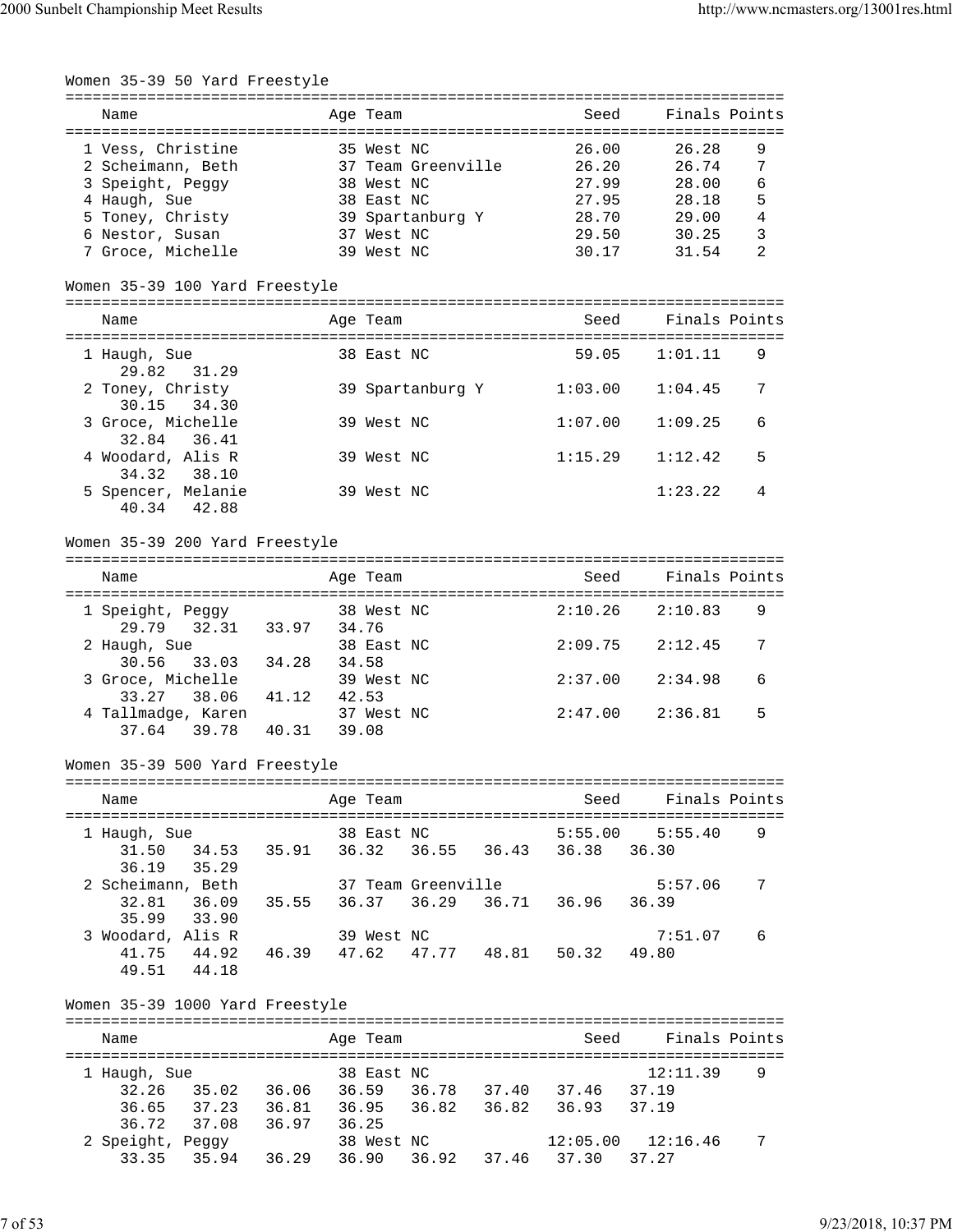## Women 35-39 50 Yard Freestyle

| Name | Age | Team | Seed | Finals | Points |
|---|---|---|---|---|---|
| 1 Vess, Christine | 35 | West NC | 26.00 | 26.28 | 9 |
| 2 Scheimann, Beth | 37 | Team Greenville | 26.20 | 26.74 | 7 |
| 3 Speight, Peggy | 38 | West NC | 27.99 | 28.00 | 6 |
| 4 Haugh, Sue | 38 | East NC | 27.95 | 28.18 | 5 |
| 5 Toney, Christy | 39 | Spartanburg Y | 28.70 | 29.00 | 4 |
| 6 Nestor, Susan | 37 | West NC | 29.50 | 30.25 | 3 |
| 7 Groce, Michelle | 39 | West NC | 30.17 | 31.54 | 2 |

## Women 35-39 100 Yard Freestyle

| Name | Age | Team | Seed | Finals | Points |
|---|---|---|---|---|---|
| 1 Haugh, Sue | 38 | East NC | 59.05 | 1:01.11 | 9 |
| 29.82 31.29 | | | | | |
| 2 Toney, Christy | 39 | Spartanburg Y | 1:03.00 | 1:04.45 | 7 |
| 30.15 34.30 | | | | | |
| 3 Groce, Michelle | 39 | West NC | 1:07.00 | 1:09.25 | 6 |
| 32.84 36.41 | | | | | |
| 4 Woodard, Alis R | 39 | West NC | 1:15.29 | 1:12.42 | 5 |
| 34.32 38.10 | | | | | |
| 5 Spencer, Melanie | 39 | West NC | | 1:23.22 | 4 |
| 40.34 42.88 | | | | | |

## Women 35-39 200 Yard Freestyle

| Name | Age | Team | Seed | Finals | Points |
|---|---|---|---|---|---|
| 1 Speight, Peggy | 38 | West NC | 2:10.26 | 2:10.83 | 9 |
| 29.79 32.31 33.97 34.76 | | | | | |
| 2 Haugh, Sue | 38 | East NC | 2:09.75 | 2:12.45 | 7 |
| 30.56 33.03 34.28 34.58 | | | | | |
| 3 Groce, Michelle | 39 | West NC | 2:37.00 | 2:34.98 | 6 |
| 33.27 38.06 41.12 42.53 | | | | | |
| 4 Tallmadge, Karen | 37 | West NC | 2:47.00 | 2:36.81 | 5 |
| 37.64 39.78 40.31 39.08 | | | | | |

## Women 35-39 500 Yard Freestyle

| Name | Age | Team | Seed | Finals | Points |
|---|---|---|---|---|---|
| 1 Haugh, Sue | 38 | East NC | 5:55.00 | 5:55.40 | 9 |
| 31.50 34.53 35.91 36.32 36.55 36.43 36.38 36.30 36.19 35.29 | | | | | |
| 2 Scheimann, Beth | 37 | Team Greenville | | 5:57.06 | 7 |
| 32.81 36.09 35.55 36.37 36.29 36.71 36.96 36.39 35.99 33.90 | | | | | |
| 3 Woodard, Alis R | 39 | West NC | | 7:51.07 | 6 |
| 41.75 44.92 46.39 47.62 47.77 48.81 50.32 49.80 49.51 44.18 | | | | | |

## Women 35-39 1000 Yard Freestyle

| Name | Age | Team | Seed | Finals | Points |
|---|---|---|---|---|---|
| 1 Haugh, Sue | 38 | East NC | | 12:11.39 | 9 |
| 32.26 35.02 36.06 36.59 36.78 37.40 37.46 37.19 36.65 37.23 36.81 36.95 36.82 36.82 36.93 37.19 36.72 37.08 36.97 36.25 | | | | | |
| 2 Speight, Peggy | 38 | West NC | 12:05.00 | 12:16.46 | 7 |
| 33.35 35.94 36.29 36.90 36.92 37.46 37.30 37.27 | | | | | |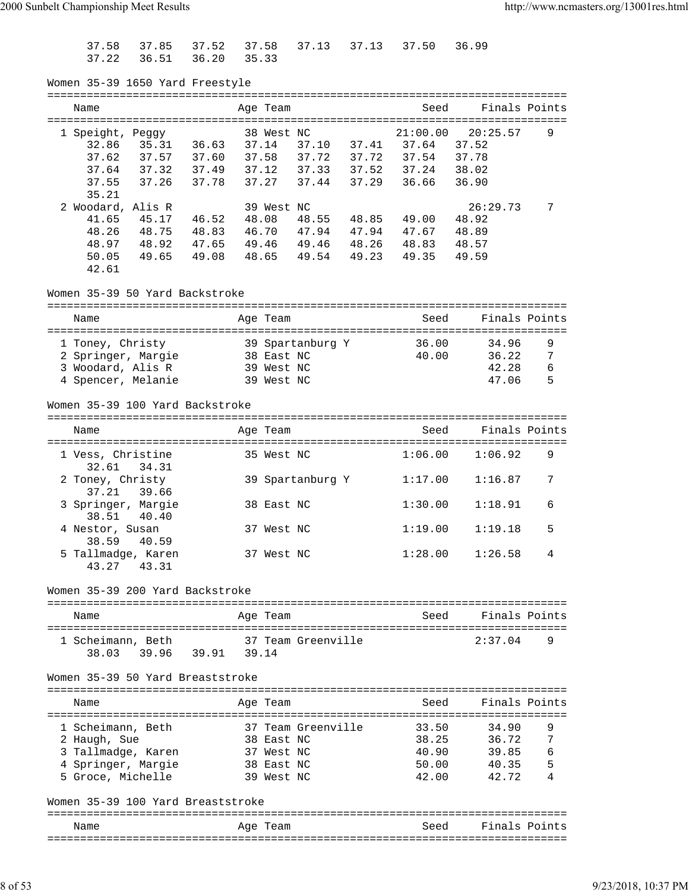37.58 37.85 37.52 37.58 37.13 37.13 37.50 36.99
37.22 36.51 36.20 35.33

### Women 35-39 1650 Yard Freestyle

| Name | Age | Team | Seed | Finals | Points |
|---|---|---|---|---|---|
| 1 Speight, Peggy | 38 | West NC | 21:00.00 | 20:25.57 | 9 |
| 32.86 35.31 36.63 37.14 37.10 37.41 37.64 37.52 | | | | | |
| 37.62 37.57 37.60 37.58 37.72 37.72 37.54 37.78 | | | | | |
| 37.64 37.32 37.49 37.12 37.33 37.52 37.24 38.02 | | | | | |
| 37.55 37.26 37.78 37.27 37.44 37.29 36.66 36.90 | | | | | |
| 35.21 | | | | | |
| 2 Woodard, Alis R | 39 | West NC | | 26:29.73 | 7 |
| 41.65 45.17 46.52 48.08 48.55 48.85 49.00 48.92 | | | | | |
| 48.26 48.75 48.83 46.70 47.94 47.94 47.67 48.89 | | | | | |
| 48.97 48.92 47.65 49.46 49.46 48.26 48.83 48.57 | | | | | |
| 50.05 49.65 49.08 48.65 49.54 49.23 49.35 49.59 | | | | | |
| 42.61 | | | | | |

### Women 35-39 50 Yard Backstroke

| Name | Age | Team | Seed | Finals | Points |
|---|---|---|---|---|---|
| 1 Toney, Christy | 39 | Spartanburg Y | 36.00 | 34.96 | 9 |
| 2 Springer, Margie | 38 | East NC | 40.00 | 36.22 | 7 |
| 3 Woodard, Alis R | 39 | West NC | | 42.28 | 6 |
| 4 Spencer, Melanie | 39 | West NC | | 47.06 | 5 |

### Women 35-39 100 Yard Backstroke

| Name | Age | Team | Seed | Finals | Points |
|---|---|---|---|---|---|
| 1 Vess, Christine | 35 | West NC | 1:06.00 | 1:06.92 | 9 |
| 32.61 34.31 | | | | | |
| 2 Toney, Christy | 39 | Spartanburg Y | 1:17.00 | 1:16.87 | 7 |
| 37.21 39.66 | | | | | |
| 3 Springer, Margie | 38 | East NC | 1:30.00 | 1:18.91 | 6 |
| 38.51 40.40 | | | | | |
| 4 Nestor, Susan | 37 | West NC | 1:19.00 | 1:19.18 | 5 |
| 38.59 40.59 | | | | | |
| 5 Tallmadge, Karen | 37 | West NC | 1:28.00 | 1:26.58 | 4 |
| 43.27 43.31 | | | | | |

### Women 35-39 200 Yard Backstroke

| Name | Age | Team | Seed | Finals | Points |
|---|---|---|---|---|---|
| 1 Scheimann, Beth | 37 | Team Greenville | | 2:37.04 | 9 |
| 38.03 39.96 39.91 39.14 | | | | | |

### Women 35-39 50 Yard Breaststroke

| Name | Age | Team | Seed | Finals | Points |
|---|---|---|---|---|---|
| 1 Scheimann, Beth | 37 | Team Greenville | 33.50 | 34.90 | 9 |
| 2 Haugh, Sue | 38 | East NC | 38.25 | 36.72 | 7 |
| 3 Tallmadge, Karen | 37 | West NC | 40.90 | 39.85 | 6 |
| 4 Springer, Margie | 38 | East NC | 50.00 | 40.35 | 5 |
| 5 Groce, Michelle | 39 | West NC | 42.00 | 42.72 | 4 |

### Women 35-39 100 Yard Breaststroke

| Name | Age | Team | Seed | Finals | Points |
|---|---|---|---|---|---|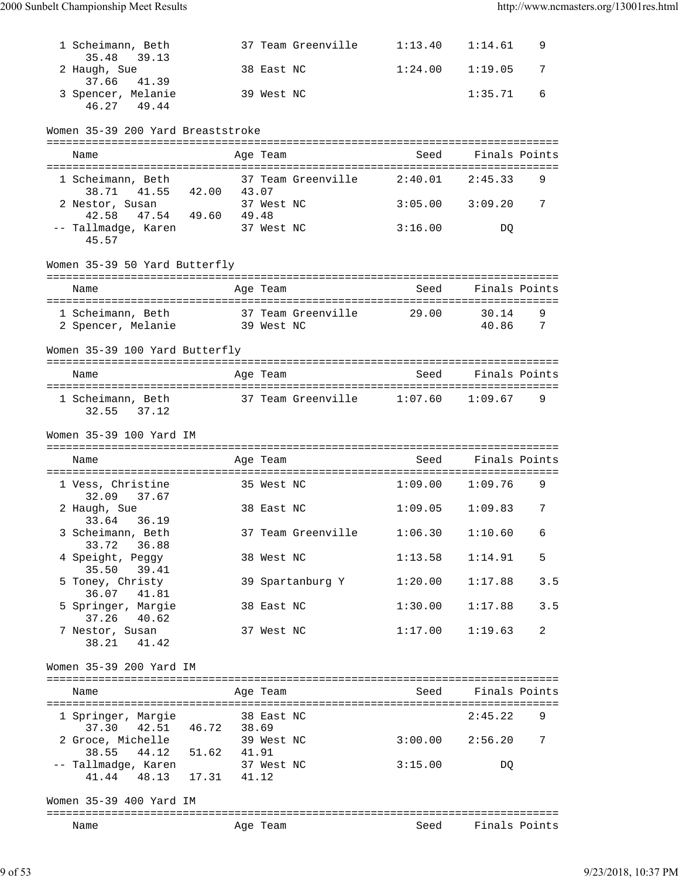```
  1 Scheimann, Beth           37 Team Greenville      1:13.40    1:14.61    9
      35.48   39.13
  2 Haugh, Sue                38 East NC              1:24.00    1:19.05    7
      37.66   41.39
  3 Spencer, Melanie          39 West NC                         1:35.71    6
      46.27   49.44
```

Women 35-39 200 Yard Breaststroke

```
===============================================================================
    Name                    Age Team                    Seed    Finals Points
===============================================================================
  1 Scheimann, Beth           37 Team Greenville      2:40.01    2:45.33    9
      38.71   41.55   42.00   43.07
  2 Nestor, Susan             37 West NC              3:05.00    3:09.20    7
      42.58   47.54   49.60   49.48
 -- Tallmadge, Karen          37 West NC              3:16.00         DQ
      45.57
```

Women 35-39 50 Yard Butterfly

```
===============================================================================
    Name                    Age Team                    Seed    Finals Points
===============================================================================
  1 Scheimann, Beth           37 Team Greenville       29.00      30.14    9
  2 Spencer, Melanie          39 West NC                          40.86    7
```

Women 35-39 100 Yard Butterfly

```
===============================================================================
    Name                    Age Team                    Seed    Finals Points
===============================================================================
  1 Scheimann, Beth           37 Team Greenville      1:07.60    1:09.67    9
      32.55   37.12
```

Women 35-39 100 Yard IM

```
===============================================================================
    Name                    Age Team                    Seed    Finals Points
===============================================================================
  1 Vess, Christine           35 West NC              1:09.00    1:09.76    9
      32.09   37.67
  2 Haugh, Sue                38 East NC              1:09.05    1:09.83    7
      33.64   36.19
  3 Scheimann, Beth           37 Team Greenville      1:06.30    1:10.60    6
      33.72   36.88
  4 Speight, Peggy            38 West NC              1:13.58    1:14.91    5
      35.50   39.41
  5 Toney, Christy            39 Spartanburg Y        1:20.00    1:17.88    3.5
      36.07   41.81
  5 Springer, Margie          38 East NC              1:30.00    1:17.88    3.5
      37.26   40.62
  7 Nestor, Susan             37 West NC              1:17.00    1:19.63    2
      38.21   41.42
```

Women 35-39 200 Yard IM

```
===============================================================================
    Name                    Age Team                    Seed    Finals Points
===============================================================================
  1 Springer, Margie          38 East NC                         2:45.22    9
      37.30   42.51   46.72   38.69
  2 Groce, Michelle           39 West NC              3:00.00    2:56.20    7
      38.55   44.12   51.62   41.91
 -- Tallmadge, Karen          37 West NC              3:15.00         DQ
      41.44   48.13   17.31   41.12
```

Women 35-39 400 Yard IM

```
===============================================================================
    Name                    Age Team                    Seed    Finals Points
```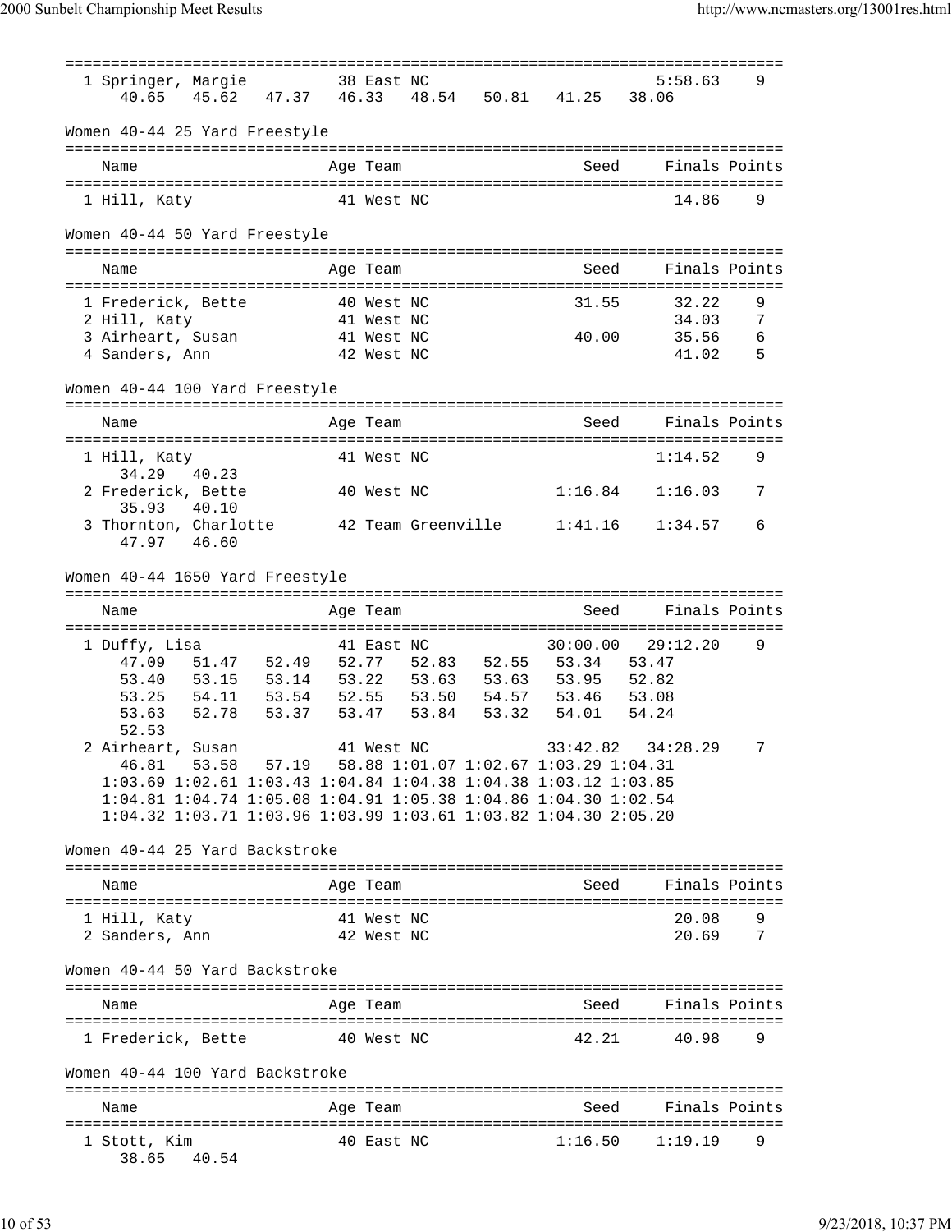| Name | Age Team | Seed | Finals | Points |
|---|---|---|---|---|
| 1 Springer, Margie | 38 East NC | | 5:58.63 | 9 |
| 40.65 45.62 47.37 46.33 48.54 50.81 41.25 38.06 | | | | |

Women 40-44 25 Yard Freestyle

| Name | Age Team | Seed | Finals | Points |
|---|---|---|---|---|
| 1 Hill, Katy | 41 West NC | | 14.86 | 9 |

Women 40-44 50 Yard Freestyle

| Name | Age Team | Seed | Finals | Points |
|---|---|---|---|---|
| 1 Frederick, Bette | 40 West NC | 31.55 | 32.22 | 9 |
| 2 Hill, Katy | 41 West NC | | 34.03 | 7 |
| 3 Airheart, Susan | 41 West NC | 40.00 | 35.56 | 6 |
| 4 Sanders, Ann | 42 West NC | | 41.02 | 5 |

Women 40-44 100 Yard Freestyle

| Name | Age Team | Seed | Finals | Points |
|---|---|---|---|---|
| 1 Hill, Katy | 41 West NC | | 1:14.52 | 9 |
| 34.29 40.23 | | | | |
| 2 Frederick, Bette | 40 West NC | 1:16.84 | 1:16.03 | 7 |
| 35.93 40.10 | | | | |
| 3 Thornton, Charlotte | 42 Team Greenville | 1:41.16 | 1:34.57 | 6 |
| 47.97 46.60 | | | | |

Women 40-44 1650 Yard Freestyle

| Name | Age Team | Seed | Finals | Points |
|---|---|---|---|---|
| 1 Duffy, Lisa | 41 East NC | 30:00.00 | 29:12.20 | 9 |
| 47.09 51.47 52.49 52.77 52.83 52.55 53.34 53.47 | | | | |
| 53.40 53.15 53.14 53.22 53.63 53.63 53.95 52.82 | | | | |
| 53.25 54.11 53.54 52.55 53.50 54.57 53.46 53.08 | | | | |
| 53.63 52.78 53.37 53.47 53.84 53.32 54.01 54.24 | | | | |
| 52.53 | | | | |
| 2 Airheart, Susan | 41 West NC | 33:42.82 | 34:28.29 | 7 |
| 46.81 53.58 57.19 58.88 1:01.07 1:02.67 1:03.29 1:04.31 | | | | |
| 1:03.69 1:02.61 1:03.43 1:04.84 1:04.38 1:04.38 1:03.12 1:03.85 | | | | |
| 1:04.81 1:04.74 1:05.08 1:04.91 1:05.38 1:04.86 1:04.30 1:02.54 | | | | |
| 1:04.32 1:03.71 1:03.96 1:03.99 1:03.61 1:03.82 1:04.30 2:05.20 | | | | |

Women 40-44 25 Yard Backstroke

| Name | Age Team | Seed | Finals | Points |
|---|---|---|---|---|
| 1 Hill, Katy | 41 West NC | | 20.08 | 9 |
| 2 Sanders, Ann | 42 West NC | | 20.69 | 7 |

Women 40-44 50 Yard Backstroke

| Name | Age Team | Seed | Finals | Points |
|---|---|---|---|---|
| 1 Frederick, Bette | 40 West NC | 42.21 | 40.98 | 9 |

Women 40-44 100 Yard Backstroke

| Name | Age Team | Seed | Finals | Points |
|---|---|---|---|---|
| 1 Stott, Kim | 40 East NC | 1:16.50 | 1:19.19 | 9 |
| 38.65 40.54 | | | | |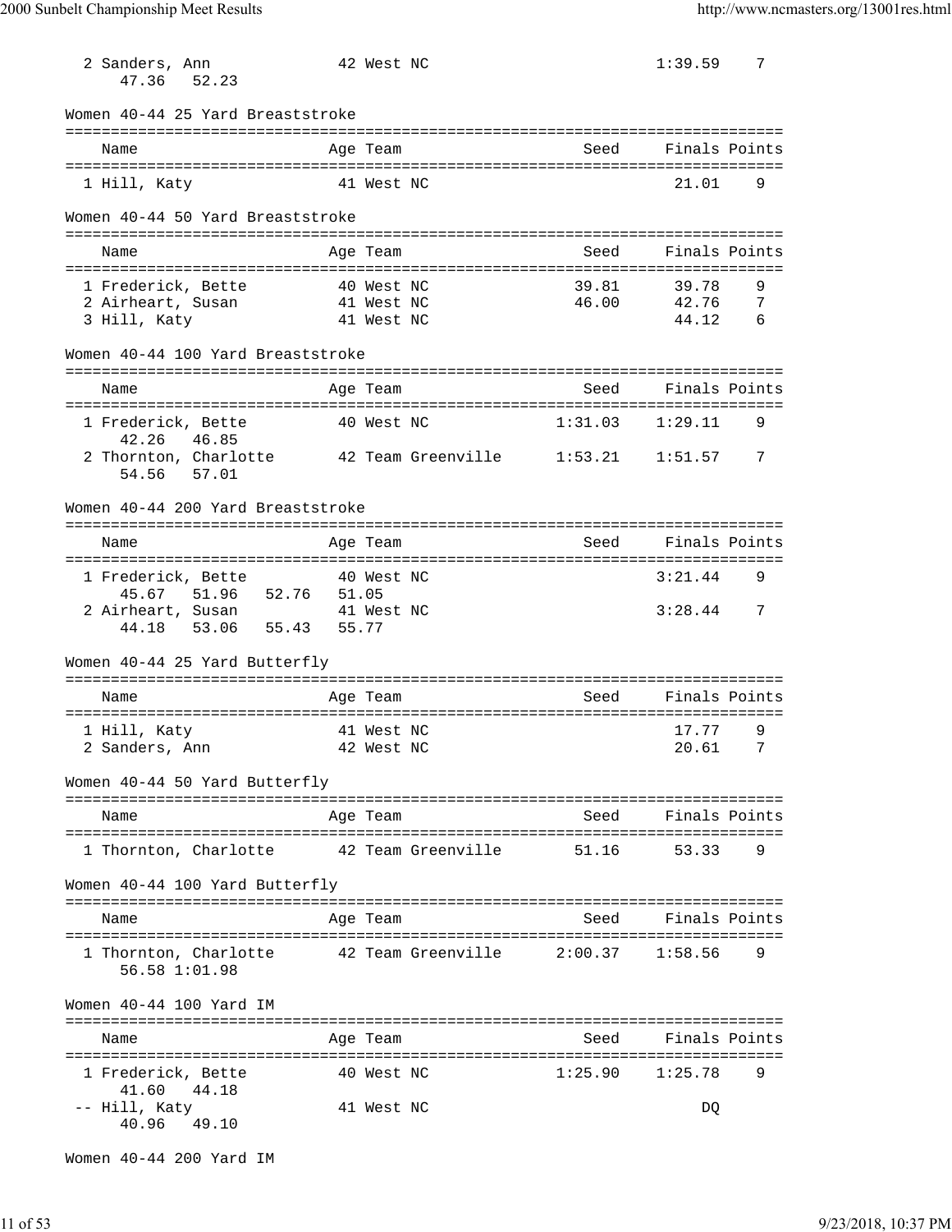```
  2 Sanders, Ann             42 West NC                          1:39.59    7
     47.36   52.23

Women 40-44 25 Yard Breaststroke
===============================================================================
    Name                    Age Team                    Seed     Finals Points
===============================================================================
  1 Hill, Katy               41 West NC                            21.01    9

Women 40-44 50 Yard Breaststroke
===============================================================================
    Name                    Age Team                    Seed     Finals Points
===============================================================================
  1 Frederick, Bette         40 West NC                39.81       39.78    9
  2 Airheart, Susan          41 West NC                46.00       42.76    7
  3 Hill, Katy               41 West NC                            44.12    6

Women 40-44 100 Yard Breaststroke
===============================================================================
    Name                    Age Team                    Seed     Finals Points
===============================================================================
  1 Frederick, Bette         40 West NC              1:31.03    1:29.11    9
     42.26   46.85
  2 Thornton, Charlotte      42 Team Greenville      1:53.21    1:51.57    7
     54.56   57.01

Women 40-44 200 Yard Breaststroke
===============================================================================
    Name                    Age Team                    Seed     Finals Points
===============================================================================
  1 Frederick, Bette         40 West NC                          3:21.44    9
     45.67   51.96   52.76   51.05
  2 Airheart, Susan          41 West NC                          3:28.44    7
     44.18   53.06   55.43   55.77

Women 40-44 25 Yard Butterfly
===============================================================================
    Name                    Age Team                    Seed     Finals Points
===============================================================================
  1 Hill, Katy               41 West NC                            17.77    9
  2 Sanders, Ann             42 West NC                            20.61    7

Women 40-44 50 Yard Butterfly
===============================================================================
    Name                    Age Team                    Seed     Finals Points
===============================================================================
  1 Thornton, Charlotte      42 Team Greenville        51.16       53.33    9

Women 40-44 100 Yard Butterfly
===============================================================================
    Name                    Age Team                    Seed     Finals Points
===============================================================================
  1 Thornton, Charlotte      42 Team Greenville      2:00.37    1:58.56    9
     56.58 1:01.98

Women 40-44 100 Yard IM
===============================================================================
    Name                    Age Team                    Seed     Finals Points
===============================================================================
  1 Frederick, Bette         40 West NC              1:25.90    1:25.78    9
     41.60   44.18
 -- Hill, Katy               41 West NC                               DQ
     40.96   49.10

Women 40-44 200 Yard IM
```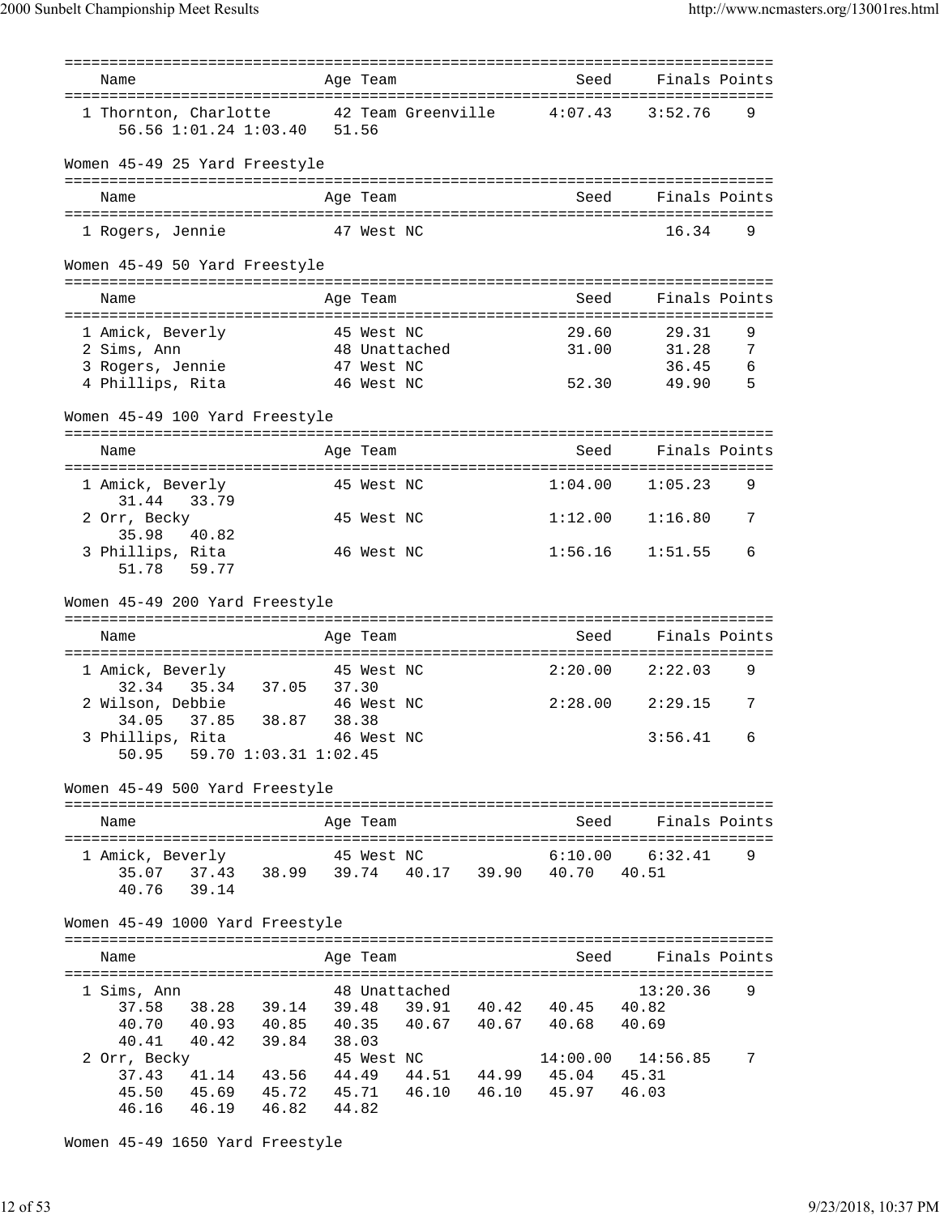| Name | Age | Team | Seed | Finals | Points |
|---|---|---|---|---|---|
| 1 Thornton, Charlotte | 42 | Team Greenville | 4:07.43 | 3:52.76 | 9 |
| 56.56 1:01.24 1:03.40 51.56 | | | | | |

Women 45-49 25 Yard Freestyle

| Name | Age | Team | Seed | Finals | Points |
|---|---|---|---|---|---|
| 1 Rogers, Jennie | 47 | West NC | | 16.34 | 9 |

Women 45-49 50 Yard Freestyle

| Name | Age | Team | Seed | Finals | Points |
|---|---|---|---|---|---|
| 1 Amick, Beverly | 45 | West NC | 29.60 | 29.31 | 9 |
| 2 Sims, Ann | 48 | Unattached | 31.00 | 31.28 | 7 |
| 3 Rogers, Jennie | 47 | West NC | | 36.45 | 6 |
| 4 Phillips, Rita | 46 | West NC | 52.30 | 49.90 | 5 |

Women 45-49 100 Yard Freestyle

| Name | Age | Team | Seed | Finals | Points |
|---|---|---|---|---|---|
| 1 Amick, Beverly | 45 | West NC | 1:04.00 | 1:05.23 | 9 |
| 31.44 33.79 | | | | | |
| 2 Orr, Becky | 45 | West NC | 1:12.00 | 1:16.80 | 7 |
| 35.98 40.82 | | | | | |
| 3 Phillips, Rita | 46 | West NC | 1:56.16 | 1:51.55 | 6 |
| 51.78 59.77 | | | | | |

Women 45-49 200 Yard Freestyle

| Name | Age | Team | Seed | Finals | Points |
|---|---|---|---|---|---|
| 1 Amick, Beverly | 45 | West NC | 2:20.00 | 2:22.03 | 9 |
| 32.34 35.34 37.05 37.30 | | | | | |
| 2 Wilson, Debbie | 46 | West NC | 2:28.00 | 2:29.15 | 7 |
| 34.05 37.85 38.87 38.38 | | | | | |
| 3 Phillips, Rita | 46 | West NC | | 3:56.41 | 6 |
| 50.95 59.70 1:03.31 1:02.45 | | | | | |

Women 45-49 500 Yard Freestyle

| Name | Age | Team | Seed | Finals | Points |
|---|---|---|---|---|---|
| 1 Amick, Beverly | 45 | West NC | 6:10.00 | 6:32.41 | 9 |
| 35.07 37.43 38.99 39.74 40.17 39.90 40.70 40.51 | | | | | |
| 40.76 39.14 | | | | | |

Women 45-49 1000 Yard Freestyle

| Name | Age | Team | Seed | Finals | Points |
|---|---|---|---|---|---|
| 1 Sims, Ann | 48 | Unattached | | 13:20.36 | 9 |
| 37.58 38.28 39.14 39.48 39.91 40.42 40.45 40.82 | | | | | |
| 40.70 40.93 40.85 40.35 40.67 40.67 40.68 40.69 | | | | | |
| 40.41 40.42 39.84 38.03 | | | | | |
| 2 Orr, Becky | 45 | West NC | 14:00.00 | 14:56.85 | 7 |
| 37.43 41.14 43.56 44.49 44.51 44.99 45.04 45.31 | | | | | |
| 45.50 45.69 45.72 45.71 46.10 46.10 45.97 46.03 | | | | | |
| 46.16 46.19 46.82 44.82 | | | | | |

Women 45-49 1650 Yard Freestyle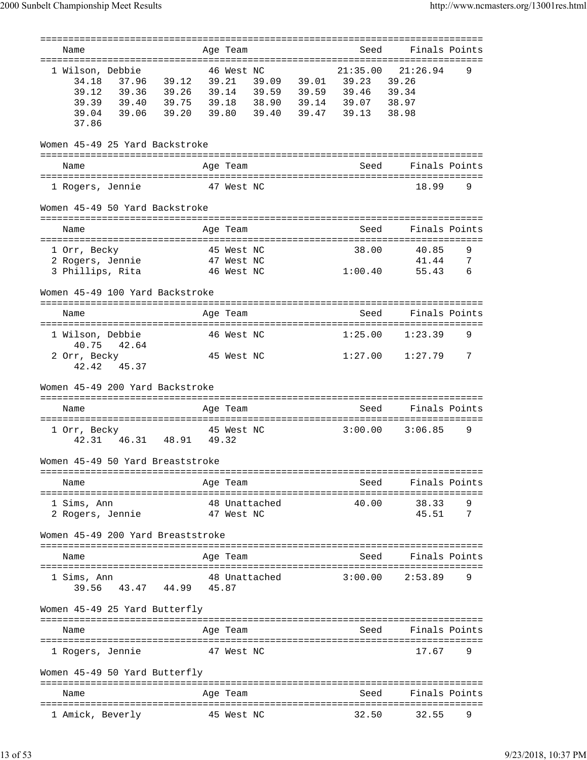| Name | Age | Team | Seed | Finals | Points |
|---|---|---|---|---|---|
| 1 Wilson, Debbie | 46 | West NC | 21:35.00 | 21:26.94 | 9 |

34.18 37.96 39.12 39.21 39.09 39.01 39.23 39.26
39.12 39.36 39.26 39.14 39.59 39.59 39.46 39.34
39.39 39.40 39.75 39.18 38.90 39.14 39.07 38.97
39.04 39.06 39.20 39.80 39.40 39.47 39.13 38.98
37.86

## Women 45-49 25 Yard Backstroke

| Name | Age | Team | Seed | Finals | Points |
|---|---|---|---|---|---|
| 1 Rogers, Jennie | 47 | West NC | | 18.99 | 9 |

## Women 45-49 50 Yard Backstroke

| Name | Age | Team | Seed | Finals | Points |
|---|---|---|---|---|---|
| 1 Orr, Becky | 45 | West NC | 38.00 | 40.85 | 9 |
| 2 Rogers, Jennie | 47 | West NC | | 41.44 | 7 |
| 3 Phillips, Rita | 46 | West NC | 1:00.40 | 55.43 | 6 |

## Women 45-49 100 Yard Backstroke

| Name | Age | Team | Seed | Finals | Points |
|---|---|---|---|---|---|
| 1 Wilson, Debbie | 46 | West NC | 1:25.00 | 1:23.39 | 9 |
| 40.75 42.64 | | | | | |
| 2 Orr, Becky | 45 | West NC | 1:27.00 | 1:27.79 | 7 |
| 42.42 45.37 | | | | | |

## Women 45-49 200 Yard Backstroke

| Name | Age | Team | Seed | Finals | Points |
|---|---|---|---|---|---|
| 1 Orr, Becky | 45 | West NC | 3:00.00 | 3:06.85 | 9 |
| 42.31 46.31 48.91 49.32 | | | | | |

## Women 45-49 50 Yard Breaststroke

| Name | Age | Team | Seed | Finals | Points |
|---|---|---|---|---|---|
| 1 Sims, Ann | 48 | Unattached | 40.00 | 38.33 | 9 |
| 2 Rogers, Jennie | 47 | West NC | | 45.51 | 7 |

## Women 45-49 200 Yard Breaststroke

| Name | Age | Team | Seed | Finals | Points |
|---|---|---|---|---|---|
| 1 Sims, Ann | 48 | Unattached | 3:00.00 | 2:53.89 | 9 |
| 39.56 43.47 44.99 45.87 | | | | | |

## Women 45-49 25 Yard Butterfly

| Name | Age | Team | Seed | Finals | Points |
|---|---|---|---|---|---|
| 1 Rogers, Jennie | 47 | West NC | | 17.67 | 9 |

## Women 45-49 50 Yard Butterfly

| Name | Age | Team | Seed | Finals | Points |
|---|---|---|---|---|---|
| 1 Amick, Beverly | 45 | West NC | 32.50 | 32.55 | 9 |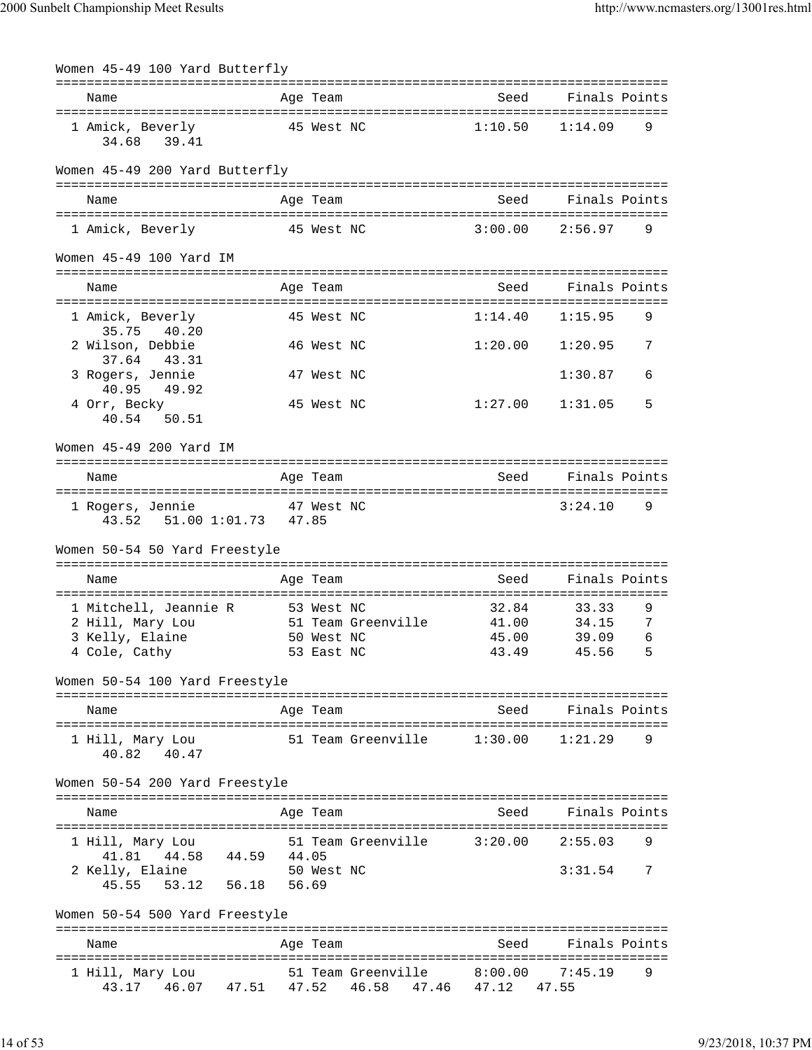## Women 45-49 100 Yard Butterfly

| Place | Name | Age | Team | Seed | Finals | Points |
|---|---|---|---|---|---|---|
| 1 | Amick, Beverly | 45 | West NC | 1:10.50 | 1:14.09 | 9 |
| | 34.68 39.41 | | | | | |

## Women 45-49 200 Yard Butterfly

| Place | Name | Age | Team | Seed | Finals | Points |
|---|---|---|---|---|---|---|
| 1 | Amick, Beverly | 45 | West NC | 3:00.00 | 2:56.97 | 9 |

## Women 45-49 100 Yard IM

| Place | Name | Age | Team | Seed | Finals | Points |
|---|---|---|---|---|---|---|
| 1 | Amick, Beverly | 45 | West NC | 1:14.40 | 1:15.95 | 9 |
| | 35.75 40.20 | | | | | |
| 2 | Wilson, Debbie | 46 | West NC | 1:20.00 | 1:20.95 | 7 |
| | 37.64 43.31 | | | | | |
| 3 | Rogers, Jennie | 47 | West NC | | 1:30.87 | 6 |
| | 40.95 49.92 | | | | | |
| 4 | Orr, Becky | 45 | West NC | 1:27.00 | 1:31.05 | 5 |
| | 40.54 50.51 | | | | | |

## Women 45-49 200 Yard IM

| Place | Name | Age | Team | Seed | Finals | Points |
|---|---|---|---|---|---|---|
| 1 | Rogers, Jennie | 47 | West NC | | 3:24.10 | 9 |
| | 43.52 51.00 1:01.73 47.85 | | | | | |

## Women 50-54 50 Yard Freestyle

| Place | Name | Age | Team | Seed | Finals | Points |
|---|---|---|---|---|---|---|
| 1 | Mitchell, Jeannie R | 53 | West NC | 32.84 | 33.33 | 9 |
| 2 | Hill, Mary Lou | 51 | Team Greenville | 41.00 | 34.15 | 7 |
| 3 | Kelly, Elaine | 50 | West NC | 45.00 | 39.09 | 6 |
| 4 | Cole, Cathy | 53 | East NC | 43.49 | 45.56 | 5 |

## Women 50-54 100 Yard Freestyle

| Place | Name | Age | Team | Seed | Finals | Points |
|---|---|---|---|---|---|---|
| 1 | Hill, Mary Lou | 51 | Team Greenville | 1:30.00 | 1:21.29 | 9 |
| | 40.82 40.47 | | | | | |

## Women 50-54 200 Yard Freestyle

| Place | Name | Age | Team | Seed | Finals | Points |
|---|---|---|---|---|---|---|
| 1 | Hill, Mary Lou | 51 | Team Greenville | 3:20.00 | 2:55.03 | 9 |
| | 41.81 44.58 44.59 44.05 | | | | | |
| 2 | Kelly, Elaine | 50 | West NC | | 3:31.54 | 7 |
| | 45.55 53.12 56.18 56.69 | | | | | |

## Women 50-54 500 Yard Freestyle

| Place | Name | Age | Team | Seed | Finals | Points |
|---|---|---|---|---|---|---|
| 1 | Hill, Mary Lou | 51 | Team Greenville | 8:00.00 | 7:45.19 | 9 |
| | 43.17 46.07 47.51 47.52 46.58 47.46 47.12 47.55 | | | | | |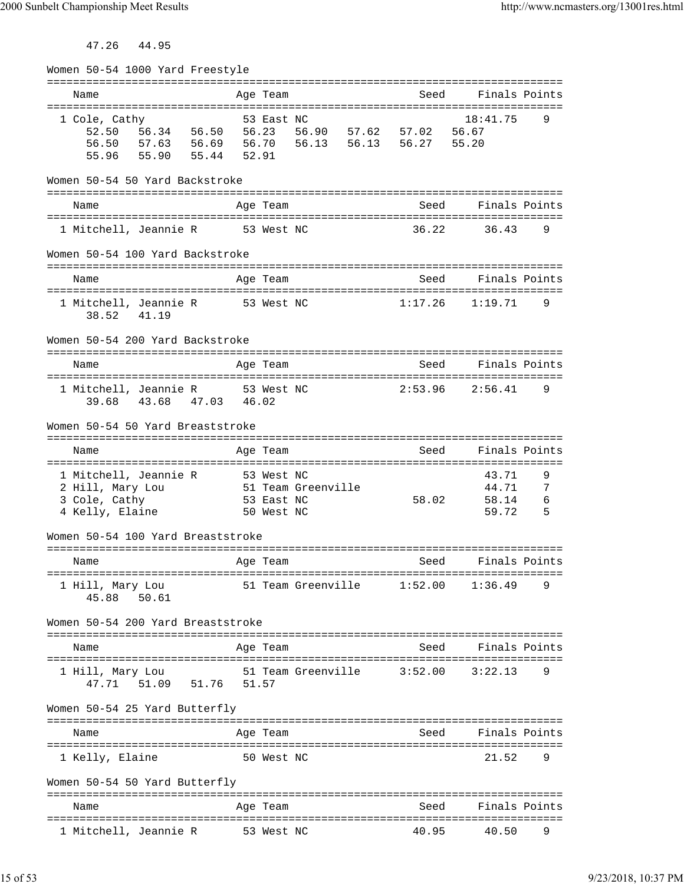47.26   44.95

## Women 50-54 1000 Yard Freestyle

| Name | Age | Team | Seed | Finals | Points |
|---|---|---|---|---|---|
| 1 Cole, Cathy | 53 | East NC | | 18:41.75 | 9 |

52.50   56.34   56.50   56.23   56.90   57.62   57.02   56.67
56.50   57.63   56.69   56.70   56.13   56.13   56.27   55.20
55.96   55.90   55.44   52.91

## Women 50-54 50 Yard Backstroke

| Name | Age | Team | Seed | Finals | Points |
|---|---|---|---|---|---|
| 1 Mitchell, Jeannie R | 53 | West NC | 36.22 | 36.43 | 9 |

## Women 50-54 100 Yard Backstroke

| Name | Age | Team | Seed | Finals | Points |
|---|---|---|---|---|---|
| 1 Mitchell, Jeannie R | 53 | West NC | 1:17.26 | 1:19.71 | 9 |

38.52   41.19

## Women 50-54 200 Yard Backstroke

| Name | Age | Team | Seed | Finals | Points |
|---|---|---|---|---|---|
| 1 Mitchell, Jeannie R | 53 | West NC | 2:53.96 | 2:56.41 | 9 |

39.68   43.68   47.03   46.02

## Women 50-54 50 Yard Breaststroke

| Name | Age | Team | Seed | Finals | Points |
|---|---|---|---|---|---|
| 1 Mitchell, Jeannie R | 53 | West NC | | 43.71 | 9 |
| 2 Hill, Mary Lou | 51 | Team Greenville | | 44.71 | 7 |
| 3 Cole, Cathy | 53 | East NC | 58.02 | 58.14 | 6 |
| 4 Kelly, Elaine | 50 | West NC | | 59.72 | 5 |

## Women 50-54 100 Yard Breaststroke

| Name | Age | Team | Seed | Finals | Points |
|---|---|---|---|---|---|
| 1 Hill, Mary Lou | 51 | Team Greenville | 1:52.00 | 1:36.49 | 9 |

45.88   50.61

## Women 50-54 200 Yard Breaststroke

| Name | Age | Team | Seed | Finals | Points |
|---|---|---|---|---|---|
| 1 Hill, Mary Lou | 51 | Team Greenville | 3:52.00 | 3:22.13 | 9 |

47.71   51.09   51.76   51.57

## Women 50-54 25 Yard Butterfly

| Name | Age | Team | Seed | Finals | Points |
|---|---|---|---|---|---|
| 1 Kelly, Elaine | 50 | West NC | | 21.52 | 9 |

## Women 50-54 50 Yard Butterfly

| Name | Age | Team | Seed | Finals | Points |
|---|---|---|---|---|---|
| 1 Mitchell, Jeannie R | 53 | West NC | 40.95 | 40.50 | 9 |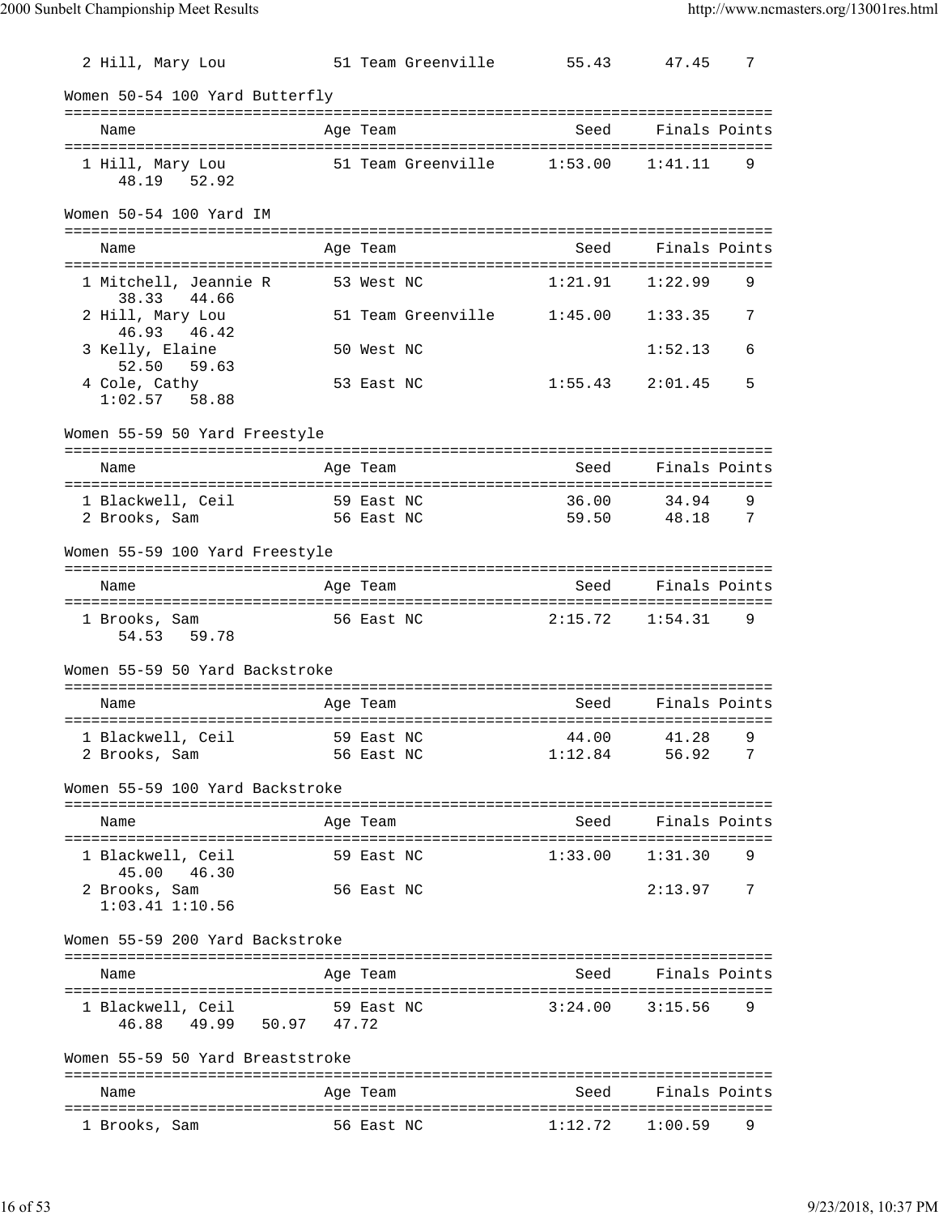| Name | Age | Team | Seed | Finals | Points |
|---|---|---|---|---|---|
| 2 Hill, Mary Lou | 51 | Team Greenville | 55.43 | 47.45 | 7 |

Women 50-54 100 Yard Butterfly

| Name | Age | Team | Seed | Finals | Points |
|---|---|---|---|---|---|
| 1 Hill, Mary Lou | 51 | Team Greenville | 1:53.00 | 1:41.11 | 9 |
| 48.19 52.92 | | | | | |

Women 50-54 100 Yard IM

| Name | Age | Team | Seed | Finals | Points |
|---|---|---|---|---|---|
| 1 Mitchell, Jeannie R | 53 | West NC | 1:21.91 | 1:22.99 | 9 |
| 38.33 44.66 | | | | | |
| 2 Hill, Mary Lou | 51 | Team Greenville | 1:45.00 | 1:33.35 | 7 |
| 46.93 46.42 | | | | | |
| 3 Kelly, Elaine | 50 | West NC | | 1:52.13 | 6 |
| 52.50 59.63 | | | | | |
| 4 Cole, Cathy | 53 | East NC | 1:55.43 | 2:01.45 | 5 |
| 1:02.57 58.88 | | | | | |

Women 55-59 50 Yard Freestyle

| Name | Age | Team | Seed | Finals | Points |
|---|---|---|---|---|---|
| 1 Blackwell, Ceil | 59 | East NC | 36.00 | 34.94 | 9 |
| 2 Brooks, Sam | 56 | East NC | 59.50 | 48.18 | 7 |

Women 55-59 100 Yard Freestyle

| Name | Age | Team | Seed | Finals | Points |
|---|---|---|---|---|---|
| 1 Brooks, Sam | 56 | East NC | 2:15.72 | 1:54.31 | 9 |
| 54.53 59.78 | | | | | |

Women 55-59 50 Yard Backstroke

| Name | Age | Team | Seed | Finals | Points |
|---|---|---|---|---|---|
| 1 Blackwell, Ceil | 59 | East NC | 44.00 | 41.28 | 9 |
| 2 Brooks, Sam | 56 | East NC | 1:12.84 | 56.92 | 7 |

Women 55-59 100 Yard Backstroke

| Name | Age | Team | Seed | Finals | Points |
|---|---|---|---|---|---|
| 1 Blackwell, Ceil | 59 | East NC | 1:33.00 | 1:31.30 | 9 |
| 45.00 46.30 | | | | | |
| 2 Brooks, Sam | 56 | East NC | | 2:13.97 | 7 |
| 1:03.41 1:10.56 | | | | | |

Women 55-59 200 Yard Backstroke

| Name | Age | Team | Seed | Finals | Points |
|---|---|---|---|---|---|
| 1 Blackwell, Ceil | 59 | East NC | 3:24.00 | 3:15.56 | 9 |
| 46.88 49.99 50.97 47.72 | | | | | |

Women 55-59 50 Yard Breaststroke

| Name | Age | Team | Seed | Finals | Points |
|---|---|---|---|---|---|
| 1 Brooks, Sam | 56 | East NC | 1:12.72 | 1:00.59 | 9 |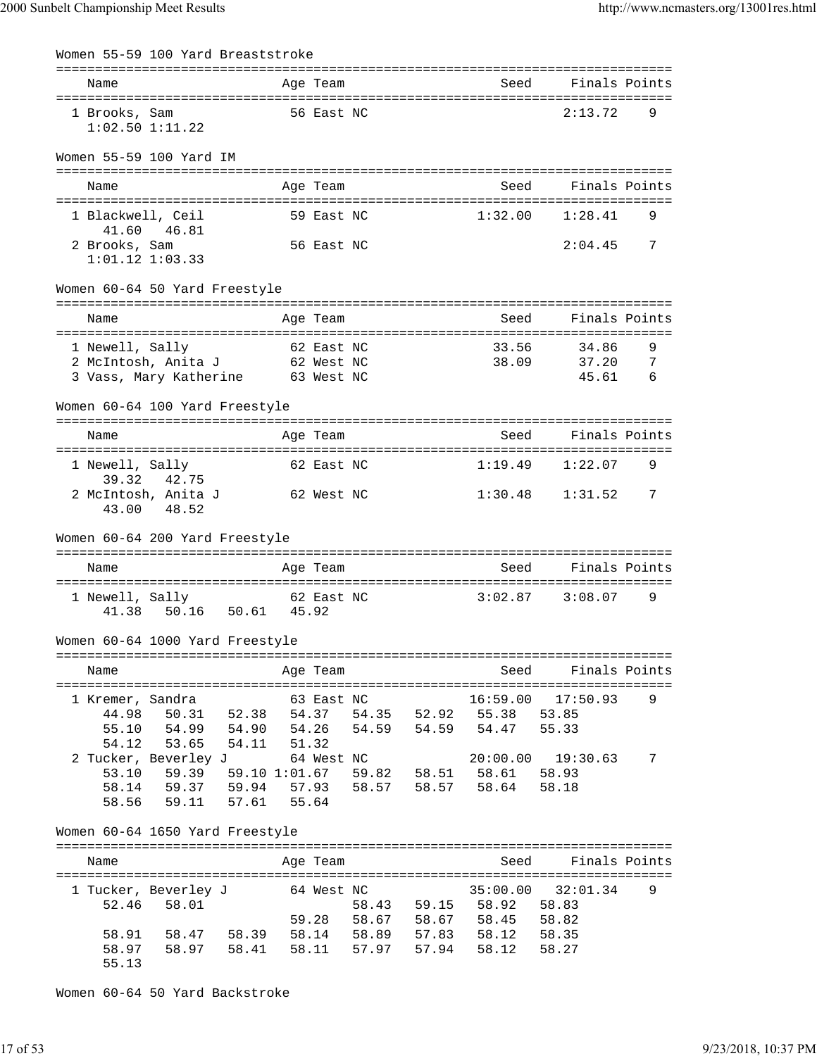Women 55-59 100 Yard Breaststroke

| Name | Age | Team | Seed | Finals | Points |
|---|---|---|---|---|---|
| 1 Brooks, Sam | 56 | East NC | | 2:13.72 | 9 |
| 1:02.50 1:11.22 | | | | | |

Women 55-59 100 Yard IM

| Name | Age | Team | Seed | Finals | Points |
|---|---|---|---|---|---|
| 1 Blackwell, Ceil | 59 | East NC | 1:32.00 | 1:28.41 | 9 |
| 41.60 46.81 | | | | | |
| 2 Brooks, Sam | 56 | East NC | | 2:04.45 | 7 |
| 1:01.12 1:03.33 | | | | | |

Women 60-64 50 Yard Freestyle

| Name | Age | Team | Seed | Finals | Points |
|---|---|---|---|---|---|
| 1 Newell, Sally | 62 | East NC | 33.56 | 34.86 | 9 |
| 2 McIntosh, Anita J | 62 | West NC | 38.09 | 37.20 | 7 |
| 3 Vass, Mary Katherine | 63 | West NC | | 45.61 | 6 |

Women 60-64 100 Yard Freestyle

| Name | Age | Team | Seed | Finals | Points |
|---|---|---|---|---|---|
| 1 Newell, Sally | 62 | East NC | 1:19.49 | 1:22.07 | 9 |
| 39.32 42.75 | | | | | |
| 2 McIntosh, Anita J | 62 | West NC | 1:30.48 | 1:31.52 | 7 |
| 43.00 48.52 | | | | | |

Women 60-64 200 Yard Freestyle

| Name | Age | Team | Seed | Finals | Points |
|---|---|---|---|---|---|
| 1 Newell, Sally | 62 | East NC | 3:02.87 | 3:08.07 | 9 |
| 41.38 50.16 50.61 45.92 | | | | | |

Women 60-64 1000 Yard Freestyle

| Name | Age | Team | Seed | Finals | Points |
|---|---|---|---|---|---|
| 1 Kremer, Sandra | 63 | East NC | 16:59.00 | 17:50.93 | 9 |
| 44.98 50.31 52.38 54.37 54.35 52.92 55.38 53.85 | | | | | |
| 55.10 54.99 54.90 54.26 54.59 54.59 54.47 55.33 | | | | | |
| 54.12 53.65 54.11 51.32 | | | | | |
| 2 Tucker, Beverley J | 64 | West NC | 20:00.00 | 19:30.63 | 7 |
| 53.10 59.39 59.10 1:01.67 59.82 58.51 58.61 58.93 | | | | | |
| 58.14 59.37 59.94 57.93 58.57 58.57 58.64 58.18 | | | | | |
| 58.56 59.11 57.61 55.64 | | | | | |

Women 60-64 1650 Yard Freestyle

| Name | Age | Team | Seed | Finals | Points |
|---|---|---|---|---|---|
| 1 Tucker, Beverley J | 64 | West NC | 35:00.00 | 32:01.34 | 9 |
| 52.46 58.01 58.43 59.15 58.92 58.83 | | | | | |
| 59.28 58.67 58.67 58.45 58.82 | | | | | |
| 58.91 58.47 58.39 58.14 58.89 57.83 58.12 58.35 | | | | | |
| 58.97 58.97 58.41 58.11 57.97 57.94 58.12 58.27 | | | | | |
| 55.13 | | | | | |

Women 60-64 50 Yard Backstroke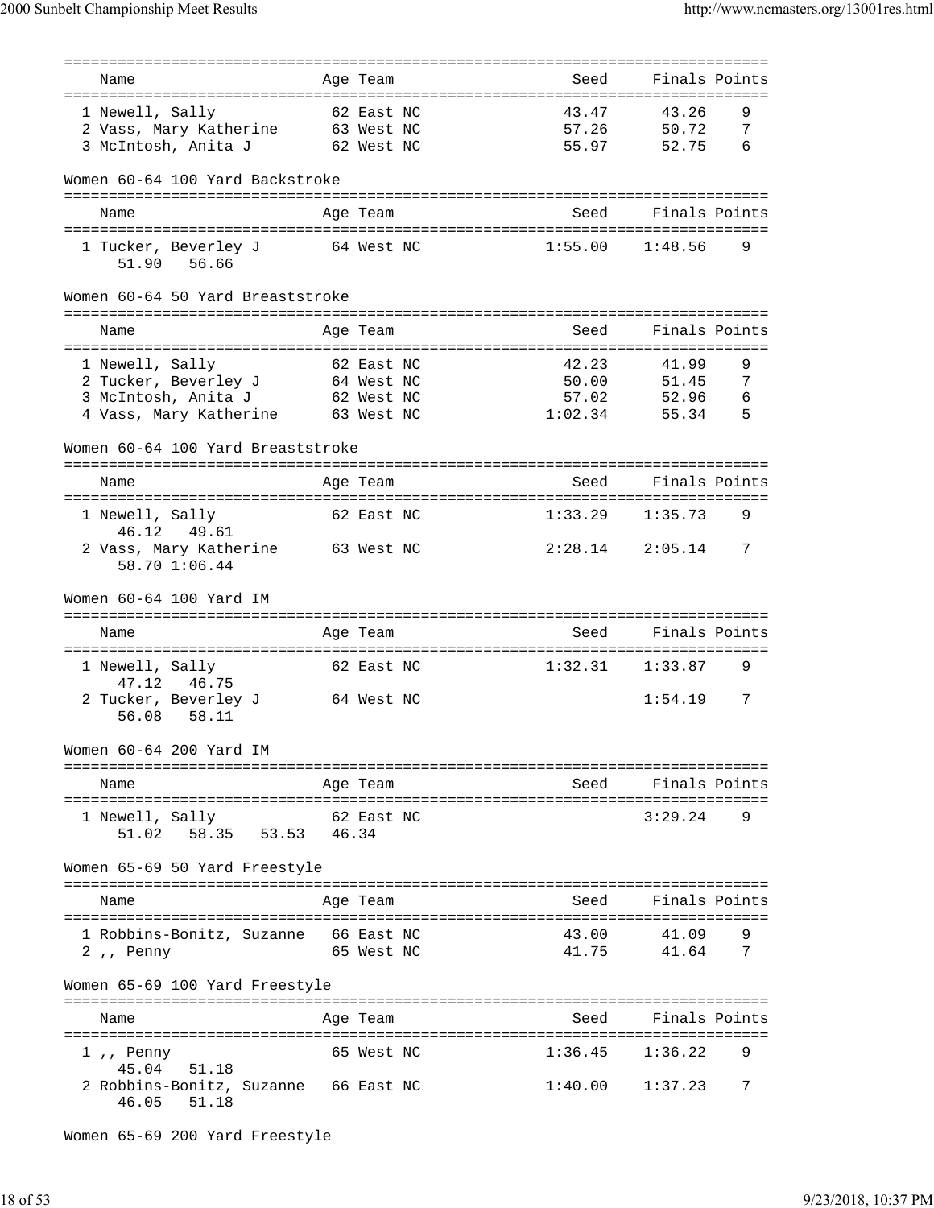| Name | Age | Team | Seed | Finals | Points |
|---|---|---|---|---|---|
| 1 Newell, Sally | 62 | East NC | 43.47 | 43.26 | 9 |
| 2 Vass, Mary Katherine | 63 | West NC | 57.26 | 50.72 | 7 |
| 3 McIntosh, Anita J | 62 | West NC | 55.97 | 52.75 | 6 |

## Women 60-64 100 Yard Backstroke

| Name | Age | Team | Seed | Finals | Points |
|---|---|---|---|---|---|
| 1 Tucker, Beverley J | 64 | West NC | 1:55.00 | 1:48.56 | 9 |
| 51.90  56.66 | | | | | |

## Women 60-64 50 Yard Breaststroke

| Name | Age | Team | Seed | Finals | Points |
|---|---|---|---|---|---|
| 1 Newell, Sally | 62 | East NC | 42.23 | 41.99 | 9 |
| 2 Tucker, Beverley J | 64 | West NC | 50.00 | 51.45 | 7 |
| 3 McIntosh, Anita J | 62 | West NC | 57.02 | 52.96 | 6 |
| 4 Vass, Mary Katherine | 63 | West NC | 1:02.34 | 55.34 | 5 |

## Women 60-64 100 Yard Breaststroke

| Name | Age | Team | Seed | Finals | Points |
|---|---|---|---|---|---|
| 1 Newell, Sally | 62 | East NC | 1:33.29 | 1:35.73 | 9 |
| 46.12  49.61 | | | | | |
| 2 Vass, Mary Katherine | 63 | West NC | 2:28.14 | 2:05.14 | 7 |
| 58.70 1:06.44 | | | | | |

## Women 60-64 100 Yard IM

| Name | Age | Team | Seed | Finals | Points |
|---|---|---|---|---|---|
| 1 Newell, Sally | 62 | East NC | 1:32.31 | 1:33.87 | 9 |
| 47.12  46.75 | | | | | |
| 2 Tucker, Beverley J | 64 | West NC | | 1:54.19 | 7 |
| 56.08  58.11 | | | | | |

## Women 60-64 200 Yard IM

| Name | Age | Team | Seed | Finals | Points |
|---|---|---|---|---|---|
| 1 Newell, Sally | 62 | East NC | | 3:29.24 | 9 |
| 51.02  58.35  53.53  46.34 | | | | | |

## Women 65-69 50 Yard Freestyle

| Name | Age | Team | Seed | Finals | Points |
|---|---|---|---|---|---|
| 1 Robbins-Bonitz, Suzanne | 66 | East NC | 43.00 | 41.09 | 9 |
| 2 ,, Penny | 65 | West NC | 41.75 | 41.64 | 7 |

## Women 65-69 100 Yard Freestyle

| Name | Age | Team | Seed | Finals | Points |
|---|---|---|---|---|---|
| 1 ,, Penny | 65 | West NC | 1:36.45 | 1:36.22 | 9 |
| 45.04  51.18 | | | | | |
| 2 Robbins-Bonitz, Suzanne | 66 | East NC | 1:40.00 | 1:37.23 | 7 |
| 46.05  51.18 | | | | | |

## Women 65-69 200 Yard Freestyle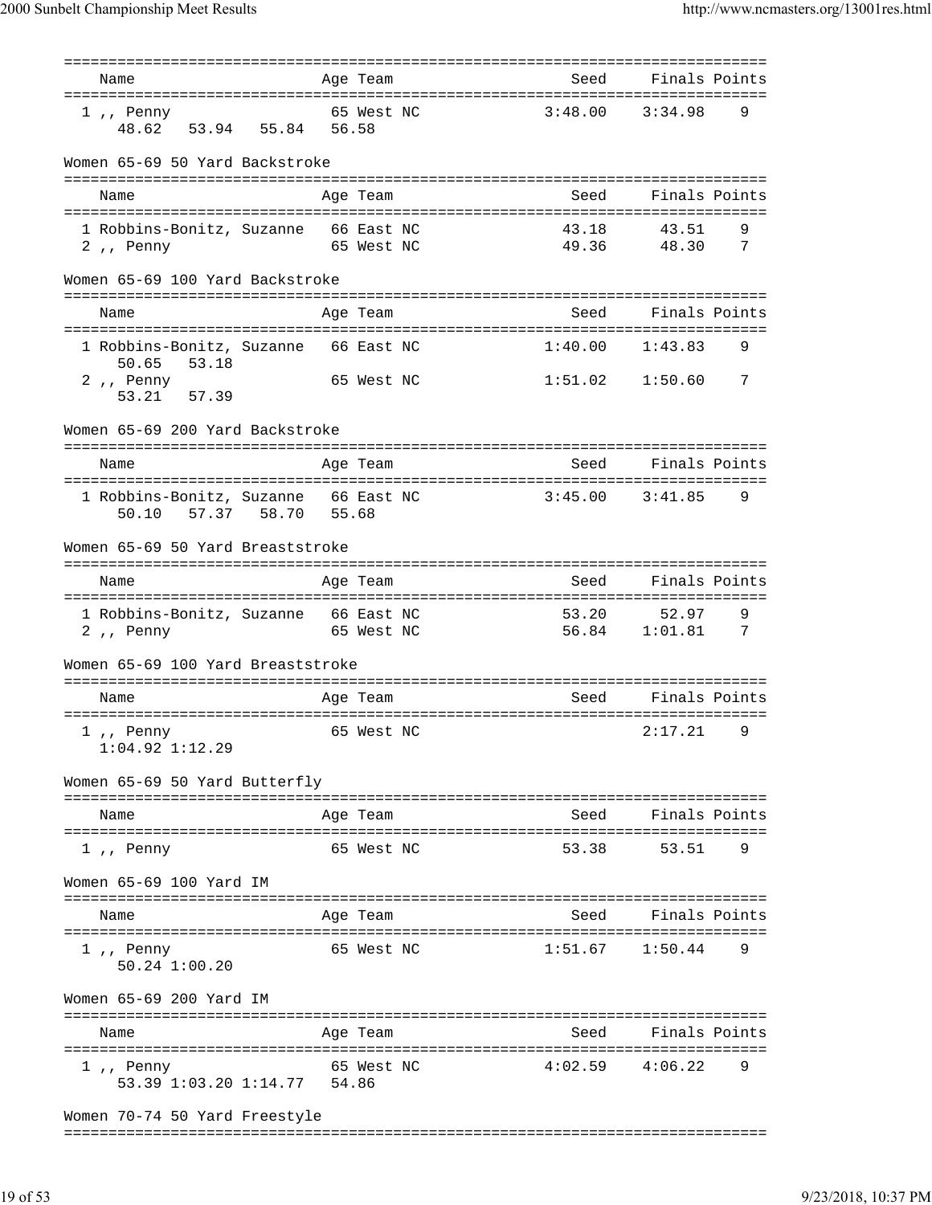| Name | Age | Team | Seed | Finals | Points |
|---|---|---|---|---|---|
| 1 ,, Penny | 65 | West NC | 3:48.00 | 3:34.98 | 9 |
| 48.62 53.94 55.84 56.58 | | | | | |

Women 65-69 50 Yard Backstroke

| Name | Age | Team | Seed | Finals | Points |
|---|---|---|---|---|---|
| 1 Robbins-Bonitz, Suzanne | 66 | East NC | 43.18 | 43.51 | 9 |
| 2 ,, Penny | 65 | West NC | 49.36 | 48.30 | 7 |

Women 65-69 100 Yard Backstroke

| Name | Age | Team | Seed | Finals | Points |
|---|---|---|---|---|---|
| 1 Robbins-Bonitz, Suzanne | 66 | East NC | 1:40.00 | 1:43.83 | 9 |
| 50.65 53.18 | | | | | |
| 2 ,, Penny | 65 | West NC | 1:51.02 | 1:50.60 | 7 |
| 53.21 57.39 | | | | | |

Women 65-69 200 Yard Backstroke

| Name | Age | Team | Seed | Finals | Points |
|---|---|---|---|---|---|
| 1 Robbins-Bonitz, Suzanne | 66 | East NC | 3:45.00 | 3:41.85 | 9 |
| 50.10 57.37 58.70 55.68 | | | | | |

Women 65-69 50 Yard Breaststroke

| Name | Age | Team | Seed | Finals | Points |
|---|---|---|---|---|---|
| 1 Robbins-Bonitz, Suzanne | 66 | East NC | 53.20 | 52.97 | 9 |
| 2 ,, Penny | 65 | West NC | 56.84 | 1:01.81 | 7 |

Women 65-69 100 Yard Breaststroke

| Name | Age | Team | Seed | Finals | Points |
|---|---|---|---|---|---|
| 1 ,, Penny | 65 | West NC | | 2:17.21 | 9 |
| 1:04.92 1:12.29 | | | | | |

Women 65-69 50 Yard Butterfly

| Name | Age | Team | Seed | Finals | Points |
|---|---|---|---|---|---|
| 1 ,, Penny | 65 | West NC | 53.38 | 53.51 | 9 |

Women 65-69 100 Yard IM

| Name | Age | Team | Seed | Finals | Points |
|---|---|---|---|---|---|
| 1 ,, Penny | 65 | West NC | 1:51.67 | 1:50.44 | 9 |
| 50.24 1:00.20 | | | | | |

Women 65-69 200 Yard IM

| Name | Age | Team | Seed | Finals | Points |
|---|---|---|---|---|---|
| 1 ,, Penny | 65 | West NC | 4:02.59 | 4:06.22 | 9 |
| 53.39 1:03.20 1:14.77 54.86 | | | | | |

Women 70-74 50 Yard Freestyle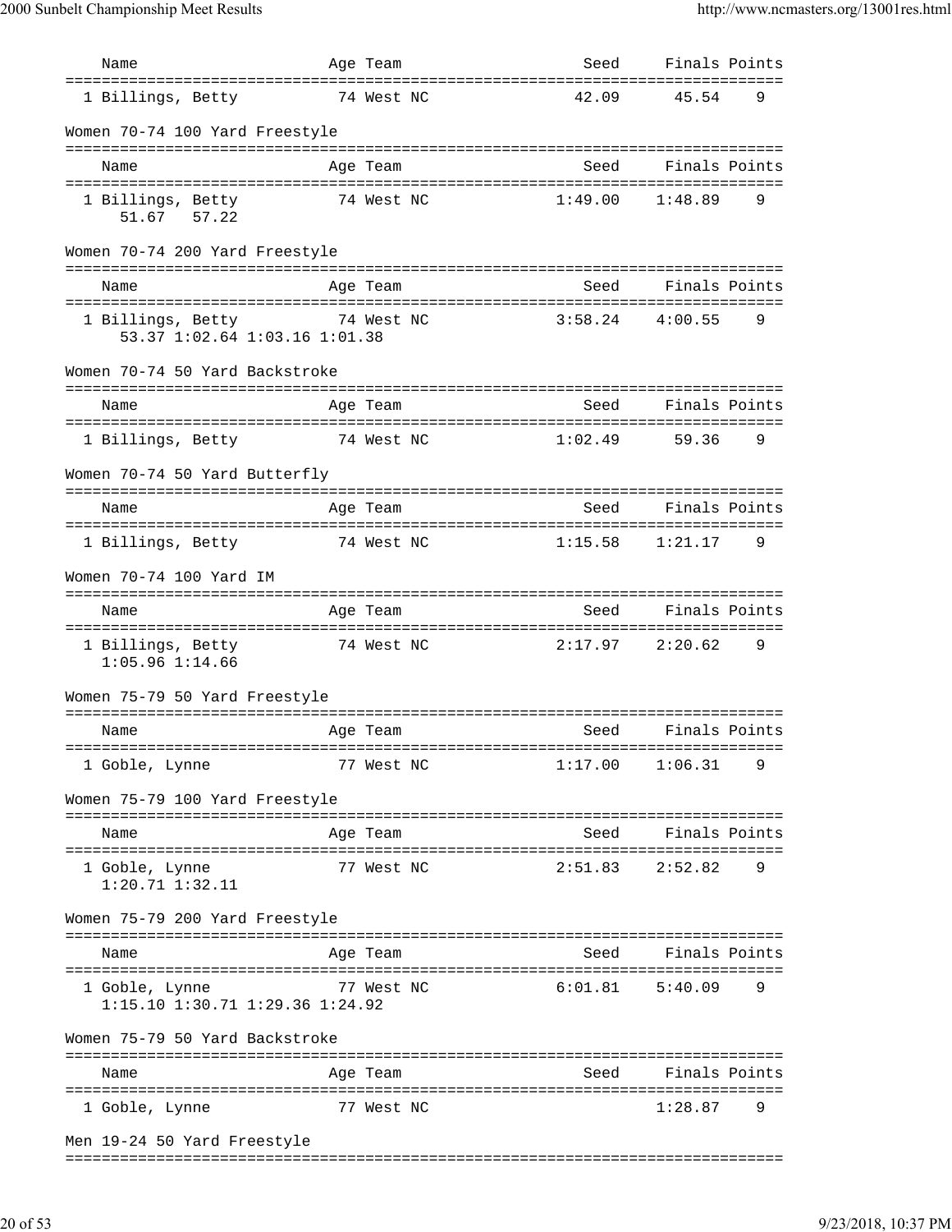| Name | Age | Team | Seed | Finals | Points |
|---|---|---|---|---|---|
| 1 Billings, Betty | 74 | West NC | 42.09 | 45.54 | 9 |

Women 70-74 100 Yard Freestyle

| Name | Age | Team | Seed | Finals | Points |
|---|---|---|---|---|---|
| 1 Billings, Betty | 74 | West NC | 1:49.00 | 1:48.89 | 9 |
| 51.67 57.22 | | | | | |

Women 70-74 200 Yard Freestyle

| Name | Age | Team | Seed | Finals | Points |
|---|---|---|---|---|---|
| 1 Billings, Betty | 74 | West NC | 3:58.24 | 4:00.55 | 9 |
| 53.37 1:02.64 1:03.16 1:01.38 | | | | | |

Women 70-74 50 Yard Backstroke

| Name | Age | Team | Seed | Finals | Points |
|---|---|---|---|---|---|
| 1 Billings, Betty | 74 | West NC | 1:02.49 | 59.36 | 9 |

Women 70-74 50 Yard Butterfly

| Name | Age | Team | Seed | Finals | Points |
|---|---|---|---|---|---|
| 1 Billings, Betty | 74 | West NC | 1:15.58 | 1:21.17 | 9 |

Women 70-74 100 Yard IM

| Name | Age | Team | Seed | Finals | Points |
|---|---|---|---|---|---|
| 1 Billings, Betty | 74 | West NC | 2:17.97 | 2:20.62 | 9 |
| 1:05.96 1:14.66 | | | | | |

Women 75-79 50 Yard Freestyle

| Name | Age | Team | Seed | Finals | Points |
|---|---|---|---|---|---|
| 1 Goble, Lynne | 77 | West NC | 1:17.00 | 1:06.31 | 9 |

Women 75-79 100 Yard Freestyle

| Name | Age | Team | Seed | Finals | Points |
|---|---|---|---|---|---|
| 1 Goble, Lynne | 77 | West NC | 2:51.83 | 2:52.82 | 9 |
| 1:20.71 1:32.11 | | | | | |

Women 75-79 200 Yard Freestyle

| Name | Age | Team | Seed | Finals | Points |
|---|---|---|---|---|---|
| 1 Goble, Lynne | 77 | West NC | 6:01.81 | 5:40.09 | 9 |
| 1:15.10 1:30.71 1:29.36 1:24.92 | | | | | |

Women 75-79 50 Yard Backstroke

| Name | Age | Team | Seed | Finals | Points |
|---|---|---|---|---|---|
| 1 Goble, Lynne | 77 | West NC | | 1:28.87 | 9 |

Men 19-24 50 Yard Freestyle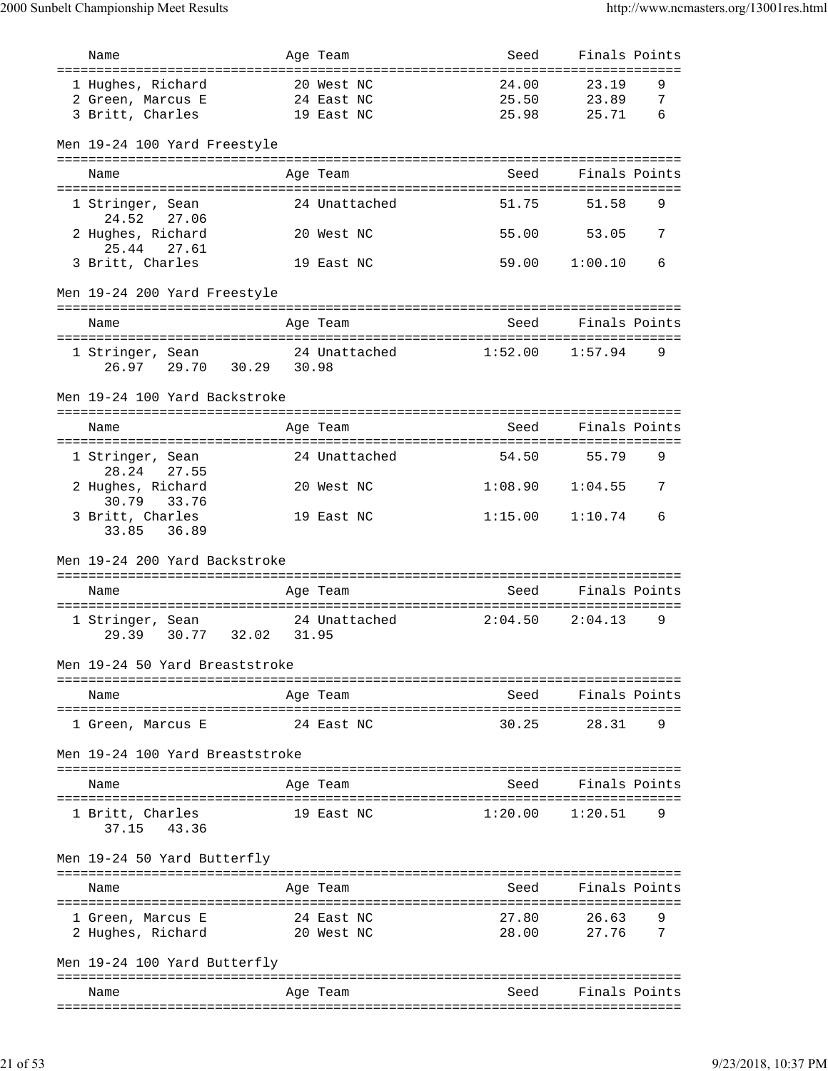| Name | Age | Team | Seed | Finals | Points |
|---|---|---|---|---|---|
| 1 Hughes, Richard | 20 | West NC | 24.00 | 23.19 | 9 |
| 2 Green, Marcus E | 24 | East NC | 25.50 | 23.89 | 7 |
| 3 Britt, Charles | 19 | East NC | 25.98 | 25.71 | 6 |

### Men 19-24 100 Yard Freestyle

| Name | Age | Team | Seed | Finals | Points |
|---|---|---|---|---|---|
| 1 Stringer, Sean | 24 | Unattached | 51.75 | 51.58 | 9 |
| 24.52 27.06 | | | | | |
| 2 Hughes, Richard | 20 | West NC | 55.00 | 53.05 | 7 |
| 25.44 27.61 | | | | | |
| 3 Britt, Charles | 19 | East NC | 59.00 | 1:00.10 | 6 |

### Men 19-24 200 Yard Freestyle

| Name | Age | Team | Seed | Finals | Points |
|---|---|---|---|---|---|
| 1 Stringer, Sean | 24 | Unattached | 1:52.00 | 1:57.94 | 9 |
| 26.97 29.70 30.29 30.98 | | | | | |

### Men 19-24 100 Yard Backstroke

| Name | Age | Team | Seed | Finals | Points |
|---|---|---|---|---|---|
| 1 Stringer, Sean | 24 | Unattached | 54.50 | 55.79 | 9 |
| 28.24 27.55 | | | | | |
| 2 Hughes, Richard | 20 | West NC | 1:08.90 | 1:04.55 | 7 |
| 30.79 33.76 | | | | | |
| 3 Britt, Charles | 19 | East NC | 1:15.00 | 1:10.74 | 6 |
| 33.85 36.89 | | | | | |

### Men 19-24 200 Yard Backstroke

| Name | Age | Team | Seed | Finals | Points |
|---|---|---|---|---|---|
| 1 Stringer, Sean | 24 | Unattached | 2:04.50 | 2:04.13 | 9 |
| 29.39 30.77 32.02 31.95 | | | | | |

### Men 19-24 50 Yard Breaststroke

| Name | Age | Team | Seed | Finals | Points |
|---|---|---|---|---|---|
| 1 Green, Marcus E | 24 | East NC | 30.25 | 28.31 | 9 |

### Men 19-24 100 Yard Breaststroke

| Name | Age | Team | Seed | Finals | Points |
|---|---|---|---|---|---|
| 1 Britt, Charles | 19 | East NC | 1:20.00 | 1:20.51 | 9 |
| 37.15 43.36 | | | | | |

### Men 19-24 50 Yard Butterfly

| Name | Age | Team | Seed | Finals | Points |
|---|---|---|---|---|---|
| 1 Green, Marcus E | 24 | East NC | 27.80 | 26.63 | 9 |
| 2 Hughes, Richard | 20 | West NC | 28.00 | 27.76 | 7 |

### Men 19-24 100 Yard Butterfly

| Name | Age | Team | Seed | Finals | Points |
|---|---|---|---|---|---|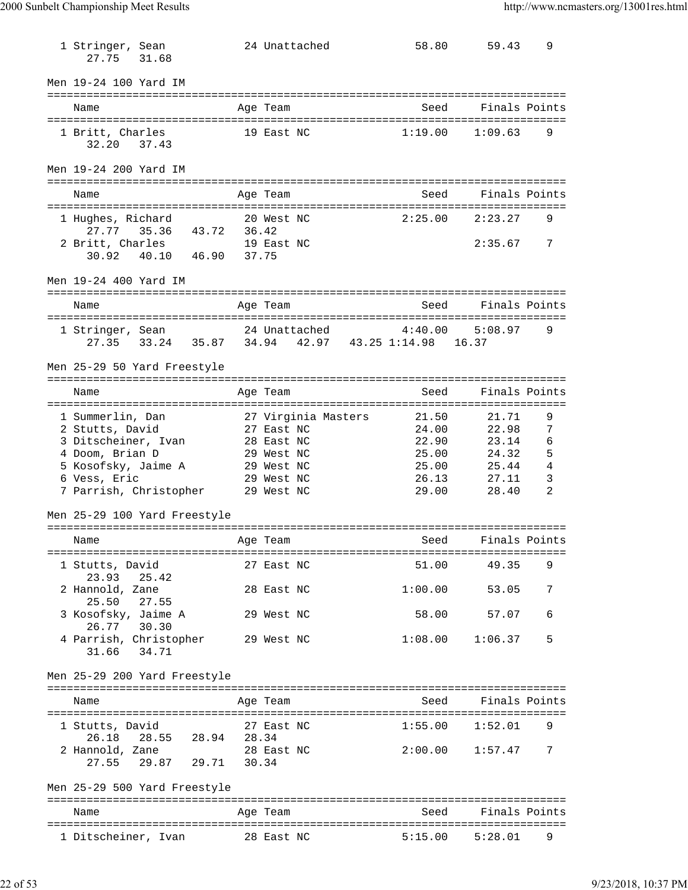| Name | Age | Team | Seed | Finals | Points |
|---|---|---|---|---|---|
| 1 Stringer, Sean | 24 | Unattached | 58.80 | 59.43 | 9 |
| 27.75 31.68 | | | | | |

Men 19-24 100 Yard IM

| Name | Age | Team | Seed | Finals | Points |
|---|---|---|---|---|---|
| 1 Britt, Charles | 19 | East NC | 1:19.00 | 1:09.63 | 9 |
| 32.20 37.43 | | | | | |

Men 19-24 200 Yard IM

| Name | Age | Team | Seed | Finals | Points |
|---|---|---|---|---|---|
| 1 Hughes, Richard | 20 | West NC | 2:25.00 | 2:23.27 | 9 |
| 27.77 35.36 43.72 36.42 | | | | | |
| 2 Britt, Charles | 19 | East NC | | 2:35.67 | 7 |
| 30.92 40.10 46.90 37.75 | | | | | |

Men 19-24 400 Yard IM

| Name | Age | Team | Seed | Finals | Points |
|---|---|---|---|---|---|
| 1 Stringer, Sean | 24 | Unattached | 4:40.00 | 5:08.97 | 9 |
| 27.35 33.24 35.87 34.94 42.97 43.25 1:14.98 16.37 | | | | | |

Men 25-29 50 Yard Freestyle

| Name | Age | Team | Seed | Finals | Points |
|---|---|---|---|---|---|
| 1 Summerlin, Dan | 27 | Virginia Masters | 21.50 | 21.71 | 9 |
| 2 Stutts, David | 27 | East NC | 24.00 | 22.98 | 7 |
| 3 Ditscheiner, Ivan | 28 | East NC | 22.90 | 23.14 | 6 |
| 4 Doom, Brian D | 29 | West NC | 25.00 | 24.32 | 5 |
| 5 Kosofsky, Jaime A | 29 | West NC | 25.00 | 25.44 | 4 |
| 6 Vess, Eric | 29 | West NC | 26.13 | 27.11 | 3 |
| 7 Parrish, Christopher | 29 | West NC | 29.00 | 28.40 | 2 |

Men 25-29 100 Yard Freestyle

| Name | Age | Team | Seed | Finals | Points |
|---|---|---|---|---|---|
| 1 Stutts, David | 27 | East NC | 51.00 | 49.35 | 9 |
| 23.93 25.42 | | | | | |
| 2 Hannold, Zane | 28 | East NC | 1:00.00 | 53.05 | 7 |
| 25.50 27.55 | | | | | |
| 3 Kosofsky, Jaime A | 29 | West NC | 58.00 | 57.07 | 6 |
| 26.77 30.30 | | | | | |
| 4 Parrish, Christopher | 29 | West NC | 1:08.00 | 1:06.37 | 5 |
| 31.66 34.71 | | | | | |

Men 25-29 200 Yard Freestyle

| Name | Age | Team | Seed | Finals | Points |
|---|---|---|---|---|---|
| 1 Stutts, David | 27 | East NC | 1:55.00 | 1:52.01 | 9 |
| 26.18 28.55 28.94 28.34 | | | | | |
| 2 Hannold, Zane | 28 | East NC | 2:00.00 | 1:57.47 | 7 |
| 27.55 29.87 29.71 30.34 | | | | | |

Men 25-29 500 Yard Freestyle

| Name | Age | Team | Seed | Finals | Points |
|---|---|---|---|---|---|
| 1 Ditscheiner, Ivan | 28 | East NC | 5:15.00 | 5:28.01 | 9 |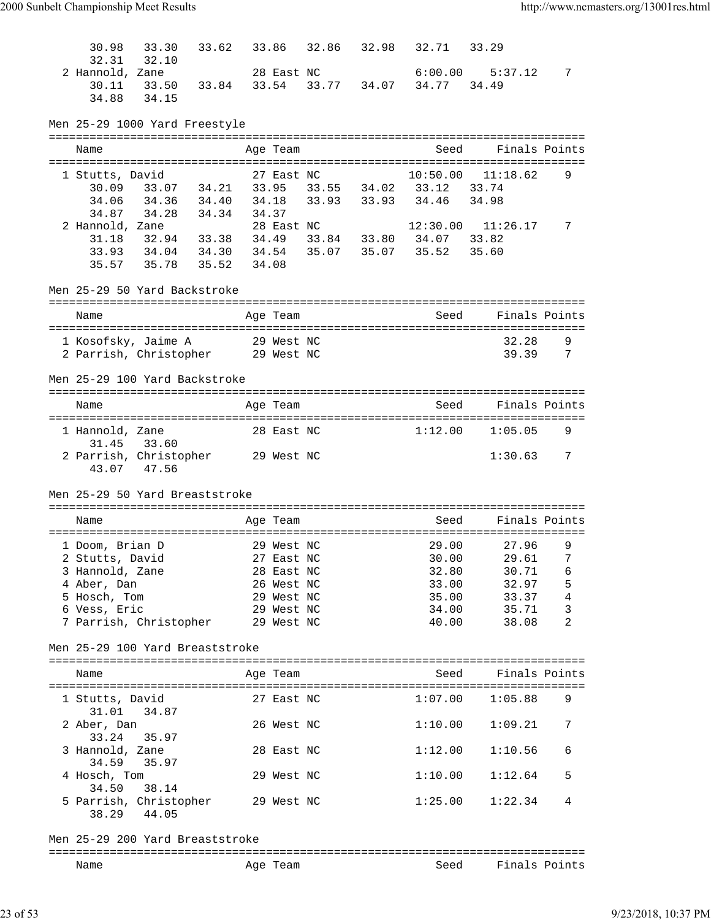```
      30.98   33.30   33.62   33.86   32.86   32.98   32.71   33.29
      32.31   32.10
  2 Hannold, Zane            28 East NC              6:00.00    5:37.12    7
      30.11   33.50   33.84   33.54   33.77   34.07   34.77   34.49
      34.88   34.15
```

### Men 25-29 1000 Yard Freestyle

```
===============================================================================
    Name                    Age Team                    Seed     Finals Points
===============================================================================
  1 Stutts, David            27 East NC             10:50.00   11:18.62    9
      30.09   33.07   34.21   33.95   33.55   34.02   33.12   33.74
      34.06   34.36   34.40   34.18   33.93   33.93   34.46   34.98
      34.87   34.28   34.34   34.37
  2 Hannold, Zane            28 East NC             12:30.00   11:26.17    7
      31.18   32.94   33.38   34.49   33.84   33.80   34.07   33.82
      33.93   34.04   34.30   34.54   35.07   35.07   35.52   35.60
      35.57   35.78   35.52   34.08
```

### Men 25-29 50 Yard Backstroke

```
===============================================================================
    Name                    Age Team                    Seed     Finals Points
===============================================================================
  1 Kosofsky, Jaime A        29 West NC                            32.28    9
  2 Parrish, Christopher     29 West NC                            39.39    7
```

### Men 25-29 100 Yard Backstroke

```
===============================================================================
    Name                    Age Team                    Seed     Finals Points
===============================================================================
  1 Hannold, Zane            28 East NC              1:12.00    1:05.05    9
      31.45   33.60
  2 Parrish, Christopher     29 West NC                         1:30.63    7
      43.07   47.56
```

### Men 25-29 50 Yard Breaststroke

```
===============================================================================
    Name                    Age Team                    Seed     Finals Points
===============================================================================
  1 Doom, Brian D            29 West NC                29.00      27.96    9
  2 Stutts, David            27 East NC                30.00      29.61    7
  3 Hannold, Zane            28 East NC                32.80      30.71    6
  4 Aber, Dan                26 West NC                33.00      32.97    5
  5 Hosch, Tom               29 West NC                35.00      33.37    4
  6 Vess, Eric               29 West NC                34.00      35.71    3
  7 Parrish, Christopher     29 West NC                40.00      38.08    2
```

### Men 25-29 100 Yard Breaststroke

```
===============================================================================
    Name                    Age Team                    Seed     Finals Points
===============================================================================
  1 Stutts, David            27 East NC              1:07.00    1:05.88    9
      31.01   34.87
  2 Aber, Dan                26 West NC              1:10.00    1:09.21    7
      33.24   35.97
  3 Hannold, Zane            28 East NC              1:12.00    1:10.56    6
      34.59   35.97
  4 Hosch, Tom               29 West NC              1:10.00    1:12.64    5
      34.50   38.14
  5 Parrish, Christopher     29 West NC              1:25.00    1:22.34    4
      38.29   44.05
```

### Men 25-29 200 Yard Breaststroke

```
===============================================================================
    Name                    Age Team                    Seed     Finals Points
```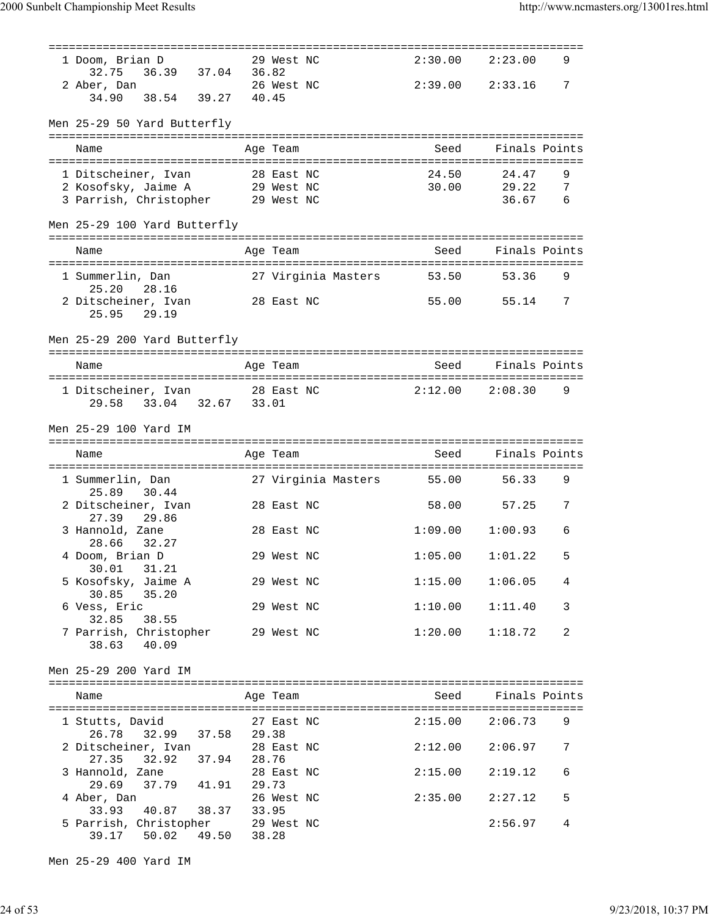| | | | | | | |
|---|---|---|---|---|---|---|
| 1 | Doom, Brian D | 29 | West NC | 2:30.00 | 2:23.00 | 9 |
| | 32.75 36.39 37.04 36.82 | | | | | |
| 2 | Aber, Dan | 26 | West NC | 2:39.00 | 2:33.16 | 7 |
| | 34.90 38.54 39.27 40.45 | | | | | |

Men 25-29 50 Yard Butterfly

| | Name | Age | Team | Seed | Finals | Points |
|---|---|---|---|---|---|---|
| 1 | Ditscheiner, Ivan | 28 | East NC | 24.50 | 24.47 | 9 |
| 2 | Kosofsky, Jaime A | 29 | West NC | 30.00 | 29.22 | 7 |
| 3 | Parrish, Christopher | 29 | West NC | | 36.67 | 6 |

Men 25-29 100 Yard Butterfly

| | Name | Age | Team | Seed | Finals | Points |
|---|---|---|---|---|---|---|
| 1 | Summerlin, Dan | 27 | Virginia Masters | 53.50 | 53.36 | 9 |
| | 25.20 28.16 | | | | | |
| 2 | Ditscheiner, Ivan | 28 | East NC | 55.00 | 55.14 | 7 |
| | 25.95 29.19 | | | | | |

Men 25-29 200 Yard Butterfly

| | Name | Age | Team | Seed | Finals | Points |
|---|---|---|---|---|---|---|
| 1 | Ditscheiner, Ivan | 28 | East NC | 2:12.00 | 2:08.30 | 9 |
| | 29.58 33.04 32.67 33.01 | | | | | |

Men 25-29 100 Yard IM

| | Name | Age | Team | Seed | Finals | Points |
|---|---|---|---|---|---|---|
| 1 | Summerlin, Dan | 27 | Virginia Masters | 55.00 | 56.33 | 9 |
| | 25.89 30.44 | | | | | |
| 2 | Ditscheiner, Ivan | 28 | East NC | 58.00 | 57.25 | 7 |
| | 27.39 29.86 | | | | | |
| 3 | Hannold, Zane | 28 | East NC | 1:09.00 | 1:00.93 | 6 |
| | 28.66 32.27 | | | | | |
| 4 | Doom, Brian D | 29 | West NC | 1:05.00 | 1:01.22 | 5 |
| | 30.01 31.21 | | | | | |
| 5 | Kosofsky, Jaime A | 29 | West NC | 1:15.00 | 1:06.05 | 4 |
| | 30.85 35.20 | | | | | |
| 6 | Vess, Eric | 29 | West NC | 1:10.00 | 1:11.40 | 3 |
| | 32.85 38.55 | | | | | |
| 7 | Parrish, Christopher | 29 | West NC | 1:20.00 | 1:18.72 | 2 |
| | 38.63 40.09 | | | | | |

Men 25-29 200 Yard IM

| | Name | Age | Team | Seed | Finals | Points |
|---|---|---|---|---|---|---|
| 1 | Stutts, David | 27 | East NC | 2:15.00 | 2:06.73 | 9 |
| | 26.78 32.99 37.58 29.38 | | | | | |
| 2 | Ditscheiner, Ivan | 28 | East NC | 2:12.00 | 2:06.97 | 7 |
| | 27.35 32.92 37.94 28.76 | | | | | |
| 3 | Hannold, Zane | 28 | East NC | 2:15.00 | 2:19.12 | 6 |
| | 29.69 37.79 41.91 29.73 | | | | | |
| 4 | Aber, Dan | 26 | West NC | 2:35.00 | 2:27.12 | 5 |
| | 33.93 40.87 38.37 33.95 | | | | | |
| 5 | Parrish, Christopher | 29 | West NC | | 2:56.97 | 4 |
| | 39.17 50.02 49.50 38.28 | | | | | |

Men 25-29 400 Yard IM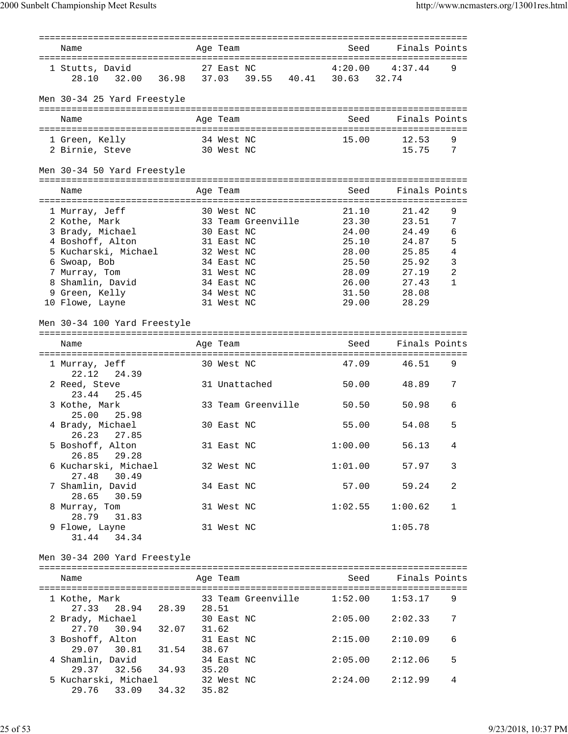| Name | Age | Team | Seed | Finals | Points |
|---|---|---|---|---|---|
| 1 Stutts, David | 27 | East NC | 4:20.00 | 4:37.44 | 9 |
| 28.10 32.00 36.98 37.03 39.55 40.41 30.63 32.74 | | | | | |

## Men 30-34 25 Yard Freestyle

| Name | Age | Team | Seed | Finals | Points |
|---|---|---|---|---|---|
| 1 Green, Kelly | 34 | West NC | 15.00 | 12.53 | 9 |
| 2 Birnie, Steve | 30 | West NC | | 15.75 | 7 |

## Men 30-34 50 Yard Freestyle

| Name | Age | Team | Seed | Finals | Points |
|---|---|---|---|---|---|
| 1 Murray, Jeff | 30 | West NC | 21.10 | 21.42 | 9 |
| 2 Kothe, Mark | 33 | Team Greenville | 23.30 | 23.51 | 7 |
| 3 Brady, Michael | 30 | East NC | 24.00 | 24.49 | 6 |
| 4 Boshoff, Alton | 31 | East NC | 25.10 | 24.87 | 5 |
| 5 Kucharski, Michael | 32 | West NC | 28.00 | 25.85 | 4 |
| 6 Swoap, Bob | 34 | East NC | 25.50 | 25.92 | 3 |
| 7 Murray, Tom | 31 | West NC | 28.09 | 27.19 | 2 |
| 8 Shamlin, David | 34 | East NC | 26.00 | 27.43 | 1 |
| 9 Green, Kelly | 34 | West NC | 31.50 | 28.08 | |
| 10 Flowe, Layne | 31 | West NC | 29.00 | 28.29 | |

## Men 30-34 100 Yard Freestyle

| Name | Age | Team | Seed | Finals | Points |
|---|---|---|---|---|---|
| 1 Murray, Jeff | 30 | West NC | 47.09 | 46.51 | 9 |
| 22.12 24.39 | | | | | |
| 2 Reed, Steve | 31 | Unattached | 50.00 | 48.89 | 7 |
| 23.44 25.45 | | | | | |
| 3 Kothe, Mark | 33 | Team Greenville | 50.50 | 50.98 | 6 |
| 25.00 25.98 | | | | | |
| 4 Brady, Michael | 30 | East NC | 55.00 | 54.08 | 5 |
| 26.23 27.85 | | | | | |
| 5 Boshoff, Alton | 31 | East NC | 1:00.00 | 56.13 | 4 |
| 26.85 29.28 | | | | | |
| 6 Kucharski, Michael | 32 | West NC | 1:01.00 | 57.97 | 3 |
| 27.48 30.49 | | | | | |
| 7 Shamlin, David | 34 | East NC | 57.00 | 59.24 | 2 |
| 28.65 30.59 | | | | | |
| 8 Murray, Tom | 31 | West NC | 1:02.55 | 1:00.62 | 1 |
| 28.79 31.83 | | | | | |
| 9 Flowe, Layne | 31 | West NC | | 1:05.78 | |
| 31.44 34.34 | | | | | |

## Men 30-34 200 Yard Freestyle

| Name | Age | Team | Seed | Finals | Points |
|---|---|---|---|---|---|
| 1 Kothe, Mark | 33 | Team Greenville | 1:52.00 | 1:53.17 | 9 |
| 27.33 28.94 28.39 28.51 | | | | | |
| 2 Brady, Michael | 30 | East NC | 2:05.00 | 2:02.33 | 7 |
| 27.70 30.94 32.07 31.62 | | | | | |
| 3 Boshoff, Alton | 31 | East NC | 2:15.00 | 2:10.09 | 6 |
| 29.07 30.81 31.54 38.67 | | | | | |
| 4 Shamlin, David | 34 | East NC | 2:05.00 | 2:12.06 | 5 |
| 29.37 32.56 34.93 35.20 | | | | | |
| 5 Kucharski, Michael | 32 | West NC | 2:24.00 | 2:12.99 | 4 |
| 29.76 33.09 34.32 35.82 | | | | | |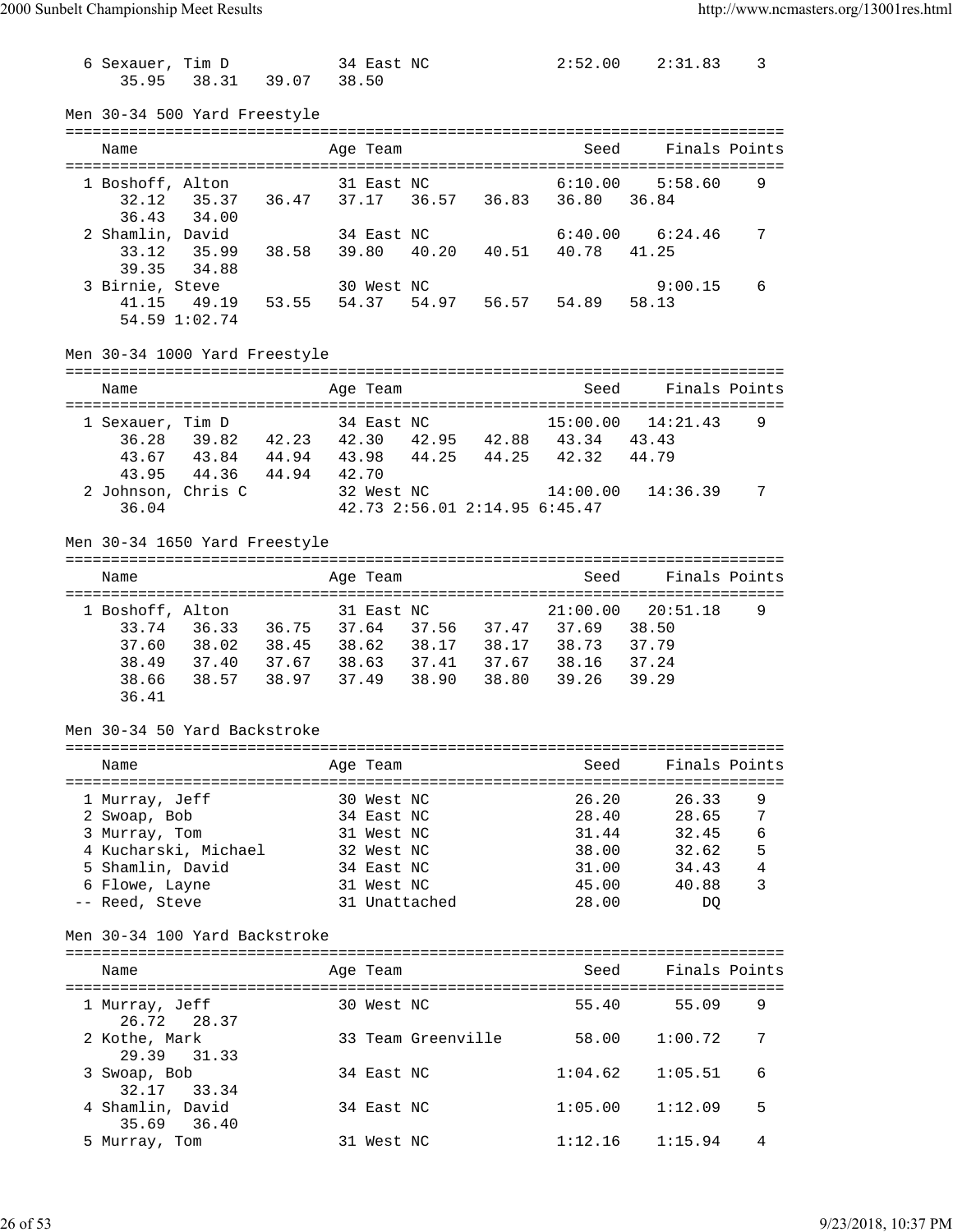```
  6 Sexauer, Tim D            34 East NC             2:52.00    2:31.83    3
     35.95   38.31   39.07   38.50
```

Men 30-34 500 Yard Freestyle

```
===============================================================================
    Name                    Age Team                    Seed     Finals Points
===============================================================================
  1 Boshoff, Alton          31 East NC             6:10.00    5:58.60    9
     32.12   35.37   36.47   37.17   36.57   36.83   36.80   36.84
     36.43   34.00
  2 Shamlin, David          34 East NC             6:40.00    6:24.46    7
     33.12   35.99   38.58   39.80   40.20   40.51   40.78   41.25
     39.35   34.88
  3 Birnie, Steve           30 West NC                        9:00.15    6
     41.15   49.19   53.55   54.37   54.97   56.57   54.89   58.13
     54.59 1:02.74
```

Men 30-34 1000 Yard Freestyle

```
===============================================================================
    Name                    Age Team                    Seed     Finals Points
===============================================================================
  1 Sexauer, Tim D          34 East NC            15:00.00   14:21.43    9
     36.28   39.82   42.23   42.30   42.95   42.88   43.34   43.43
     43.67   43.84   44.94   43.98   44.25   44.25   42.32   44.79
     43.95   44.36   44.94   42.70
  2 Johnson, Chris C        32 West NC            14:00.00   14:36.39    7
     36.04                   42.73 2:56.01 2:14.95 6:45.47
```

Men 30-34 1650 Yard Freestyle

```
===============================================================================
    Name                    Age Team                    Seed     Finals Points
===============================================================================
  1 Boshoff, Alton          31 East NC            21:00.00   20:51.18    9
     33.74   36.33   36.75   37.64   37.56   37.47   37.69   38.50
     37.60   38.02   38.45   38.62   38.17   38.17   38.73   37.79
     38.49   37.40   37.67   38.63   37.41   37.67   38.16   37.24
     38.66   38.57   38.97   37.49   38.90   38.80   39.26   39.29
     36.41
```

Men 30-34 50 Yard Backstroke

```
===============================================================================
    Name                    Age Team                    Seed     Finals Points
===============================================================================
  1 Murray, Jeff            30 West NC               26.20      26.33    9
  2 Swoap, Bob              34 East NC               28.40      28.65    7
  3 Murray, Tom             31 West NC               31.44      32.45    6
  4 Kucharski, Michael      32 West NC               38.00      32.62    5
  5 Shamlin, David          34 East NC               31.00      34.43    4
  6 Flowe, Layne            31 West NC               45.00      40.88    3
 -- Reed, Steve             31 Unattached            28.00         DQ
```

Men 30-34 100 Yard Backstroke

```
===============================================================================
    Name                    Age Team                    Seed     Finals Points
===============================================================================
  1 Murray, Jeff            30 West NC               55.40      55.09    9
     26.72   28.37
  2 Kothe, Mark             33 Team Greenville       58.00    1:00.72    7
     29.39   31.33
  3 Swoap, Bob              34 East NC             1:04.62    1:05.51    6
     32.17   33.34
  4 Shamlin, David          34 East NC             1:05.00    1:12.09    5
     35.69   36.40
  5 Murray, Tom             31 West NC             1:12.16    1:15.94    4
```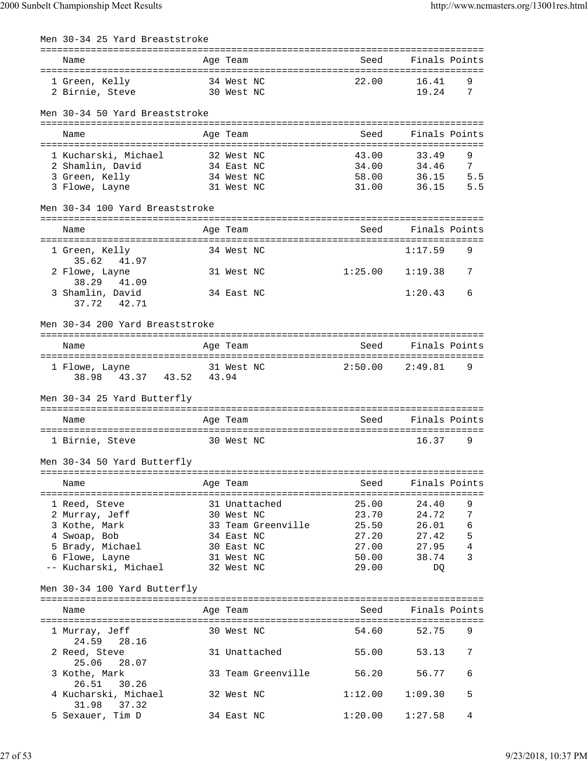Men 30-34 25 Yard Breaststroke

| Name | Age | Team | Seed | Finals | Points |
|---|---|---|---|---|---|
| 1 Green, Kelly | 34 | West NC | 22.00 | 16.41 | 9 |
| 2 Birnie, Steve | 30 | West NC | | 19.24 | 7 |

Men 30-34 50 Yard Breaststroke

| Name | Age | Team | Seed | Finals | Points |
|---|---|---|---|---|---|
| 1 Kucharski, Michael | 32 | West NC | 43.00 | 33.49 | 9 |
| 2 Shamlin, David | 34 | East NC | 34.00 | 34.46 | 7 |
| 3 Green, Kelly | 34 | West NC | 58.00 | 36.15 | 5.5 |
| 3 Flowe, Layne | 31 | West NC | 31.00 | 36.15 | 5.5 |

Men 30-34 100 Yard Breaststroke

| Name | Age | Team | Seed | Finals | Points |
|---|---|---|---|---|---|
| 1 Green, Kelly | 34 | West NC | | 1:17.59 | 9 |
| 35.62 41.97 | | | | | |
| 2 Flowe, Layne | 31 | West NC | 1:25.00 | 1:19.38 | 7 |
| 38.29 41.09 | | | | | |
| 3 Shamlin, David | 34 | East NC | | 1:20.43 | 6 |
| 37.72 42.71 | | | | | |

Men 30-34 200 Yard Breaststroke

| Name | Age | Team | Seed | Finals | Points |
|---|---|---|---|---|---|
| 1 Flowe, Layne | 31 | West NC | 2:50.00 | 2:49.81 | 9 |
| 38.98 43.37 43.52 43.94 | | | | | |

Men 30-34 25 Yard Butterfly

| Name | Age | Team | Seed | Finals | Points |
|---|---|---|---|---|---|
| 1 Birnie, Steve | 30 | West NC | | 16.37 | 9 |

Men 30-34 50 Yard Butterfly

| Name | Age | Team | Seed | Finals | Points |
|---|---|---|---|---|---|
| 1 Reed, Steve | 31 | Unattached | 25.00 | 24.40 | 9 |
| 2 Murray, Jeff | 30 | West NC | 23.70 | 24.72 | 7 |
| 3 Kothe, Mark | 33 | Team Greenville | 25.50 | 26.01 | 6 |
| 4 Swoap, Bob | 34 | East NC | 27.20 | 27.42 | 5 |
| 5 Brady, Michael | 30 | East NC | 27.00 | 27.95 | 4 |
| 6 Flowe, Layne | 31 | West NC | 50.00 | 38.74 | 3 |
| -- Kucharski, Michael | 32 | West NC | 29.00 | DQ | |

Men 30-34 100 Yard Butterfly

| Name | Age | Team | Seed | Finals | Points |
|---|---|---|---|---|---|
| 1 Murray, Jeff | 30 | West NC | 54.60 | 52.75 | 9 |
| 24.59 28.16 | | | | | |
| 2 Reed, Steve | 31 | Unattached | 55.00 | 53.13 | 7 |
| 25.06 28.07 | | | | | |
| 3 Kothe, Mark | 33 | Team Greenville | 56.20 | 56.77 | 6 |
| 26.51 30.26 | | | | | |
| 4 Kucharski, Michael | 32 | West NC | 1:12.00 | 1:09.30 | 5 |
| 31.98 37.32 | | | | | |
| 5 Sexauer, Tim D | 34 | East NC | 1:20.00 | 1:27.58 | 4 |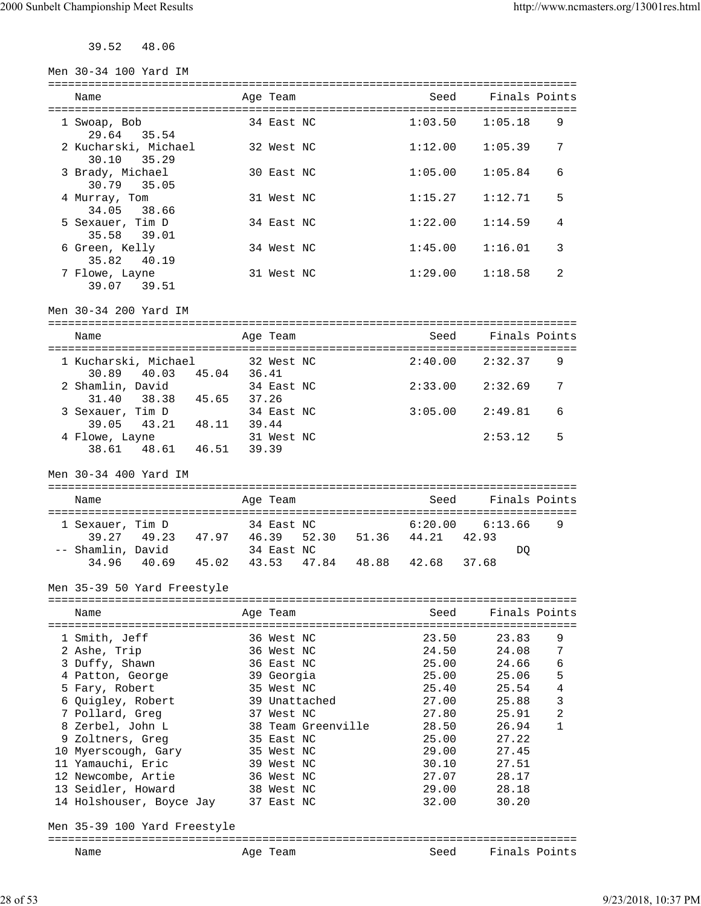39.52   48.06

Men 30-34 100 Yard IM

| Name | Age | Team | Seed | Finals | Points |
|---|---|---|---|---|---|
| 1 Swoap, Bob | 34 | East NC | 1:03.50 | 1:05.18 | 9 |
| 29.64   35.54 | | | | | |
| 2 Kucharski, Michael | 32 | West NC | 1:12.00 | 1:05.39 | 7 |
| 30.10   35.29 | | | | | |
| 3 Brady, Michael | 30 | East NC | 1:05.00 | 1:05.84 | 6 |
| 30.79   35.05 | | | | | |
| 4 Murray, Tom | 31 | West NC | 1:15.27 | 1:12.71 | 5 |
| 34.05   38.66 | | | | | |
| 5 Sexauer, Tim D | 34 | East NC | 1:22.00 | 1:14.59 | 4 |
| 35.58   39.01 | | | | | |
| 6 Green, Kelly | 34 | West NC | 1:45.00 | 1:16.01 | 3 |
| 35.82   40.19 | | | | | |
| 7 Flowe, Layne | 31 | West NC | 1:29.00 | 1:18.58 | 2 |
| 39.07   39.51 | | | | | |

Men 30-34 200 Yard IM

| Name | Age | Team | Seed | Finals | Points |
|---|---|---|---|---|---|
| 1 Kucharski, Michael | 32 | West NC | 2:40.00 | 2:32.37 | 9 |
| 30.89   40.03   45.04   36.41 | | | | | |
| 2 Shamlin, David | 34 | East NC | 2:33.00 | 2:32.69 | 7 |
| 31.40   38.38   45.65   37.26 | | | | | |
| 3 Sexauer, Tim D | 34 | East NC | 3:05.00 | 2:49.81 | 6 |
| 39.05   43.21   48.11   39.44 | | | | | |
| 4 Flowe, Layne | 31 | West NC | | 2:53.12 | 5 |
| 38.61   48.61   46.51   39.39 | | | | | |

Men 30-34 400 Yard IM

| Name | Age | Team | Seed | Finals | Points |
|---|---|---|---|---|---|
| 1 Sexauer, Tim D | 34 | East NC | 6:20.00 | 6:13.66 | 9 |
| 39.27   49.23   47.97   46.39   52.30   51.36   44.21   42.93 | | | | | |
| -- Shamlin, David | 34 | East NC | | DQ | |
| 34.96   40.69   45.02   43.53   47.84   48.88   42.68   37.68 | | | | | |

Men 35-39 50 Yard Freestyle

| Name | Age | Team | Seed | Finals | Points |
|---|---|---|---|---|---|
| 1 Smith, Jeff | 36 | West NC | 23.50 | 23.83 | 9 |
| 2 Ashe, Trip | 36 | West NC | 24.50 | 24.08 | 7 |
| 3 Duffy, Shawn | 36 | East NC | 25.00 | 24.66 | 6 |
| 4 Patton, George | 39 | Georgia | 25.00 | 25.06 | 5 |
| 5 Fary, Robert | 35 | West NC | 25.40 | 25.54 | 4 |
| 6 Quigley, Robert | 39 | Unattached | 27.00 | 25.88 | 3 |
| 7 Pollard, Greg | 37 | West NC | 27.80 | 25.91 | 2 |
| 8 Zerbel, John L | 38 | Team Greenville | 28.50 | 26.94 | 1 |
| 9 Zoltners, Greg | 35 | East NC | 25.00 | 27.22 | |
| 10 Myerscough, Gary | 35 | West NC | 29.00 | 27.45 | |
| 11 Yamauchi, Eric | 39 | West NC | 30.10 | 27.51 | |
| 12 Newcombe, Artie | 36 | West NC | 27.07 | 28.17 | |
| 13 Seidler, Howard | 38 | West NC | 29.00 | 28.18 | |
| 14 Holshouser, Boyce Jay | 37 | East NC | 32.00 | 30.20 | |

Men 35-39 100 Yard Freestyle

| Name | Age | Team | Seed | Finals | Points |
|---|---|---|---|---|---|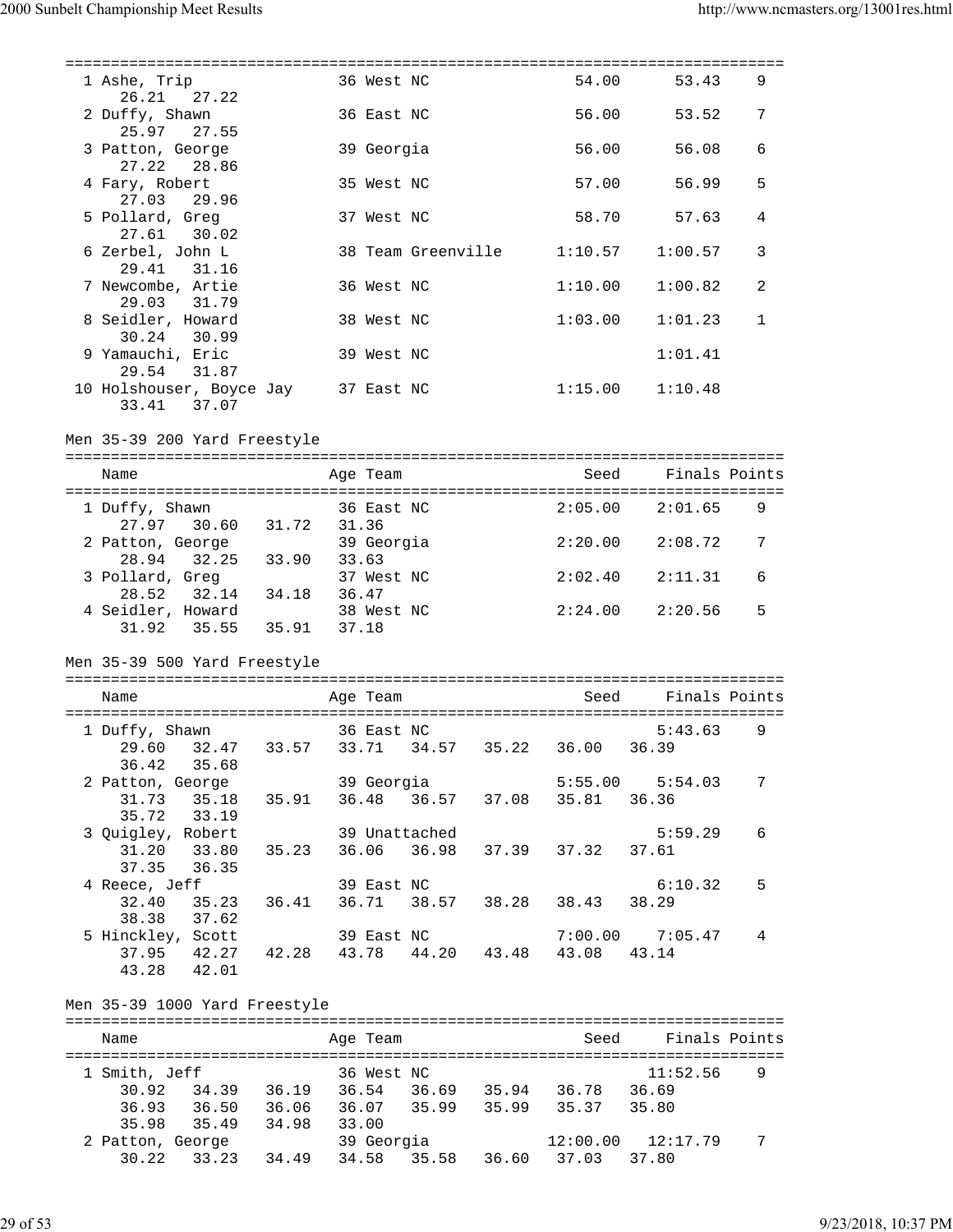| | | | | | | |
|---|---|---|---|---|---|---|
| 1 | Ashe, Trip | 36 | West NC | 54.00 | 53.43 | 9 |
| | 26.21 27.22 | | | | | |
| 2 | Duffy, Shawn | 36 | East NC | 56.00 | 53.52 | 7 |
| | 25.97 27.55 | | | | | |
| 3 | Patton, George | 39 | Georgia | 56.00 | 56.08 | 6 |
| | 27.22 28.86 | | | | | |
| 4 | Fary, Robert | 35 | West NC | 57.00 | 56.99 | 5 |
| | 27.03 29.96 | | | | | |
| 5 | Pollard, Greg | 37 | West NC | 58.70 | 57.63 | 4 |
| | 27.61 30.02 | | | | | |
| 6 | Zerbel, John L | 38 | Team Greenville | 1:10.57 | 1:00.57 | 3 |
| | 29.41 31.16 | | | | | |
| 7 | Newcombe, Artie | 36 | West NC | 1:10.00 | 1:00.82 | 2 |
| | 29.03 31.79 | | | | | |
| 8 | Seidler, Howard | 38 | West NC | 1:03.00 | 1:01.23 | 1 |
| | 30.24 30.99 | | | | | |
| 9 | Yamauchi, Eric | 39 | West NC | | 1:01.41 | |
| | 29.54 31.87 | | | | | |
| 10 | Holshouser, Boyce Jay | 37 | East NC | 1:15.00 | 1:10.48 | |
| | 33.41 37.07 | | | | | |

Men 35-39 200 Yard Freestyle

| | Name | Age | Team | Seed | Finals | Points |
|---|---|---|---|---|---|---|
| 1 | Duffy, Shawn | 36 | East NC | 2:05.00 | 2:01.65 | 9 |
| | 27.97 30.60 31.72 31.36 | | | | | |
| 2 | Patton, George | 39 | Georgia | 2:20.00 | 2:08.72 | 7 |
| | 28.94 32.25 33.90 33.63 | | | | | |
| 3 | Pollard, Greg | 37 | West NC | 2:02.40 | 2:11.31 | 6 |
| | 28.52 32.14 34.18 36.47 | | | | | |
| 4 | Seidler, Howard | 38 | West NC | 2:24.00 | 2:20.56 | 5 |
| | 31.92 35.55 35.91 37.18 | | | | | |

Men 35-39 500 Yard Freestyle

| | Name | Age | Team | Seed | Finals | Points |
|---|---|---|---|---|---|---|
| 1 | Duffy, Shawn | 36 | East NC | | 5:43.63 | 9 |
| | 29.60 32.47 33.57 33.71 34.57 35.22 36.00 36.39 36.42 35.68 | | | | | |
| 2 | Patton, George | 39 | Georgia | 5:55.00 | 5:54.03 | 7 |
| | 31.73 35.18 35.91 36.48 36.57 37.08 35.81 36.36 35.72 33.19 | | | | | |
| 3 | Quigley, Robert | 39 | Unattached | | 5:59.29 | 6 |
| | 31.20 33.80 35.23 36.06 36.98 37.39 37.32 37.61 37.35 36.35 | | | | | |
| 4 | Reece, Jeff | 39 | East NC | | 6:10.32 | 5 |
| | 32.40 35.23 36.41 36.71 38.57 38.28 38.43 38.29 38.38 37.62 | | | | | |
| 5 | Hinckley, Scott | 39 | East NC | 7:00.00 | 7:05.47 | 4 |
| | 37.95 42.27 42.28 43.78 44.20 43.48 43.08 43.14 43.28 42.01 | | | | | |

Men 35-39 1000 Yard Freestyle

| | Name | Age | Team | Seed | Finals | Points |
|---|---|---|---|---|---|---|
| 1 | Smith, Jeff | 36 | West NC | | 11:52.56 | 9 |
| | 30.92 34.39 36.19 36.54 36.69 35.94 36.78 36.69 36.93 36.50 36.06 36.07 35.99 35.99 35.37 35.80 35.98 35.49 34.98 33.00 | | | | | |
| 2 | Patton, George | 39 | Georgia | 12:00.00 | 12:17.79 | 7 |
| | 30.22 33.23 34.49 34.58 35.58 36.60 37.03 37.80 | | | | | |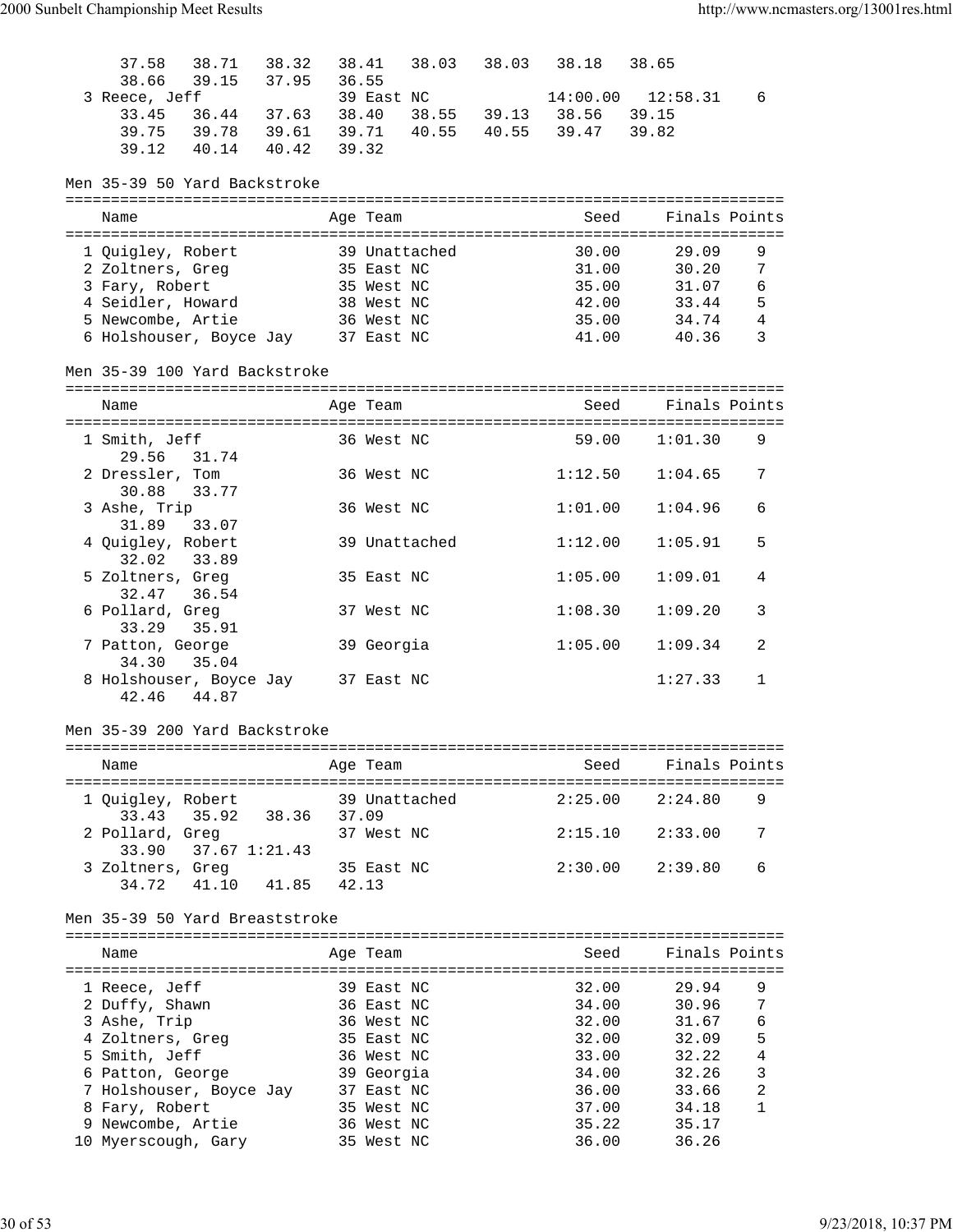```
    37.58   38.71   38.32   38.41   38.03   38.03   38.18   38.65
    38.66   39.15   37.95   36.55
  3 Reece, Jeff              39 East NC              14:00.00   12:58.31    6
    33.45   36.44   37.63   38.40   38.55   39.13   38.56   39.15
    39.75   39.78   39.61   39.71   40.55   40.55   39.47   39.82
    39.12   40.14   40.42   39.32
```

Men 35-39 50 Yard Backstroke

| Name | Age | Team | Seed | Finals | Points |
|---|---|---|---|---|---|
| 1 Quigley, Robert | 39 | Unattached | 30.00 | 29.09 | 9 |
| 2 Zoltners, Greg | 35 | East NC | 31.00 | 30.20 | 7 |
| 3 Fary, Robert | 35 | West NC | 35.00 | 31.07 | 6 |
| 4 Seidler, Howard | 38 | West NC | 42.00 | 33.44 | 5 |
| 5 Newcombe, Artie | 36 | West NC | 35.00 | 34.74 | 4 |
| 6 Holshouser, Boyce Jay | 37 | East NC | 41.00 | 40.36 | 3 |

Men 35-39 100 Yard Backstroke

| Name | Age | Team | Seed | Finals | Points |
|---|---|---|---|---|---|
| 1 Smith, Jeff | 36 | West NC | 59.00 | 1:01.30 | 9 |
| 29.56 31.74 | | | | | |
| 2 Dressler, Tom | 36 | West NC | 1:12.50 | 1:04.65 | 7 |
| 30.88 33.77 | | | | | |
| 3 Ashe, Trip | 36 | West NC | 1:01.00 | 1:04.96 | 6 |
| 31.89 33.07 | | | | | |
| 4 Quigley, Robert | 39 | Unattached | 1:12.00 | 1:05.91 | 5 |
| 32.02 33.89 | | | | | |
| 5 Zoltners, Greg | 35 | East NC | 1:05.00 | 1:09.01 | 4 |
| 32.47 36.54 | | | | | |
| 6 Pollard, Greg | 37 | West NC | 1:08.30 | 1:09.20 | 3 |
| 33.29 35.91 | | | | | |
| 7 Patton, George | 39 | Georgia | 1:05.00 | 1:09.34 | 2 |
| 34.30 35.04 | | | | | |
| 8 Holshouser, Boyce Jay | 37 | East NC | | 1:27.33 | 1 |
| 42.46 44.87 | | | | | |

Men 35-39 200 Yard Backstroke

| Name | Age | Team | Seed | Finals | Points |
|---|---|---|---|---|---|
| 1 Quigley, Robert | 39 | Unattached | 2:25.00 | 2:24.80 | 9 |
| 33.43 35.92 38.36 37.09 | | | | | |
| 2 Pollard, Greg | 37 | West NC | 2:15.10 | 2:33.00 | 7 |
| 33.90 37.67 1:21.43 | | | | | |
| 3 Zoltners, Greg | 35 | East NC | 2:30.00 | 2:39.80 | 6 |
| 34.72 41.10 41.85 42.13 | | | | | |

Men 35-39 50 Yard Breaststroke

| Name | Age | Team | Seed | Finals | Points |
|---|---|---|---|---|---|
| 1 Reece, Jeff | 39 | East NC | 32.00 | 29.94 | 9 |
| 2 Duffy, Shawn | 36 | East NC | 34.00 | 30.96 | 7 |
| 3 Ashe, Trip | 36 | West NC | 32.00 | 31.67 | 6 |
| 4 Zoltners, Greg | 35 | East NC | 32.00 | 32.09 | 5 |
| 5 Smith, Jeff | 36 | West NC | 33.00 | 32.22 | 4 |
| 6 Patton, George | 39 | Georgia | 34.00 | 32.26 | 3 |
| 7 Holshouser, Boyce Jay | 37 | East NC | 36.00 | 33.66 | 2 |
| 8 Fary, Robert | 35 | West NC | 37.00 | 34.18 | 1 |
| 9 Newcombe, Artie | 36 | West NC | 35.22 | 35.17 | |
| 10 Myerscough, Gary | 35 | West NC | 36.00 | 36.26 | |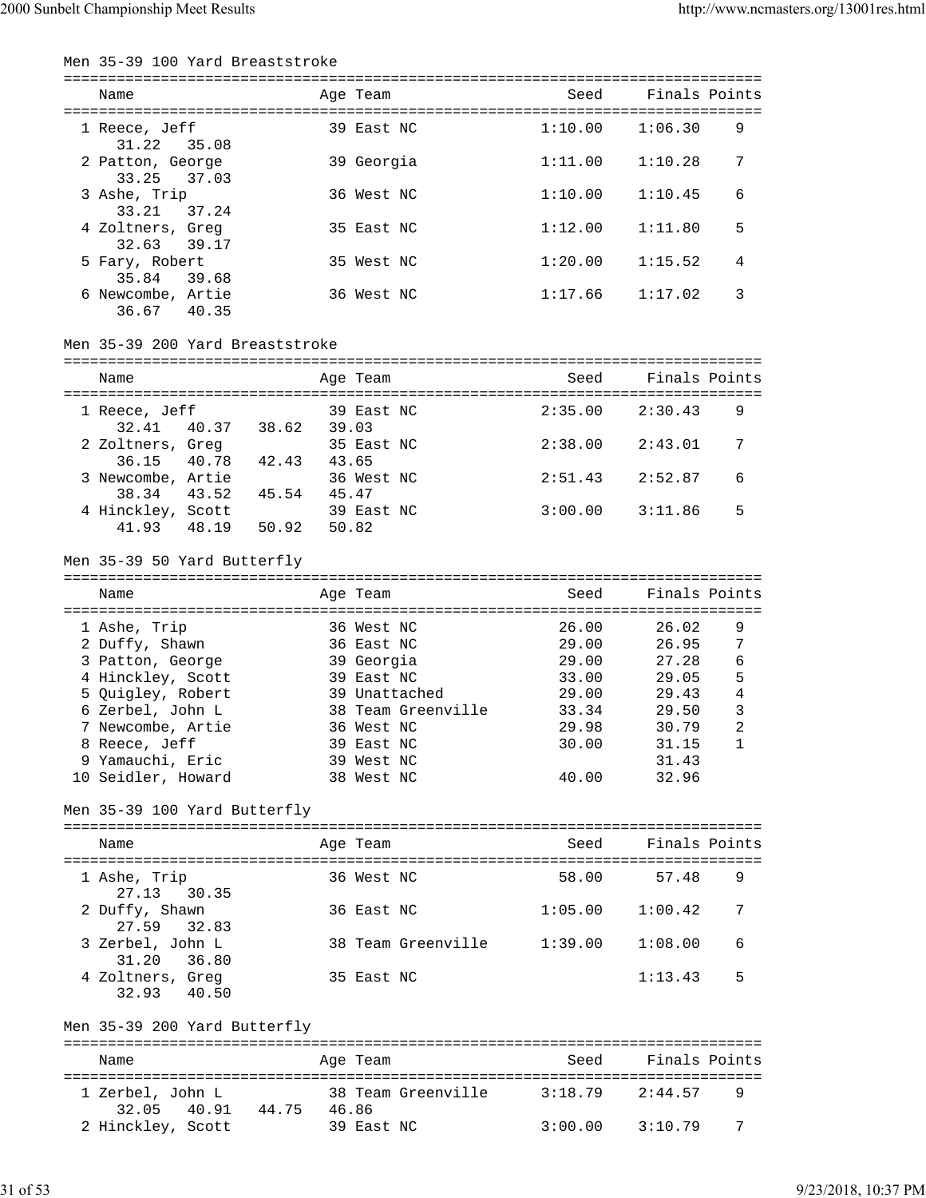## Men 35-39 100 Yard Breaststroke

| Name | Age | Team | Seed | Finals | Points |
|---|---|---|---|---|---|
| 1 Reece, Jeff | 39 | East NC | 1:10.00 | 1:06.30 | 9 |
| 31.22 35.08 | | | | | |
| 2 Patton, George | 39 | Georgia | 1:11.00 | 1:10.28 | 7 |
| 33.25 37.03 | | | | | |
| 3 Ashe, Trip | 36 | West NC | 1:10.00 | 1:10.45 | 6 |
| 33.21 37.24 | | | | | |
| 4 Zoltners, Greg | 35 | East NC | 1:12.00 | 1:11.80 | 5 |
| 32.63 39.17 | | | | | |
| 5 Fary, Robert | 35 | West NC | 1:20.00 | 1:15.52 | 4 |
| 35.84 39.68 | | | | | |
| 6 Newcombe, Artie | 36 | West NC | 1:17.66 | 1:17.02 | 3 |
| 36.67 40.35 | | | | | |

## Men 35-39 200 Yard Breaststroke

| Name | Age | Team | Seed | Finals | Points |
|---|---|---|---|---|---|
| 1 Reece, Jeff | 39 | East NC | 2:35.00 | 2:30.43 | 9 |
| 32.41 40.37 38.62 39.03 | | | | | |
| 2 Zoltners, Greg | 35 | East NC | 2:38.00 | 2:43.01 | 7 |
| 36.15 40.78 42.43 43.65 | | | | | |
| 3 Newcombe, Artie | 36 | West NC | 2:51.43 | 2:52.87 | 6 |
| 38.34 43.52 45.54 45.47 | | | | | |
| 4 Hinckley, Scott | 39 | East NC | 3:00.00 | 3:11.86 | 5 |
| 41.93 48.19 50.92 50.82 | | | | | |

## Men 35-39 50 Yard Butterfly

| Name | Age | Team | Seed | Finals | Points |
|---|---|---|---|---|---|
| 1 Ashe, Trip | 36 | West NC | 26.00 | 26.02 | 9 |
| 2 Duffy, Shawn | 36 | East NC | 29.00 | 26.95 | 7 |
| 3 Patton, George | 39 | Georgia | 29.00 | 27.28 | 6 |
| 4 Hinckley, Scott | 39 | East NC | 33.00 | 29.05 | 5 |
| 5 Quigley, Robert | 39 | Unattached | 29.00 | 29.43 | 4 |
| 6 Zerbel, John L | 38 | Team Greenville | 33.34 | 29.50 | 3 |
| 7 Newcombe, Artie | 36 | West NC | 29.98 | 30.79 | 2 |
| 8 Reece, Jeff | 39 | East NC | 30.00 | 31.15 | 1 |
| 9 Yamauchi, Eric | 39 | West NC | | 31.43 | |
| 10 Seidler, Howard | 38 | West NC | 40.00 | 32.96 | |

## Men 35-39 100 Yard Butterfly

| Name | Age | Team | Seed | Finals | Points |
|---|---|---|---|---|---|
| 1 Ashe, Trip | 36 | West NC | 58.00 | 57.48 | 9 |
| 27.13 30.35 | | | | | |
| 2 Duffy, Shawn | 36 | East NC | 1:05.00 | 1:00.42 | 7 |
| 27.59 32.83 | | | | | |
| 3 Zerbel, John L | 38 | Team Greenville | 1:39.00 | 1:08.00 | 6 |
| 31.20 36.80 | | | | | |
| 4 Zoltners, Greg | 35 | East NC | | 1:13.43 | 5 |
| 32.93 40.50 | | | | | |

## Men 35-39 200 Yard Butterfly

| Name | Age | Team | Seed | Finals | Points |
|---|---|---|---|---|---|
| 1 Zerbel, John L | 38 | Team Greenville | 3:18.79 | 2:44.57 | 9 |
| 32.05 40.91 44.75 46.86 | | | | | |
| 2 Hinckley, Scott | 39 | East NC | 3:00.00 | 3:10.79 | 7 |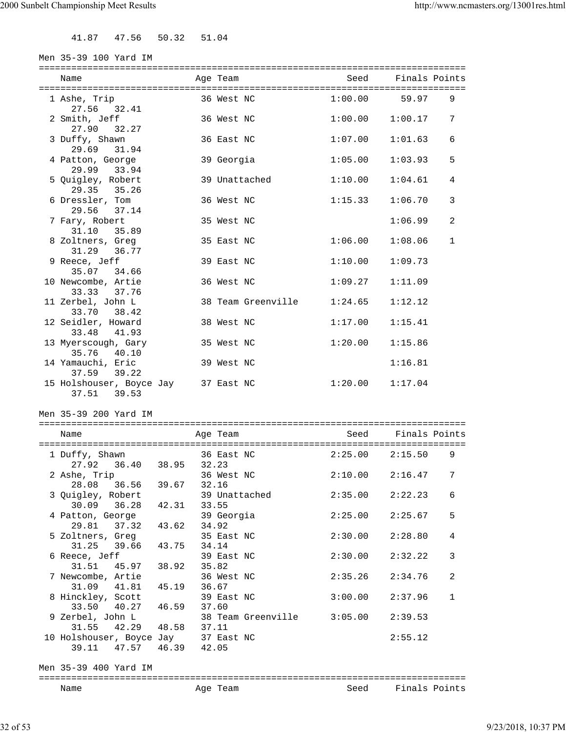41.87   47.56   50.32   51.04

## Men 35-39 100 Yard IM

| Name | Age | Team | Seed | Finals | Points |
|---|---|---|---|---|---|
| 1 Ashe, Trip | 36 | West NC | 1:00.00 | 59.97 | 9 |
| 27.56   32.41 | | | | | |
| 2 Smith, Jeff | 36 | West NC | 1:00.00 | 1:00.17 | 7 |
| 27.90   32.27 | | | | | |
| 3 Duffy, Shawn | 36 | East NC | 1:07.00 | 1:01.63 | 6 |
| 29.69   31.94 | | | | | |
| 4 Patton, George | 39 | Georgia | 1:05.00 | 1:03.93 | 5 |
| 29.99   33.94 | | | | | |
| 5 Quigley, Robert | 39 | Unattached | 1:10.00 | 1:04.61 | 4 |
| 29.35   35.26 | | | | | |
| 6 Dressler, Tom | 36 | West NC | 1:15.33 | 1:06.70 | 3 |
| 29.56   37.14 | | | | | |
| 7 Fary, Robert | 35 | West NC | | 1:06.99 | 2 |
| 31.10   35.89 | | | | | |
| 8 Zoltners, Greg | 35 | East NC | 1:06.00 | 1:08.06 | 1 |
| 31.29   36.77 | | | | | |
| 9 Reece, Jeff | 39 | East NC | 1:10.00 | 1:09.73 | |
| 35.07   34.66 | | | | | |
| 10 Newcombe, Artie | 36 | West NC | 1:09.27 | 1:11.09 | |
| 33.33   37.76 | | | | | |
| 11 Zerbel, John L | 38 | Team Greenville | 1:24.65 | 1:12.12 | |
| 33.70   38.42 | | | | | |
| 12 Seidler, Howard | 38 | West NC | 1:17.00 | 1:15.41 | |
| 33.48   41.93 | | | | | |
| 13 Myerscough, Gary | 35 | West NC | 1:20.00 | 1:15.86 | |
| 35.76   40.10 | | | | | |
| 14 Yamauchi, Eric | 39 | West NC | | 1:16.81 | |
| 37.59   39.22 | | | | | |
| 15 Holshouser, Boyce Jay | 37 | East NC | 1:20.00 | 1:17.04 | |
| 37.51   39.53 | | | | | |

## Men 35-39 200 Yard IM

| Name | Age | Team | Seed | Finals | Points |
|---|---|---|---|---|---|
| 1 Duffy, Shawn | 36 | East NC | 2:25.00 | 2:15.50 | 9 |
| 27.92   36.40   38.95   32.23 | | | | | |
| 2 Ashe, Trip | 36 | West NC | 2:10.00 | 2:16.47 | 7 |
| 28.08   36.56   39.67   32.16 | | | | | |
| 3 Quigley, Robert | 39 | Unattached | 2:35.00 | 2:22.23 | 6 |
| 30.09   36.28   42.31   33.55 | | | | | |
| 4 Patton, George | 39 | Georgia | 2:25.00 | 2:25.67 | 5 |
| 29.81   37.32   43.62   34.92 | | | | | |
| 5 Zoltners, Greg | 35 | East NC | 2:30.00 | 2:28.80 | 4 |
| 31.25   39.66   43.75   34.14 | | | | | |
| 6 Reece, Jeff | 39 | East NC | 2:30.00 | 2:32.22 | 3 |
| 31.51   45.97   38.92   35.82 | | | | | |
| 7 Newcombe, Artie | 36 | West NC | 2:35.26 | 2:34.76 | 2 |
| 31.09   41.81   45.19   36.67 | | | | | |
| 8 Hinckley, Scott | 39 | East NC | 3:00.00 | 2:37.96 | 1 |
| 33.50   40.27   46.59   37.60 | | | | | |
| 9 Zerbel, John L | 38 | Team Greenville | 3:05.00 | 2:39.53 | |
| 31.55   42.29   48.58   37.11 | | | | | |
| 10 Holshouser, Boyce Jay | 37 | East NC | | 2:55.12 | |
| 39.11   47.57   46.39   42.05 | | | | | |

## Men 35-39 400 Yard IM

| Name | Age | Team | Seed | Finals | Points |
|---|---|---|---|---|---|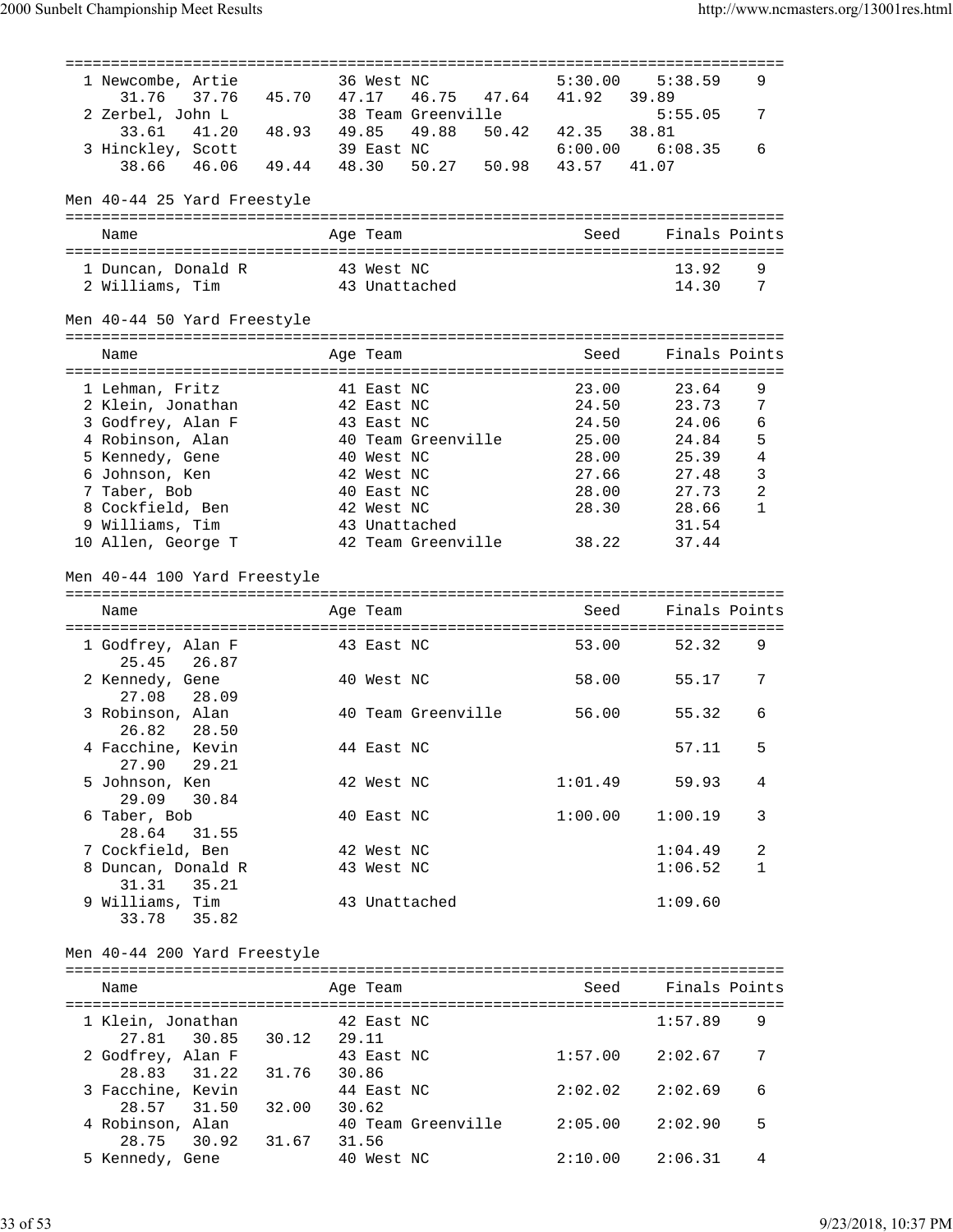| | | | | | |
|---|---|---|---|---|---|
| 1 Newcombe, Artie | 36 | West NC | 5:30.00 | 5:38.59 | 9 |
| 31.76 37.76 45.70 47.17 46.75 47.64 41.92 39.89 | | | | | |
| 2 Zerbel, John L | 38 | Team Greenville | | 5:55.05 | 7 |
| 33.61 41.20 48.93 49.85 49.88 50.42 42.35 38.81 | | | | | |
| 3 Hinckley, Scott | 39 | East NC | 6:00.00 | 6:08.35 | 6 |
| 38.66 46.06 49.44 48.30 50.27 50.98 43.57 41.07 | | | | | |

Men 40-44 25 Yard Freestyle

| Name | Age | Team | Seed | Finals | Points |
|---|---|---|---|---|---|
| 1 Duncan, Donald R | 43 | West NC | | 13.92 | 9 |
| 2 Williams, Tim | 43 | Unattached | | 14.30 | 7 |

Men 40-44 50 Yard Freestyle

| Name | Age | Team | Seed | Finals | Points |
|---|---|---|---|---|---|
| 1 Lehman, Fritz | 41 | East NC | 23.00 | 23.64 | 9 |
| 2 Klein, Jonathan | 42 | East NC | 24.50 | 23.73 | 7 |
| 3 Godfrey, Alan F | 43 | East NC | 24.50 | 24.06 | 6 |
| 4 Robinson, Alan | 40 | Team Greenville | 25.00 | 24.84 | 5 |
| 5 Kennedy, Gene | 40 | West NC | 28.00 | 25.39 | 4 |
| 6 Johnson, Ken | 42 | West NC | 27.66 | 27.48 | 3 |
| 7 Taber, Bob | 40 | East NC | 28.00 | 27.73 | 2 |
| 8 Cockfield, Ben | 42 | West NC | 28.30 | 28.66 | 1 |
| 9 Williams, Tim | 43 | Unattached | | 31.54 | |
| 10 Allen, George T | 42 | Team Greenville | 38.22 | 37.44 | |

Men 40-44 100 Yard Freestyle

| Name | Age | Team | Seed | Finals | Points |
|---|---|---|---|---|---|
| 1 Godfrey, Alan F | 43 | East NC | 53.00 | 52.32 | 9 |
| 25.45 26.87 | | | | | |
| 2 Kennedy, Gene | 40 | West NC | 58.00 | 55.17 | 7 |
| 27.08 28.09 | | | | | |
| 3 Robinson, Alan | 40 | Team Greenville | 56.00 | 55.32 | 6 |
| 26.82 28.50 | | | | | |
| 4 Facchine, Kevin | 44 | East NC | | 57.11 | 5 |
| 27.90 29.21 | | | | | |
| 5 Johnson, Ken | 42 | West NC | 1:01.49 | 59.93 | 4 |
| 29.09 30.84 | | | | | |
| 6 Taber, Bob | 40 | East NC | 1:00.00 | 1:00.19 | 3 |
| 28.64 31.55 | | | | | |
| 7 Cockfield, Ben | 42 | West NC | | 1:04.49 | 2 |
| 8 Duncan, Donald R | 43 | West NC | | 1:06.52 | 1 |
| 31.31 35.21 | | | | | |
| 9 Williams, Tim | 43 | Unattached | | 1:09.60 | |
| 33.78 35.82 | | | | | |

Men 40-44 200 Yard Freestyle

| Name | Age | Team | Seed | Finals | Points |
|---|---|---|---|---|---|
| 1 Klein, Jonathan | 42 | East NC | | 1:57.89 | 9 |
| 27.81 30.85 30.12 29.11 | | | | | |
| 2 Godfrey, Alan F | 43 | East NC | 1:57.00 | 2:02.67 | 7 |
| 28.83 31.22 31.76 30.86 | | | | | |
| 3 Facchine, Kevin | 44 | East NC | 2:02.02 | 2:02.69 | 6 |
| 28.57 31.50 32.00 30.62 | | | | | |
| 4 Robinson, Alan | 40 | Team Greenville | 2:05.00 | 2:02.90 | 5 |
| 28.75 30.92 31.67 31.56 | | | | | |
| 5 Kennedy, Gene | 40 | West NC | 2:10.00 | 2:06.31 | 4 |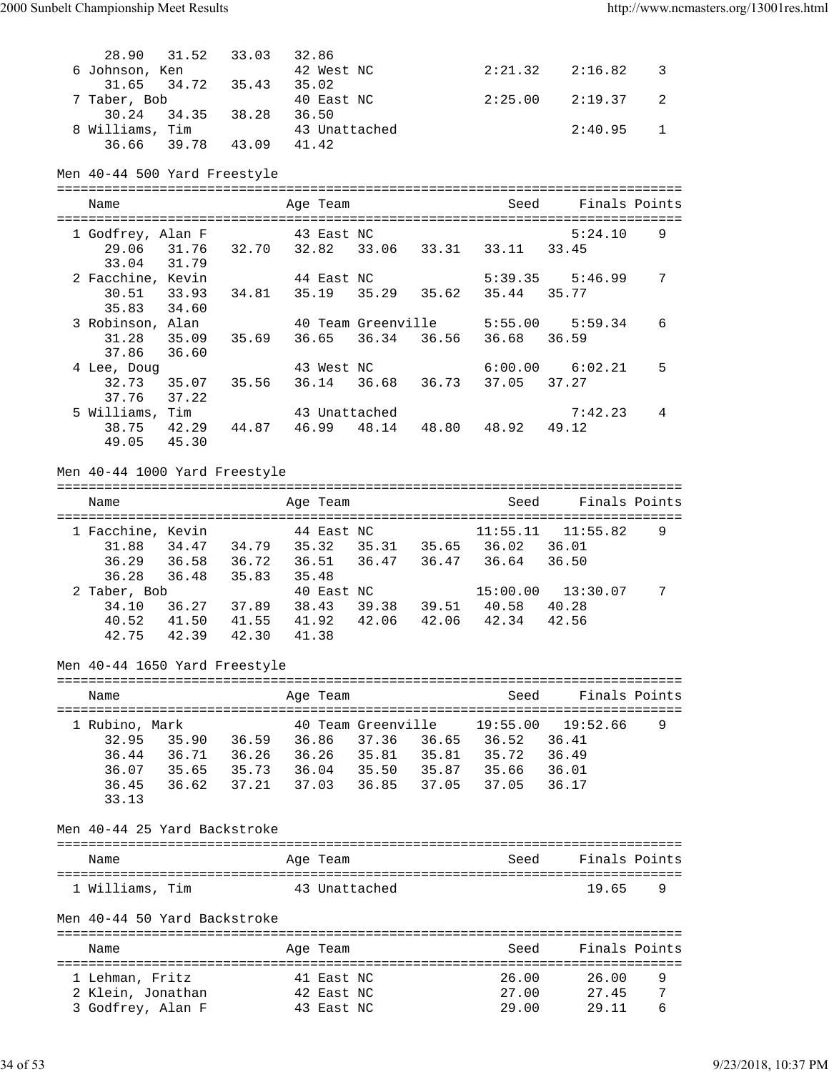28.90 31.52 33.03 32.86

| Name | Age | Team | Seed | Finals | Points |
|---|---|---|---|---|---|
| 6 Johnson, Ken | 42 | West NC | 2:21.32 | 2:16.82 | 3 |
| 31.65 34.72 35.43 35.02 | | | | | |
| 7 Taber, Bob | 40 | East NC | 2:25.00 | 2:19.37 | 2 |
| 30.24 34.35 38.28 36.50 | | | | | |
| 8 Williams, Tim | 43 | Unattached | | 2:40.95 | 1 |
| 36.66 39.78 43.09 41.42 | | | | | |

Men 40-44 500 Yard Freestyle

| Name | Age | Team | Seed | Finals | Points |
|---|---|---|---|---|---|
| 1 Godfrey, Alan F | 43 | East NC | | 5:24.10 | 9 |
| 29.06 31.76 32.70 32.82 33.06 33.31 33.11 33.45 33.04 31.79 | | | | | |
| 2 Facchine, Kevin | 44 | East NC | 5:39.35 | 5:46.99 | 7 |
| 30.51 33.93 34.81 35.19 35.29 35.62 35.44 35.77 35.83 34.60 | | | | | |
| 3 Robinson, Alan | 40 | Team Greenville | 5:55.00 | 5:59.34 | 6 |
| 31.28 35.09 35.69 36.65 36.34 36.56 36.68 36.59 37.86 36.60 | | | | | |
| 4 Lee, Doug | 43 | West NC | 6:00.00 | 6:02.21 | 5 |
| 32.73 35.07 35.56 36.14 36.68 36.73 37.05 37.27 37.76 37.22 | | | | | |
| 5 Williams, Tim | 43 | Unattached | | 7:42.23 | 4 |
| 38.75 42.29 44.87 46.99 48.14 48.80 48.92 49.12 49.05 45.30 | | | | | |

Men 40-44 1000 Yard Freestyle

| Name | Age | Team | Seed | Finals | Points |
|---|---|---|---|---|---|
| 1 Facchine, Kevin | 44 | East NC | 11:55.11 | 11:55.82 | 9 |
| 31.88 34.47 34.79 35.32 35.31 35.65 36.02 36.01 36.29 36.58 36.72 36.51 36.47 36.47 36.64 36.50 36.28 36.48 35.83 35.48 | | | | | |
| 2 Taber, Bob | 40 | East NC | 15:00.00 | 13:30.07 | 7 |
| 34.10 36.27 37.89 38.43 39.38 39.51 40.58 40.28 40.52 41.50 41.55 41.92 42.06 42.06 42.34 42.56 42.75 42.39 42.30 41.38 | | | | | |

Men 40-44 1650 Yard Freestyle

| Name | Age | Team | Seed | Finals | Points |
|---|---|---|---|---|---|
| 1 Rubino, Mark | 40 | Team Greenville | 19:55.00 | 19:52.66 | 9 |
| 32.95 35.90 36.59 36.86 37.36 36.65 36.52 36.41 36.44 36.71 36.26 36.26 35.81 35.81 35.72 36.49 36.07 35.65 35.73 36.04 35.50 35.87 35.66 36.01 36.45 36.62 37.21 37.03 36.85 37.05 37.05 36.17 33.13 | | | | | |

Men 40-44 25 Yard Backstroke

| Name | Age | Team | Seed | Finals | Points |
|---|---|---|---|---|---|
| 1 Williams, Tim | 43 | Unattached | | 19.65 | 9 |

Men 40-44 50 Yard Backstroke

| Name | Age | Team | Seed | Finals | Points |
|---|---|---|---|---|---|
| 1 Lehman, Fritz | 41 | East NC | 26.00 | 26.00 | 9 |
| 2 Klein, Jonathan | 42 | East NC | 27.00 | 27.45 | 7 |
| 3 Godfrey, Alan F | 43 | East NC | 29.00 | 29.11 | 6 |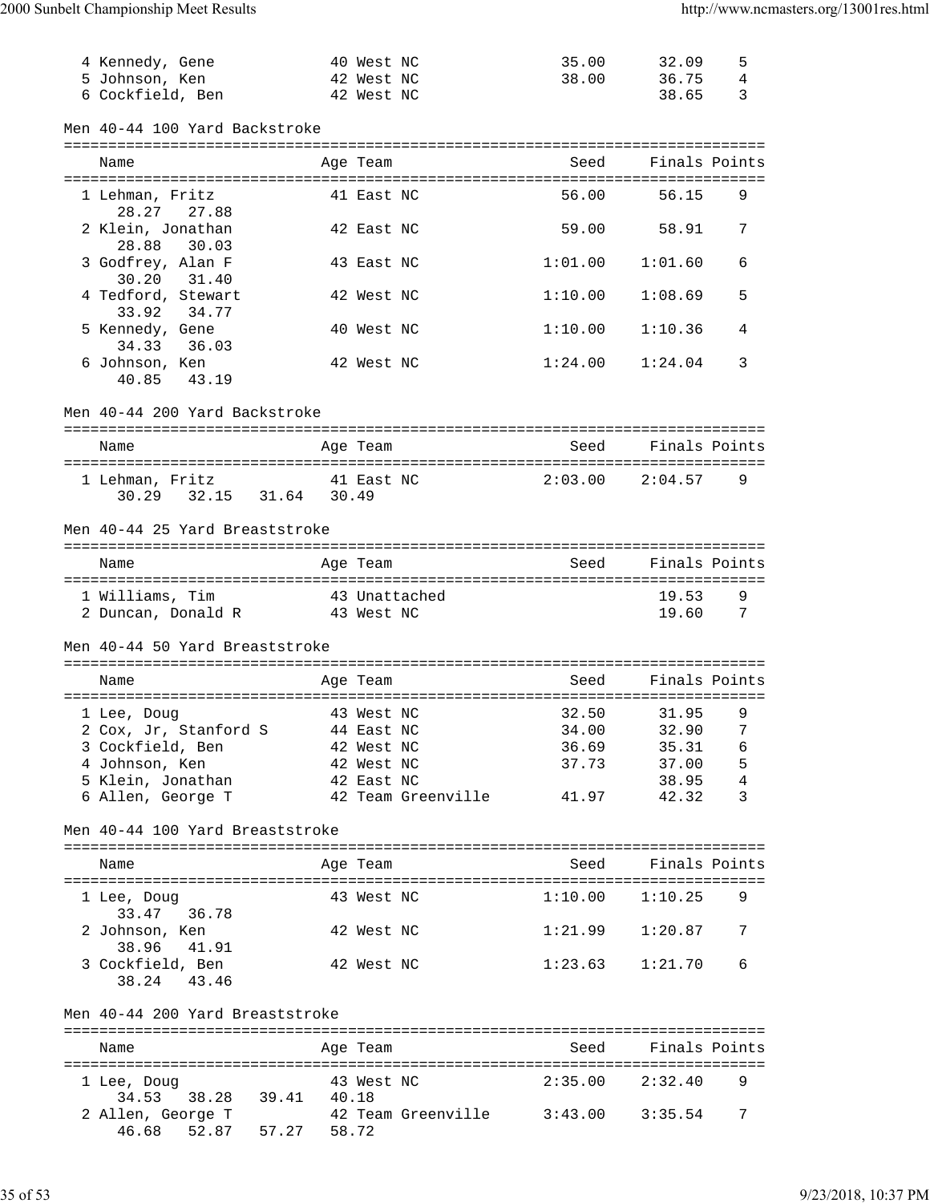| | | | | | |
|---|---|---|---|---|---|
| 4 Kennedy, Gene | 40 West NC | 35.00 | 32.09 | 5 |
| 5 Johnson, Ken | 42 West NC | 38.00 | 36.75 | 4 |
| 6 Cockfield, Ben | 42 West NC | | 38.65 | 3 |

Men 40-44 100 Yard Backstroke

| Name | Age Team | Seed | Finals | Points |
|---|---|---|---|---|
| 1 Lehman, Fritz | 41 East NC | 56.00 | 56.15 | 9 |
| 28.27 27.88 | | | | |
| 2 Klein, Jonathan | 42 East NC | 59.00 | 58.91 | 7 |
| 28.88 30.03 | | | | |
| 3 Godfrey, Alan F | 43 East NC | 1:01.00 | 1:01.60 | 6 |
| 30.20 31.40 | | | | |
| 4 Tedford, Stewart | 42 West NC | 1:10.00 | 1:08.69 | 5 |
| 33.92 34.77 | | | | |
| 5 Kennedy, Gene | 40 West NC | 1:10.00 | 1:10.36 | 4 |
| 34.33 36.03 | | | | |
| 6 Johnson, Ken | 42 West NC | 1:24.00 | 1:24.04 | 3 |
| 40.85 43.19 | | | | |

Men 40-44 200 Yard Backstroke

| Name | Age Team | Seed | Finals | Points |
|---|---|---|---|---|
| 1 Lehman, Fritz | 41 East NC | 2:03.00 | 2:04.57 | 9 |
| 30.29 32.15 31.64 30.49 | | | | |

Men 40-44 25 Yard Breaststroke

| Name | Age Team | Seed | Finals | Points |
|---|---|---|---|---|
| 1 Williams, Tim | 43 Unattached | | 19.53 | 9 |
| 2 Duncan, Donald R | 43 West NC | | 19.60 | 7 |

Men 40-44 50 Yard Breaststroke

| Name | Age Team | Seed | Finals | Points |
|---|---|---|---|---|
| 1 Lee, Doug | 43 West NC | 32.50 | 31.95 | 9 |
| 2 Cox, Jr, Stanford S | 44 East NC | 34.00 | 32.90 | 7 |
| 3 Cockfield, Ben | 42 West NC | 36.69 | 35.31 | 6 |
| 4 Johnson, Ken | 42 West NC | 37.73 | 37.00 | 5 |
| 5 Klein, Jonathan | 42 East NC | | 38.95 | 4 |
| 6 Allen, George T | 42 Team Greenville | 41.97 | 42.32 | 3 |

Men 40-44 100 Yard Breaststroke

| Name | Age Team | Seed | Finals | Points |
|---|---|---|---|---|
| 1 Lee, Doug | 43 West NC | 1:10.00 | 1:10.25 | 9 |
| 33.47 36.78 | | | | |
| 2 Johnson, Ken | 42 West NC | 1:21.99 | 1:20.87 | 7 |
| 38.96 41.91 | | | | |
| 3 Cockfield, Ben | 42 West NC | 1:23.63 | 1:21.70 | 6 |
| 38.24 43.46 | | | | |

Men 40-44 200 Yard Breaststroke

| Name | Age Team | Seed | Finals | Points |
|---|---|---|---|---|
| 1 Lee, Doug | 43 West NC | 2:35.00 | 2:32.40 | 9 |
| 34.53 38.28 39.41 40.18 | | | | |
| 2 Allen, George T | 42 Team Greenville | 3:43.00 | 3:35.54 | 7 |
| 46.68 52.87 57.27 58.72 | | | | |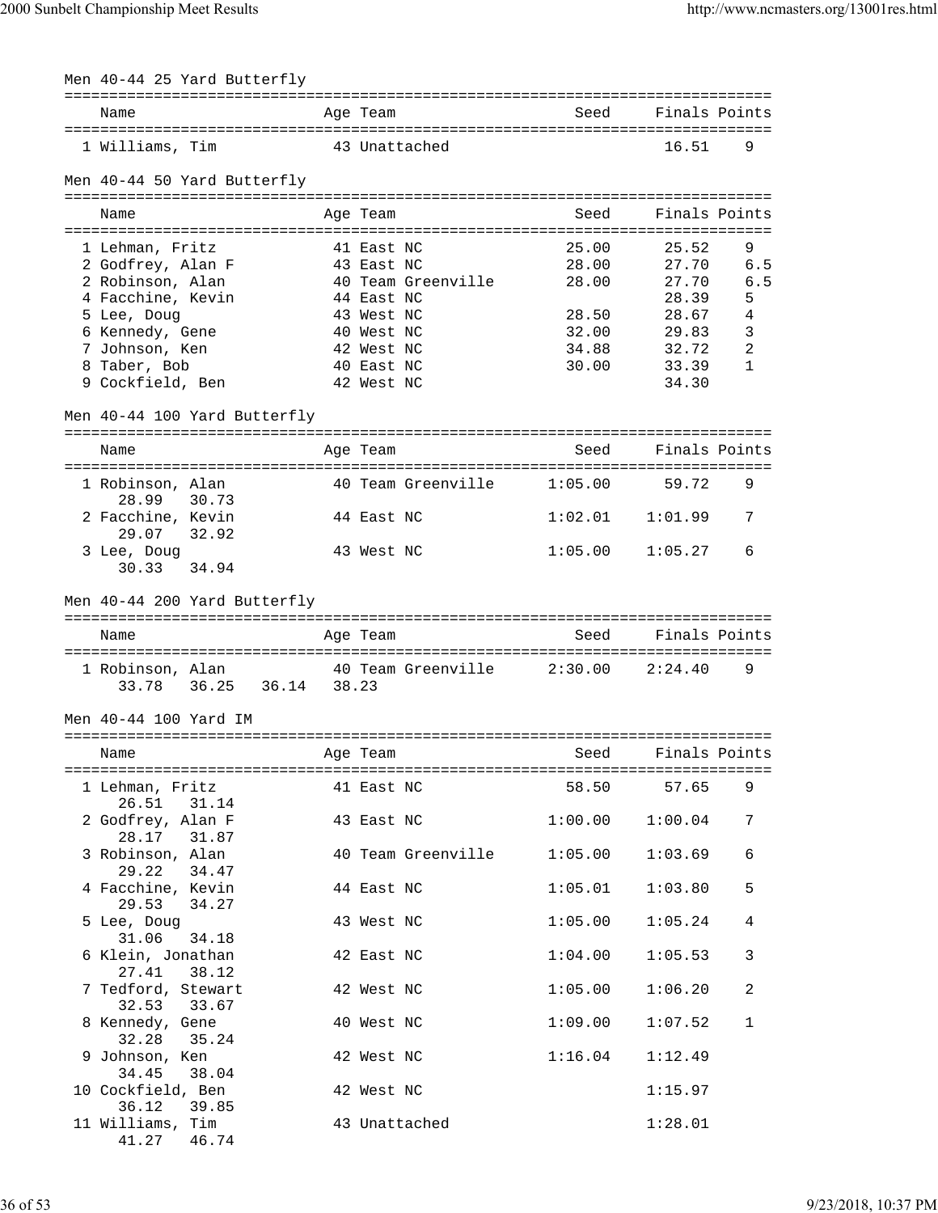Men 40-44 25 Yard Butterfly

| Name | Age | Team | Seed | Finals | Points |
|---|---|---|---|---|---|
| 1 Williams, Tim | 43 | Unattached | | 16.51 | 9 |

Men 40-44 50 Yard Butterfly

| Name | Age | Team | Seed | Finals | Points |
|---|---|---|---|---|---|
| 1 Lehman, Fritz | 41 | East NC | 25.00 | 25.52 | 9 |
| 2 Godfrey, Alan F | 43 | East NC | 28.00 | 27.70 | 6.5 |
| 2 Robinson, Alan | 40 | Team Greenville | 28.00 | 27.70 | 6.5 |
| 4 Facchine, Kevin | 44 | East NC | | 28.39 | 5 |
| 5 Lee, Doug | 43 | West NC | 28.50 | 28.67 | 4 |
| 6 Kennedy, Gene | 40 | West NC | 32.00 | 29.83 | 3 |
| 7 Johnson, Ken | 42 | West NC | 34.88 | 32.72 | 2 |
| 8 Taber, Bob | 40 | East NC | 30.00 | 33.39 | 1 |
| 9 Cockfield, Ben | 42 | West NC | | 34.30 | |

Men 40-44 100 Yard Butterfly

| Name | Age | Team | Seed | Finals | Points |
|---|---|---|---|---|---|
| 1 Robinson, Alan | 40 | Team Greenville | 1:05.00 | 59.72 | 9 |
| 28.99 30.73 | | | | | |
| 2 Facchine, Kevin | 44 | East NC | 1:02.01 | 1:01.99 | 7 |
| 29.07 32.92 | | | | | |
| 3 Lee, Doug | 43 | West NC | 1:05.00 | 1:05.27 | 6 |
| 30.33 34.94 | | | | | |

Men 40-44 200 Yard Butterfly

| Name | Age | Team | Seed | Finals | Points |
|---|---|---|---|---|---|
| 1 Robinson, Alan | 40 | Team Greenville | 2:30.00 | 2:24.40 | 9 |
| 33.78 36.25 36.14 38.23 | | | | | |

Men 40-44 100 Yard IM

| Name | Age | Team | Seed | Finals | Points |
|---|---|---|---|---|---|
| 1 Lehman, Fritz | 41 | East NC | 58.50 | 57.65 | 9 |
| 26.51 31.14 | | | | | |
| 2 Godfrey, Alan F | 43 | East NC | 1:00.00 | 1:00.04 | 7 |
| 28.17 31.87 | | | | | |
| 3 Robinson, Alan | 40 | Team Greenville | 1:05.00 | 1:03.69 | 6 |
| 29.22 34.47 | | | | | |
| 4 Facchine, Kevin | 44 | East NC | 1:05.01 | 1:03.80 | 5 |
| 29.53 34.27 | | | | | |
| 5 Lee, Doug | 43 | West NC | 1:05.00 | 1:05.24 | 4 |
| 31.06 34.18 | | | | | |
| 6 Klein, Jonathan | 42 | East NC | 1:04.00 | 1:05.53 | 3 |
| 27.41 38.12 | | | | | |
| 7 Tedford, Stewart | 42 | West NC | 1:05.00 | 1:06.20 | 2 |
| 32.53 33.67 | | | | | |
| 8 Kennedy, Gene | 40 | West NC | 1:09.00 | 1:07.52 | 1 |
| 32.28 35.24 | | | | | |
| 9 Johnson, Ken | 42 | West NC | 1:16.04 | 1:12.49 | |
| 34.45 38.04 | | | | | |
| 10 Cockfield, Ben | 42 | West NC | | 1:15.97 | |
| 36.12 39.85 | | | | | |
| 11 Williams, Tim | 43 | Unattached | | 1:28.01 | |
| 41.27 46.74 | | | | | |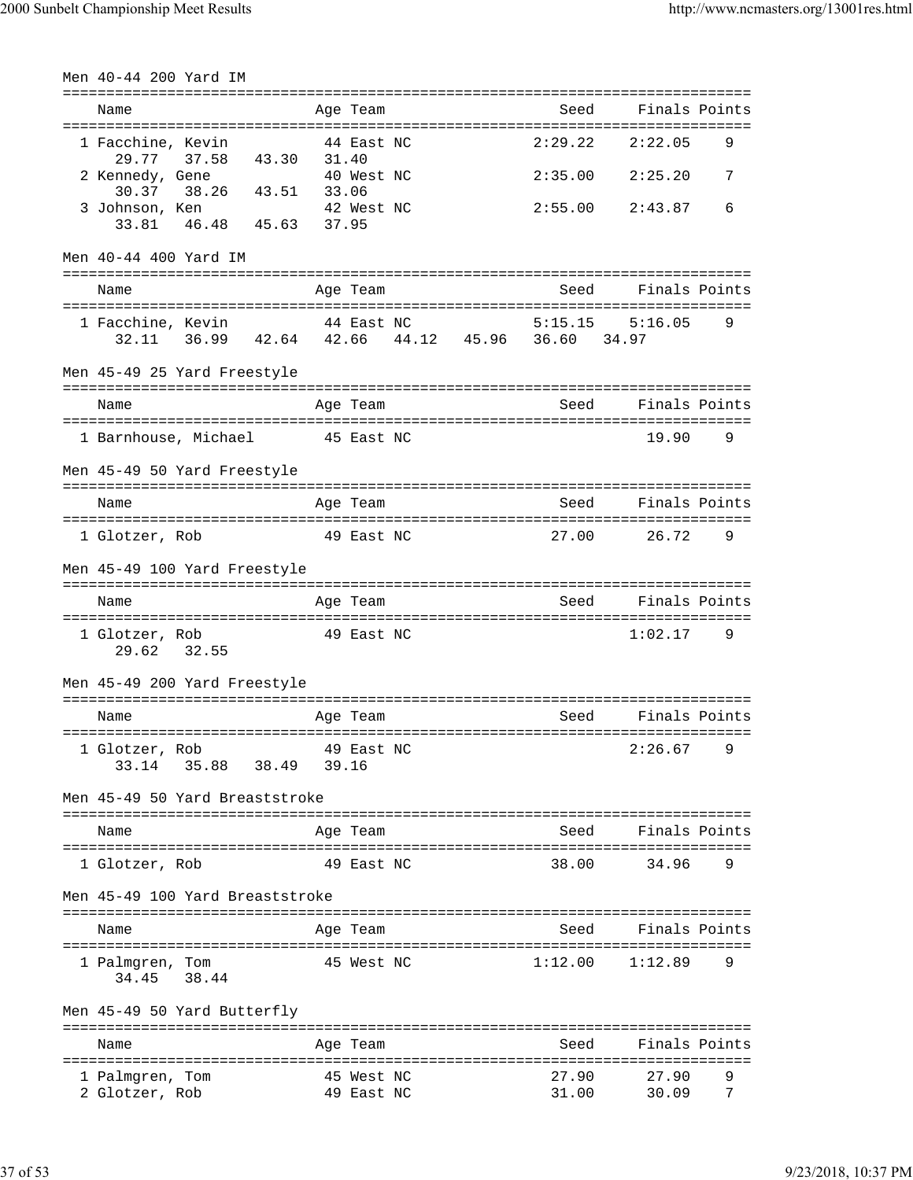Men 40-44 200 Yard IM

| Name | Age | Team | Seed | Finals | Points |
|---|---|---|---|---|---|
| 1 Facchine, Kevin | 44 | East NC | 2:29.22 | 2:22.05 | 9 |
| 29.77 37.58 43.30 31.40 | | | | | |
| 2 Kennedy, Gene | 40 | West NC | 2:35.00 | 2:25.20 | 7 |
| 30.37 38.26 43.51 33.06 | | | | | |
| 3 Johnson, Ken | 42 | West NC | 2:55.00 | 2:43.87 | 6 |
| 33.81 46.48 45.63 37.95 | | | | | |

Men 40-44 400 Yard IM

| Name | Age | Team | Seed | Finals | Points |
|---|---|---|---|---|---|
| 1 Facchine, Kevin | 44 | East NC | 5:15.15 | 5:16.05 | 9 |
| 32.11 36.99 42.64 42.66 44.12 45.96 36.60 34.97 | | | | | |

Men 45-49 25 Yard Freestyle

| Name | Age | Team | Seed | Finals | Points |
|---|---|---|---|---|---|
| 1 Barnhouse, Michael | 45 | East NC | | 19.90 | 9 |

Men 45-49 50 Yard Freestyle

| Name | Age | Team | Seed | Finals | Points |
|---|---|---|---|---|---|
| 1 Glotzer, Rob | 49 | East NC | 27.00 | 26.72 | 9 |

Men 45-49 100 Yard Freestyle

| Name | Age | Team | Seed | Finals | Points |
|---|---|---|---|---|---|
| 1 Glotzer, Rob | 49 | East NC | | 1:02.17 | 9 |
| 29.62 32.55 | | | | | |

Men 45-49 200 Yard Freestyle

| Name | Age | Team | Seed | Finals | Points |
|---|---|---|---|---|---|
| 1 Glotzer, Rob | 49 | East NC | | 2:26.67 | 9 |
| 33.14 35.88 38.49 39.16 | | | | | |

Men 45-49 50 Yard Breaststroke

| Name | Age | Team | Seed | Finals | Points |
|---|---|---|---|---|---|
| 1 Glotzer, Rob | 49 | East NC | 38.00 | 34.96 | 9 |

Men 45-49 100 Yard Breaststroke

| Name | Age | Team | Seed | Finals | Points |
|---|---|---|---|---|---|
| 1 Palmgren, Tom | 45 | West NC | 1:12.00 | 1:12.89 | 9 |
| 34.45 38.44 | | | | | |

Men 45-49 50 Yard Butterfly

| Name | Age | Team | Seed | Finals | Points |
|---|---|---|---|---|---|
| 1 Palmgren, Tom | 45 | West NC | 27.90 | 27.90 | 9 |
| 2 Glotzer, Rob | 49 | East NC | 31.00 | 30.09 | 7 |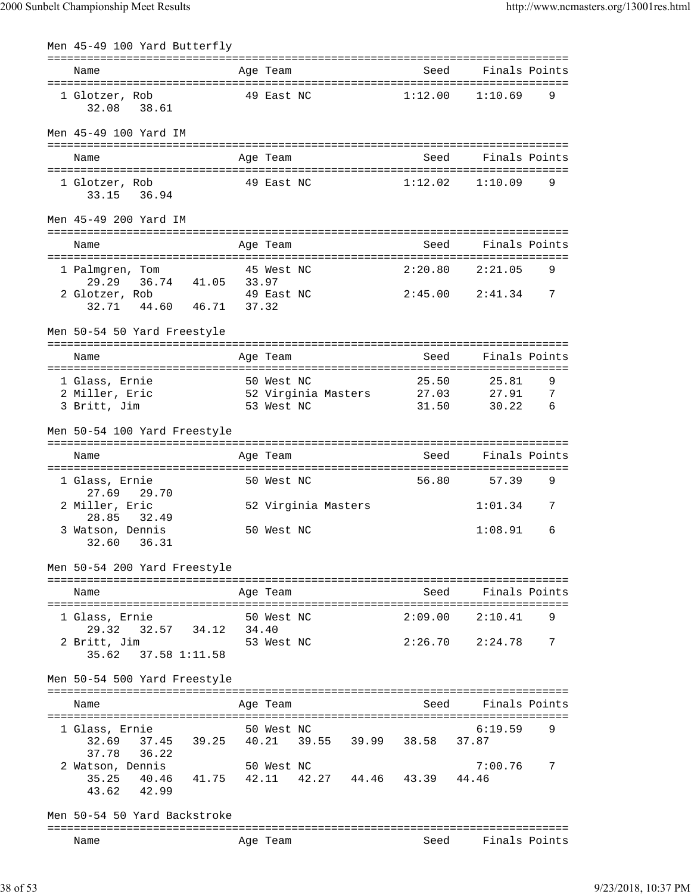Men 45-49 100 Yard Butterfly

| Name | Age | Team | Seed | Finals | Points |
|---|---|---|---|---|---|
| 1 Glotzer, Rob | 49 | East NC | 1:12.00 | 1:10.69 | 9 |
| 32.08 38.61 | | | | | |

Men 45-49 100 Yard IM

| Name | Age | Team | Seed | Finals | Points |
|---|---|---|---|---|---|
| 1 Glotzer, Rob | 49 | East NC | 1:12.02 | 1:10.09 | 9 |
| 33.15 36.94 | | | | | |

Men 45-49 200 Yard IM

| Name | Age | Team | Seed | Finals | Points |
|---|---|---|---|---|---|
| 1 Palmgren, Tom | 45 | West NC | 2:20.80 | 2:21.05 | 9 |
| 29.29 36.74 41.05 33.97 | | | | | |
| 2 Glotzer, Rob | 49 | East NC | 2:45.00 | 2:41.34 | 7 |
| 32.71 44.60 46.71 37.32 | | | | | |

Men 50-54 50 Yard Freestyle

| Name | Age | Team | Seed | Finals | Points |
|---|---|---|---|---|---|
| 1 Glass, Ernie | 50 | West NC | 25.50 | 25.81 | 9 |
| 2 Miller, Eric | 52 | Virginia Masters | 27.03 | 27.91 | 7 |
| 3 Britt, Jim | 53 | West NC | 31.50 | 30.22 | 6 |

Men 50-54 100 Yard Freestyle

| Name | Age | Team | Seed | Finals | Points |
|---|---|---|---|---|---|
| 1 Glass, Ernie | 50 | West NC | 56.80 | 57.39 | 9 |
| 27.69 29.70 | | | | | |
| 2 Miller, Eric | 52 | Virginia Masters | | 1:01.34 | 7 |
| 28.85 32.49 | | | | | |
| 3 Watson, Dennis | 50 | West NC | | 1:08.91 | 6 |
| 32.60 36.31 | | | | | |

Men 50-54 200 Yard Freestyle

| Name | Age | Team | Seed | Finals | Points |
|---|---|---|---|---|---|
| 1 Glass, Ernie | 50 | West NC | 2:09.00 | 2:10.41 | 9 |
| 29.32 32.57 34.12 34.40 | | | | | |
| 2 Britt, Jim | 53 | West NC | 2:26.70 | 2:24.78 | 7 |
| 35.62 37.58 1:11.58 | | | | | |

Men 50-54 500 Yard Freestyle

| Name | Age | Team | Seed | Finals | Points |
|---|---|---|---|---|---|
| 1 Glass, Ernie | 50 | West NC | | 6:19.59 | 9 |
| 32.69 37.45 39.25 40.21 39.55 39.99 38.58 37.87 37.78 36.22 | | | | | |
| 2 Watson, Dennis | 50 | West NC | | 7:00.76 | 7 |
| 35.25 40.46 41.75 42.11 42.27 44.46 43.39 44.46 43.62 42.99 | | | | | |

Men 50-54 50 Yard Backstroke

| Name | Age | Team | Seed | Finals | Points |
|---|---|---|---|---|---|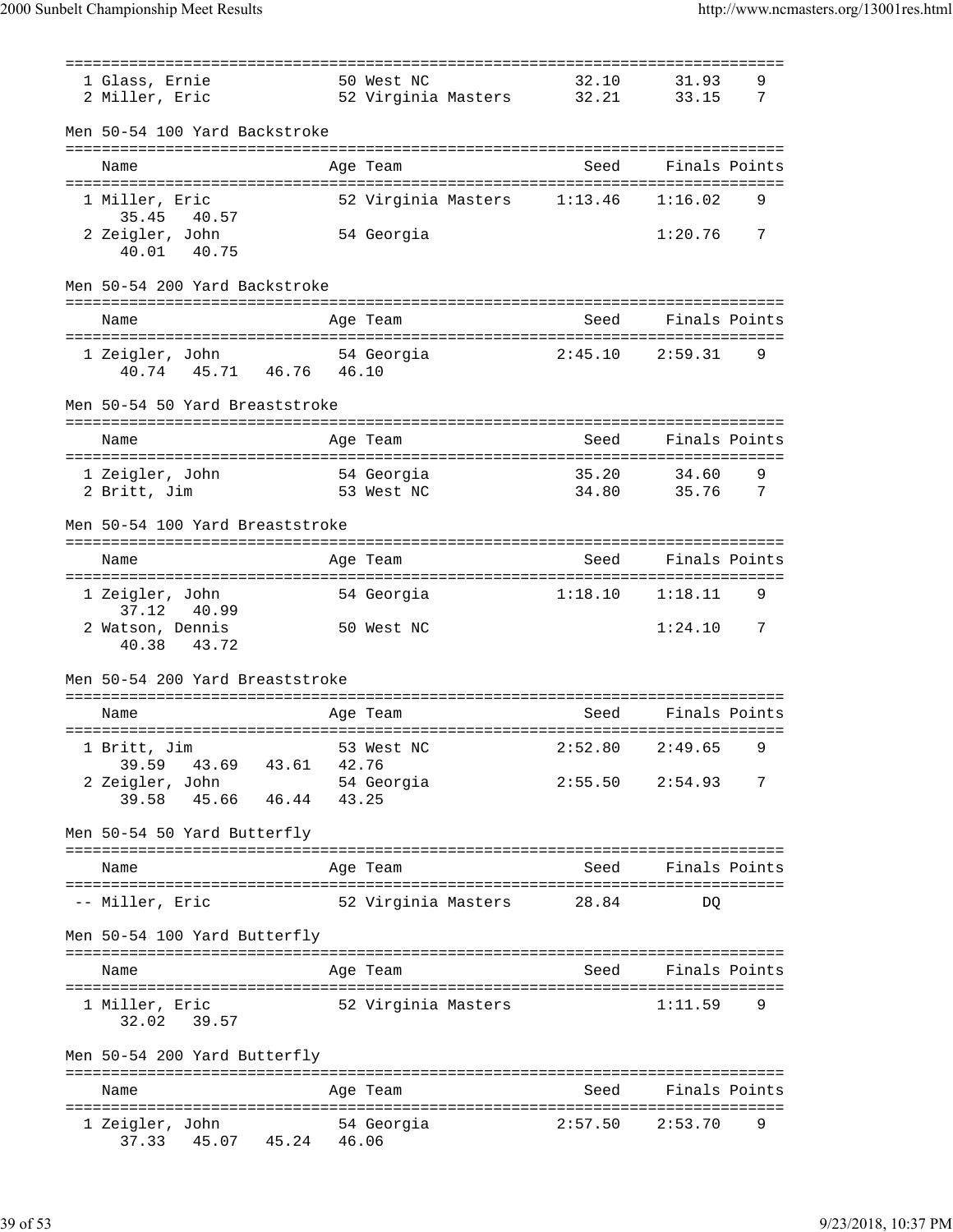| | | | | | | |
|---|---|---|---|---|---|---|
| 1 | Glass, Ernie | 50 | West NC | 32.10 | 31.93 | 9 |
| 2 | Miller, Eric | 52 | Virginia Masters | 32.21 | 33.15 | 7 |

Men 50-54 100 Yard Backstroke

| | Name | Age | Team | Seed | Finals | Points |
|---|---|---|---|---|---|---|
| 1 | Miller, Eric | 52 | Virginia Masters | 1:13.46 | 1:16.02 | 9 |
| | 35.45 40.57 | | | | | |
| 2 | Zeigler, John | 54 | Georgia | | 1:20.76 | 7 |
| | 40.01 40.75 | | | | | |

Men 50-54 200 Yard Backstroke

| | Name | Age | Team | Seed | Finals | Points |
|---|---|---|---|---|---|---|
| 1 | Zeigler, John | 54 | Georgia | 2:45.10 | 2:59.31 | 9 |
| | 40.74 45.71 46.76 46.10 | | | | | |

Men 50-54 50 Yard Breaststroke

| | Name | Age | Team | Seed | Finals | Points |
|---|---|---|---|---|---|---|
| 1 | Zeigler, John | 54 | Georgia | 35.20 | 34.60 | 9 |
| 2 | Britt, Jim | 53 | West NC | 34.80 | 35.76 | 7 |

Men 50-54 100 Yard Breaststroke

| | Name | Age | Team | Seed | Finals | Points |
|---|---|---|---|---|---|---|
| 1 | Zeigler, John | 54 | Georgia | 1:18.10 | 1:18.11 | 9 |
| | 37.12 40.99 | | | | | |
| 2 | Watson, Dennis | 50 | West NC | | 1:24.10 | 7 |
| | 40.38 43.72 | | | | | |

Men 50-54 200 Yard Breaststroke

| | Name | Age | Team | Seed | Finals | Points |
|---|---|---|---|---|---|---|
| 1 | Britt, Jim | 53 | West NC | 2:52.80 | 2:49.65 | 9 |
| | 39.59 43.69 43.61 42.76 | | | | | |
| 2 | Zeigler, John | 54 | Georgia | 2:55.50 | 2:54.93 | 7 |
| | 39.58 45.66 46.44 43.25 | | | | | |

Men 50-54 50 Yard Butterfly

| | Name | Age | Team | Seed | Finals | Points |
|---|---|---|---|---|---|---|
| -- | Miller, Eric | 52 | Virginia Masters | 28.84 | DQ | |

Men 50-54 100 Yard Butterfly

| | Name | Age | Team | Seed | Finals | Points |
|---|---|---|---|---|---|---|
| 1 | Miller, Eric | 52 | Virginia Masters | | 1:11.59 | 9 |
| | 32.02 39.57 | | | | | |

Men 50-54 200 Yard Butterfly

| | Name | Age | Team | Seed | Finals | Points |
|---|---|---|---|---|---|---|
| 1 | Zeigler, John | 54 | Georgia | 2:57.50 | 2:53.70 | 9 |
| | 37.33 45.07 45.24 46.06 | | | | | |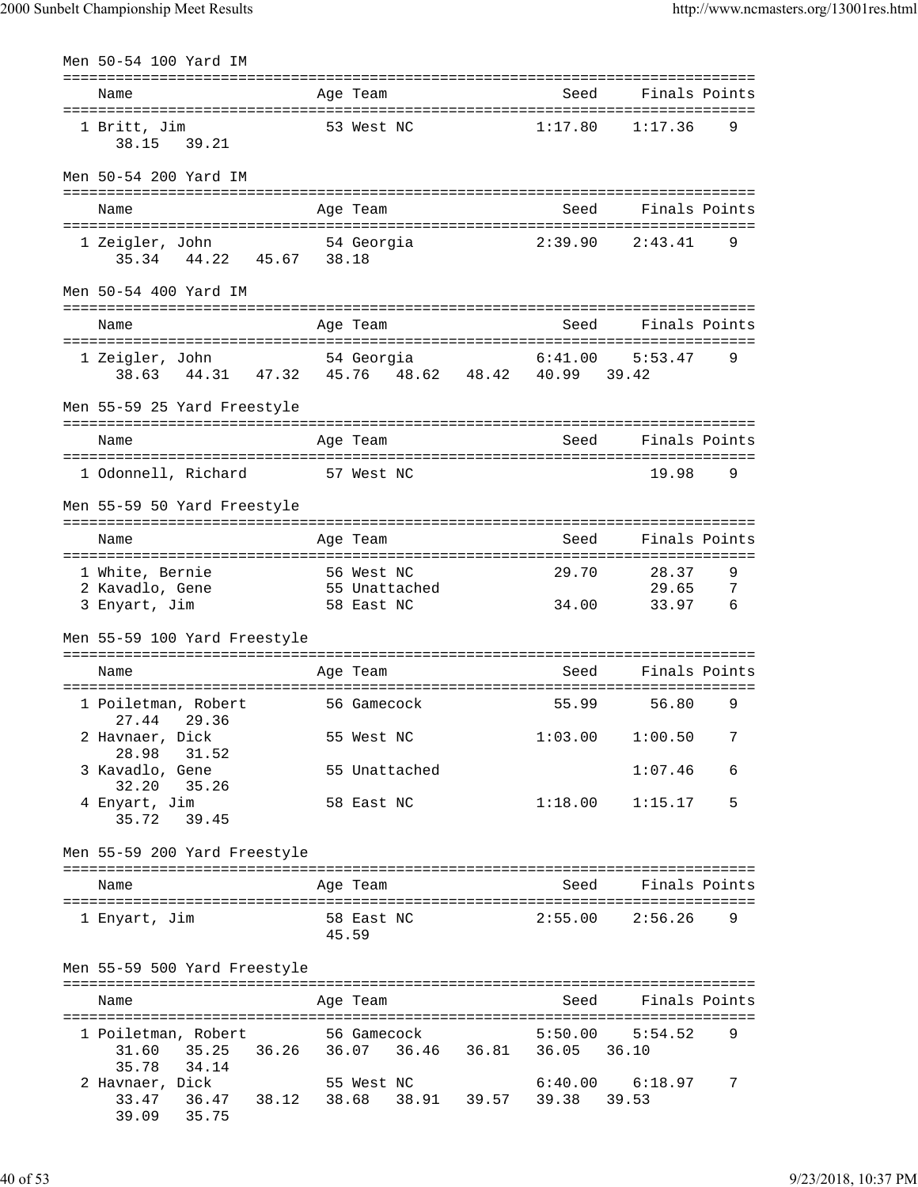Men 50-54 100 Yard IM

| Name | Age | Team | Seed | Finals | Points |
|---|---|---|---|---|---|
| 1 Britt, Jim | 53 | West NC | 1:17.80 | 1:17.36 | 9 |
| 38.15 39.21 | | | | | |

Men 50-54 200 Yard IM

| Name | Age | Team | Seed | Finals | Points |
|---|---|---|---|---|---|
| 1 Zeigler, John | 54 | Georgia | 2:39.90 | 2:43.41 | 9 |
| 35.34 44.22 45.67 38.18 | | | | | |

Men 50-54 400 Yard IM

| Name | Age | Team | Seed | Finals | Points |
|---|---|---|---|---|---|
| 1 Zeigler, John | 54 | Georgia | 6:41.00 | 5:53.47 | 9 |
| 38.63 44.31 47.32 45.76 48.62 48.42 40.99 39.42 | | | | | |

Men 55-59 25 Yard Freestyle

| Name | Age | Team | Seed | Finals | Points |
|---|---|---|---|---|---|
| 1 Odonnell, Richard | 57 | West NC | | 19.98 | 9 |

Men 55-59 50 Yard Freestyle

| Name | Age | Team | Seed | Finals | Points |
|---|---|---|---|---|---|
| 1 White, Bernie | 56 | West NC | 29.70 | 28.37 | 9 |
| 2 Kavadlo, Gene | 55 | Unattached | | 29.65 | 7 |
| 3 Enyart, Jim | 58 | East NC | 34.00 | 33.97 | 6 |

Men 55-59 100 Yard Freestyle

| Name | Age | Team | Seed | Finals | Points |
|---|---|---|---|---|---|
| 1 Poiletman, Robert | 56 | Gamecock | 55.99 | 56.80 | 9 |
| 27.44 29.36 | | | | | |
| 2 Havnaer, Dick | 55 | West NC | 1:03.00 | 1:00.50 | 7 |
| 28.98 31.52 | | | | | |
| 3 Kavadlo, Gene | 55 | Unattached | | 1:07.46 | 6 |
| 32.20 35.26 | | | | | |
| 4 Enyart, Jim | 58 | East NC | 1:18.00 | 1:15.17 | 5 |
| 35.72 39.45 | | | | | |

Men 55-59 200 Yard Freestyle

| Name | Age | Team | Seed | Finals | Points |
|---|---|---|---|---|---|
| 1 Enyart, Jim | 58 | East NC | 2:55.00 | 2:56.26 | 9 |
| 45.59 | | | | | |

Men 55-59 500 Yard Freestyle

| Name | Age | Team | Seed | Finals | Points |
|---|---|---|---|---|---|
| 1 Poiletman, Robert | 56 | Gamecock | 5:50.00 | 5:54.52 | 9 |
| 31.60 35.25 36.26 36.07 36.46 36.81 36.05 36.10 35.78 34.14 | | | | | |
| 2 Havnaer, Dick | 55 | West NC | 6:40.00 | 6:18.97 | 7 |
| 33.47 36.47 38.12 38.68 38.91 39.57 39.38 39.53 39.09 35.75 | | | | | |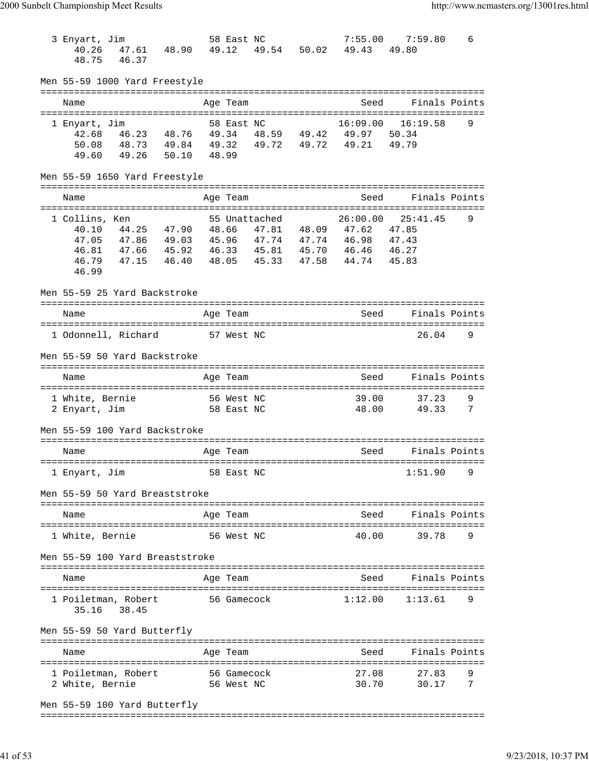```
  3 Enyart, Jim               58 East NC             7:55.00    7:59.80    6
     40.26   47.61   48.90   49.12   49.54   50.02   49.43   49.80
     48.75   46.37
```

Men 55-59 1000 Yard Freestyle

```
===============================================================================
    Name                    Age Team                    Seed     Finals Points
===============================================================================
  1 Enyart, Jim              58 East NC             16:09.00   16:19.58    9
     42.68   46.23   48.76   49.34   48.59   49.42   49.97   50.34
     50.08   48.73   49.84   49.32   49.72   49.72   49.21   49.79
     49.60   49.26   50.10   48.99
```

Men 55-59 1650 Yard Freestyle

```
===============================================================================
    Name                    Age Team                    Seed     Finals Points
===============================================================================
  1 Collins, Ken             55 Unattached          26:00.00   25:41.45    9
     40.10   44.25   47.90   48.66   47.81   48.09   47.62   47.85
     47.05   47.86   49.03   45.96   47.74   47.74   46.98   47.43
     46.81   47.66   45.92   46.33   45.81   45.70   46.46   46.27
     46.79   47.15   46.40   48.05   45.33   47.58   44.74   45.83
     46.99
```

Men 55-59 25 Yard Backstroke

```
===============================================================================
    Name                    Age Team                    Seed     Finals Points
===============================================================================
  1 Odonnell, Richard        57 West NC                              26.04    9
```

Men 55-59 50 Yard Backstroke

```
===============================================================================
    Name                    Age Team                    Seed     Finals Points
===============================================================================
  1 White, Bernie            56 West NC                39.00      37.23    9
  2 Enyart, Jim              58 East NC                48.00      49.33    7
```

Men 55-59 100 Yard Backstroke

```
===============================================================================
    Name                    Age Team                    Seed     Finals Points
===============================================================================
  1 Enyart, Jim              58 East NC                             1:51.90    9
```

Men 55-59 50 Yard Breaststroke

```
===============================================================================
    Name                    Age Team                    Seed     Finals Points
===============================================================================
  1 White, Bernie            56 West NC                40.00      39.78    9
```

Men 55-59 100 Yard Breaststroke

```
===============================================================================
    Name                    Age Team                    Seed     Finals Points
===============================================================================
  1 Poiletman, Robert        56 Gamecock             1:12.00    1:13.61    9
     35.16   38.45
```

Men 55-59 50 Yard Butterfly

```
===============================================================================
    Name                    Age Team                    Seed     Finals Points
===============================================================================
  1 Poiletman, Robert        56 Gamecock               27.08      27.83    9
  2 White, Bernie            56 West NC                30.70      30.17    7
```

Men 55-59 100 Yard Butterfly

```
===============================================================================
```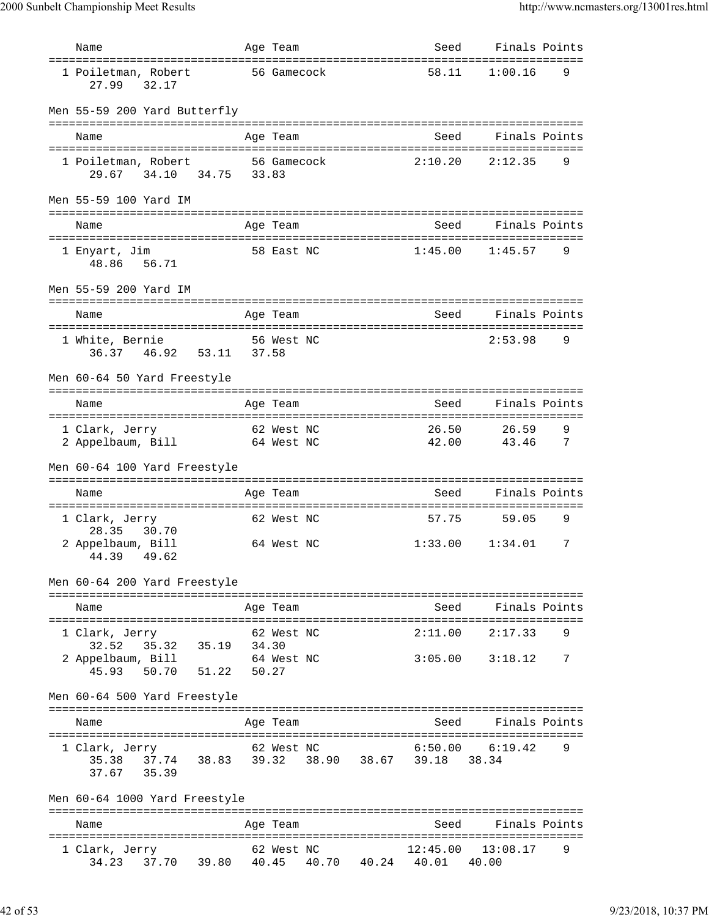| Name | Age | Team | Seed | Finals | Points |
|---|---|---|---|---|---|
| 1 Poiletman, Robert | 56 | Gamecock | 58.11 | 1:00.16 | 9 |
| 27.99 32.17 | | | | | |

Men 55-59 200 Yard Butterfly

| Name | Age | Team | Seed | Finals | Points |
|---|---|---|---|---|---|
| 1 Poiletman, Robert | 56 | Gamecock | 2:10.20 | 2:12.35 | 9 |
| 29.67 34.10 34.75 33.83 | | | | | |

Men 55-59 100 Yard IM

| Name | Age | Team | Seed | Finals | Points |
|---|---|---|---|---|---|
| 1 Enyart, Jim | 58 | East NC | 1:45.00 | 1:45.57 | 9 |
| 48.86 56.71 | | | | | |

Men 55-59 200 Yard IM

| Name | Age | Team | Seed | Finals | Points |
|---|---|---|---|---|---|
| 1 White, Bernie | 56 | West NC | | 2:53.98 | 9 |
| 36.37 46.92 53.11 37.58 | | | | | |

Men 60-64 50 Yard Freestyle

| Name | Age | Team | Seed | Finals | Points |
|---|---|---|---|---|---|
| 1 Clark, Jerry | 62 | West NC | 26.50 | 26.59 | 9 |
| 2 Appelbaum, Bill | 64 | West NC | 42.00 | 43.46 | 7 |

Men 60-64 100 Yard Freestyle

| Name | Age | Team | Seed | Finals | Points |
|---|---|---|---|---|---|
| 1 Clark, Jerry | 62 | West NC | 57.75 | 59.05 | 9 |
| 28.35 30.70 | | | | | |
| 2 Appelbaum, Bill | 64 | West NC | 1:33.00 | 1:34.01 | 7 |
| 44.39 49.62 | | | | | |

Men 60-64 200 Yard Freestyle

| Name | Age | Team | Seed | Finals | Points |
|---|---|---|---|---|---|
| 1 Clark, Jerry | 62 | West NC | 2:11.00 | 2:17.33 | 9 |
| 32.52 35.32 35.19 34.30 | | | | | |
| 2 Appelbaum, Bill | 64 | West NC | 3:05.00 | 3:18.12 | 7 |
| 45.93 50.70 51.22 50.27 | | | | | |

Men 60-64 500 Yard Freestyle

| Name | Age | Team | Seed | Finals | Points |
|---|---|---|---|---|---|
| 1 Clark, Jerry | 62 | West NC | 6:50.00 | 6:19.42 | 9 |
| 35.38 37.74 38.83 39.32 38.90 38.67 39.18 38.34 | | | | | |
| 37.67 35.39 | | | | | |

Men 60-64 1000 Yard Freestyle

| Name | Age | Team | Seed | Finals | Points |
|---|---|---|---|---|---|
| 1 Clark, Jerry | 62 | West NC | 12:45.00 | 13:08.17 | 9 |
| 34.23 37.70 39.80 40.45 40.70 40.24 40.01 40.00 | | | | | |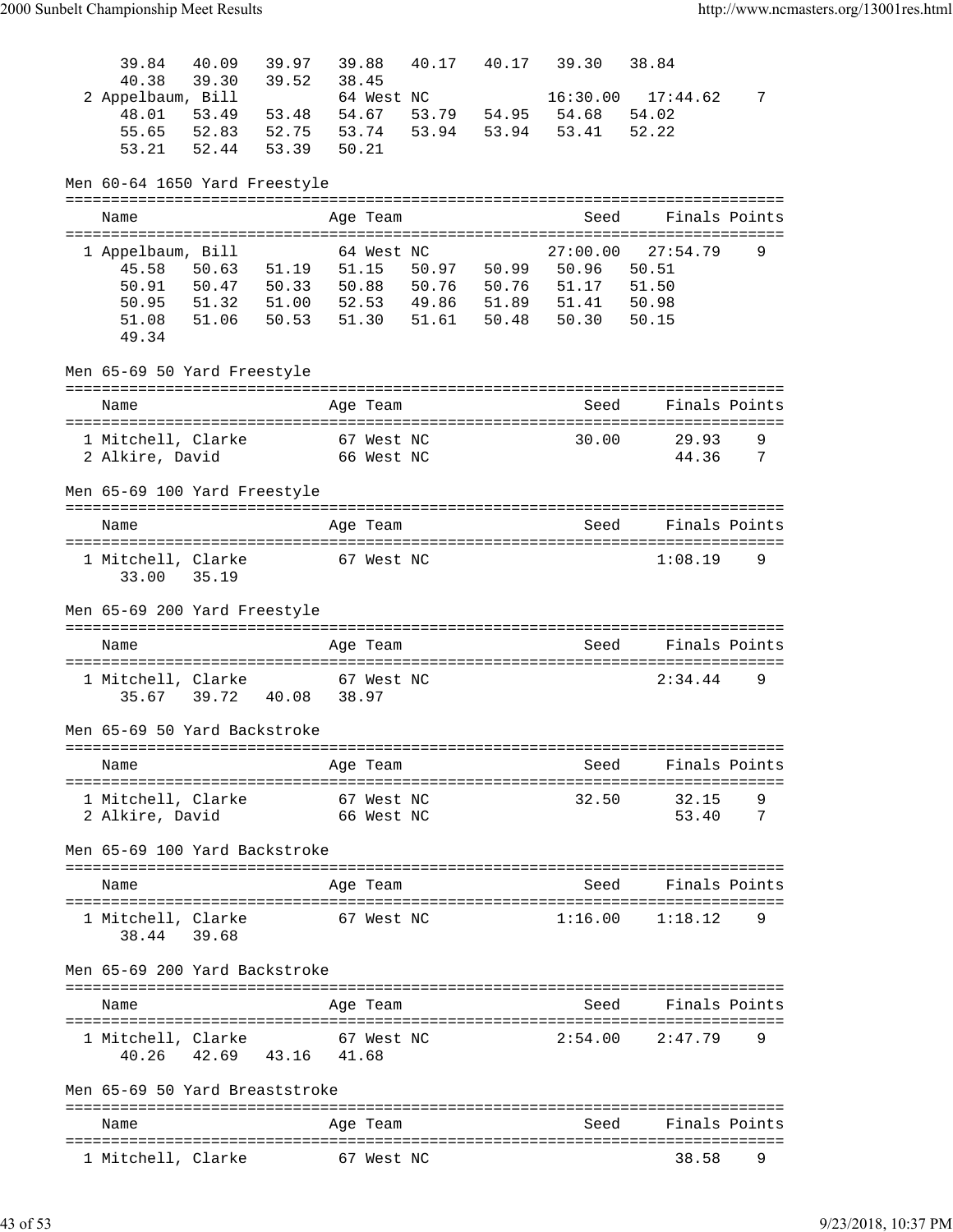```
     39.84   40.09   39.97   39.88   40.17   40.17   39.30   38.84
     40.38   39.30   39.52   38.45
  2 Appelbaum, Bill           64 West NC            16:30.00   17:44.62    7
     48.01   53.49   53.48   54.67   53.79   54.95   54.68   54.02
     55.65   52.83   52.75   53.74   53.94   53.94   53.41   52.22
     53.21   52.44   53.39   50.21
```

Men 60-64 1650 Yard Freestyle

```
===============================================================================
    Name                    Age Team                    Seed     Finals Points
===============================================================================
  1 Appelbaum, Bill           64 West NC            27:00.00   27:54.79    9
     45.58   50.63   51.19   51.15   50.97   50.99   50.96   50.51
     50.91   50.47   50.33   50.88   50.76   50.76   51.17   51.50
     50.95   51.32   51.00   52.53   49.86   51.89   51.41   50.98
     51.08   51.06   50.53   51.30   51.61   50.48   50.30   50.15
     49.34
```

Men 65-69 50 Yard Freestyle

```
===============================================================================
    Name                    Age Team                    Seed     Finals Points
===============================================================================
  1 Mitchell, Clarke          67 West NC               30.00      29.93    9
  2 Alkire, David             66 West NC                          44.36    7
```

Men 65-69 100 Yard Freestyle

```
===============================================================================
    Name                    Age Team                    Seed     Finals Points
===============================================================================
  1 Mitchell, Clarke          67 West NC                        1:08.19    9
     33.00   35.19
```

Men 65-69 200 Yard Freestyle

```
===============================================================================
    Name                    Age Team                    Seed     Finals Points
===============================================================================
  1 Mitchell, Clarke          67 West NC                        2:34.44    9
     35.67   39.72   40.08   38.97
```

Men 65-69 50 Yard Backstroke

```
===============================================================================
    Name                    Age Team                    Seed     Finals Points
===============================================================================
  1 Mitchell, Clarke          67 West NC               32.50      32.15    9
  2 Alkire, David             66 West NC                          53.40    7
```

Men 65-69 100 Yard Backstroke

```
===============================================================================
    Name                    Age Team                    Seed     Finals Points
===============================================================================
  1 Mitchell, Clarke          67 West NC             1:16.00    1:18.12    9
     38.44   39.68
```

Men 65-69 200 Yard Backstroke

```
===============================================================================
    Name                    Age Team                    Seed     Finals Points
===============================================================================
  1 Mitchell, Clarke          67 West NC             2:54.00    2:47.79    9
     40.26   42.69   43.16   41.68
```

Men 65-69 50 Yard Breaststroke

```
===============================================================================
    Name                    Age Team                    Seed     Finals Points
===============================================================================
  1 Mitchell, Clarke          67 West NC                          38.58    9
```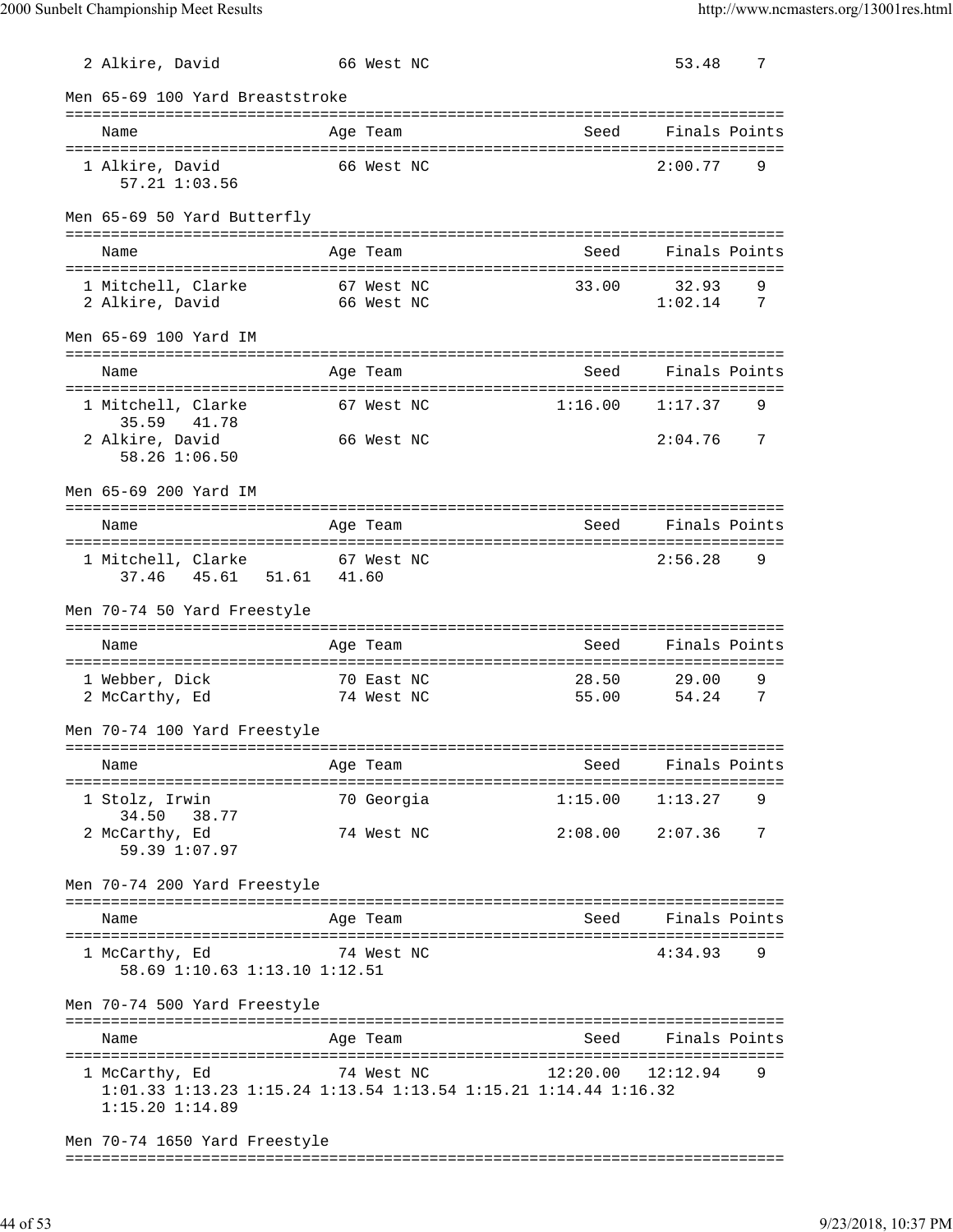| | Name | Age | Team | Seed | Finals | Points |
|---|---|---|---|---|---|---|
| 2 | Alkire, David | 66 | West NC | | 53.48 | 7 |

### Men 65-69 100 Yard Breaststroke

| | Name | Age | Team | Seed | Finals | Points |
|---|---|---|---|---|---|---|
| 1 | Alkire, David | 66 | West NC | | 2:00.77 | 9 |
| | 57.21 1:03.56 | | | | | |

### Men 65-69 50 Yard Butterfly

| | Name | Age | Team | Seed | Finals | Points |
|---|---|---|---|---|---|---|
| 1 | Mitchell, Clarke | 67 | West NC | 33.00 | 32.93 | 9 |
| 2 | Alkire, David | 66 | West NC | | 1:02.14 | 7 |

### Men 65-69 100 Yard IM

| | Name | Age | Team | Seed | Finals | Points |
|---|---|---|---|---|---|---|
| 1 | Mitchell, Clarke | 67 | West NC | 1:16.00 | 1:17.37 | 9 |
| | 35.59 41.78 | | | | | |
| 2 | Alkire, David | 66 | West NC | | 2:04.76 | 7 |
| | 58.26 1:06.50 | | | | | |

### Men 65-69 200 Yard IM

| | Name | Age | Team | Seed | Finals | Points |
|---|---|---|---|---|---|---|
| 1 | Mitchell, Clarke | 67 | West NC | | 2:56.28 | 9 |
| | 37.46 45.61 51.61 41.60 | | | | | |

### Men 70-74 50 Yard Freestyle

| | Name | Age | Team | Seed | Finals | Points |
|---|---|---|---|---|---|---|
| 1 | Webber, Dick | 70 | East NC | 28.50 | 29.00 | 9 |
| 2 | McCarthy, Ed | 74 | West NC | 55.00 | 54.24 | 7 |

### Men 70-74 100 Yard Freestyle

| | Name | Age | Team | Seed | Finals | Points |
|---|---|---|---|---|---|---|
| 1 | Stolz, Irwin | 70 | Georgia | 1:15.00 | 1:13.27 | 9 |
| | 34.50 38.77 | | | | | |
| 2 | McCarthy, Ed | 74 | West NC | 2:08.00 | 2:07.36 | 7 |
| | 59.39 1:07.97 | | | | | |

### Men 70-74 200 Yard Freestyle

| | Name | Age | Team | Seed | Finals | Points |
|---|---|---|---|---|---|---|
| 1 | McCarthy, Ed | 74 | West NC | | 4:34.93 | 9 |
| | 58.69 1:10.63 1:13.10 1:12.51 | | | | | |

### Men 70-74 500 Yard Freestyle

| | Name | Age | Team | Seed | Finals | Points |
|---|---|---|---|---|---|---|
| 1 | McCarthy, Ed | 74 | West NC | 12:20.00 | 12:12.94 | 9 |
| | 1:01.33 1:13.23 1:15.24 1:13.54 1:13.54 1:15.21 1:14.44 1:16.32 1:15.20 1:14.89 | | | | | |

### Men 70-74 1650 Yard Freestyle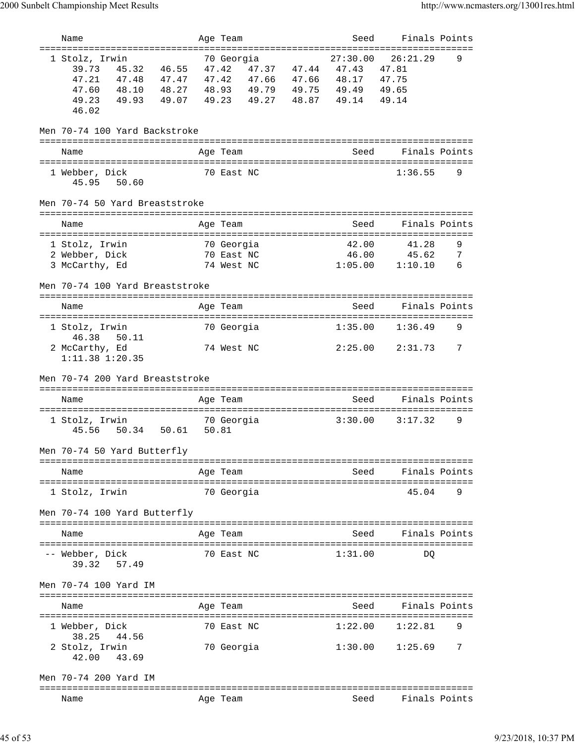| Name | Age | Team | Seed | Finals | Points |
|---|---|---|---|---|---|
| 1 Stolz, Irwin | 70 | Georgia | 27:30.00 | 26:21.29 | 9 |

39.73 45.32 46.55 47.42 47.37 47.44 47.43 47.81
47.21 47.48 47.47 47.42 47.66 47.66 48.17 47.75
47.60 48.10 48.27 48.93 49.79 49.75 49.49 49.65
49.23 49.93 49.07 49.23 49.27 48.87 49.14 49.14
46.02

## Men 70-74 100 Yard Backstroke

| Name | Age | Team | Seed | Finals | Points |
|---|---|---|---|---|---|
| 1 Webber, Dick | 70 | East NC | | 1:36.55 | 9 |

45.95 50.60

## Men 70-74 50 Yard Breaststroke

| Name | Age | Team | Seed | Finals | Points |
|---|---|---|---|---|---|
| 1 Stolz, Irwin | 70 | Georgia | 42.00 | 41.28 | 9 |
| 2 Webber, Dick | 70 | East NC | 46.00 | 45.62 | 7 |
| 3 McCarthy, Ed | 74 | West NC | 1:05.00 | 1:10.10 | 6 |

## Men 70-74 100 Yard Breaststroke

| Name | Age | Team | Seed | Finals | Points |
|---|---|---|---|---|---|
| 1 Stolz, Irwin | 70 | Georgia | 1:35.00 | 1:36.49 | 9 |
| 46.38 50.11 | | | | | |
| 2 McCarthy, Ed | 74 | West NC | 2:25.00 | 2:31.73 | 7 |
| 1:11.38 1:20.35 | | | | | |

## Men 70-74 200 Yard Breaststroke

| Name | Age | Team | Seed | Finals | Points |
|---|---|---|---|---|---|
| 1 Stolz, Irwin | 70 | Georgia | 3:30.00 | 3:17.32 | 9 |

45.56 50.34 50.61 50.81

## Men 70-74 50 Yard Butterfly

| Name | Age | Team | Seed | Finals | Points |
|---|---|---|---|---|---|
| 1 Stolz, Irwin | 70 | Georgia | | 45.04 | 9 |

## Men 70-74 100 Yard Butterfly

| Name | Age | Team | Seed | Finals | Points |
|---|---|---|---|---|---|
| -- Webber, Dick | 70 | East NC | 1:31.00 | DQ | |

39.32 57.49

## Men 70-74 100 Yard IM

| Name | Age | Team | Seed | Finals | Points |
|---|---|---|---|---|---|
| 1 Webber, Dick | 70 | East NC | 1:22.00 | 1:22.81 | 9 |
| 38.25 44.56 | | | | | |
| 2 Stolz, Irwin | 70 | Georgia | 1:30.00 | 1:25.69 | 7 |
| 42.00 43.69 | | | | | |

## Men 70-74 200 Yard IM

| Name | Age | Team | Seed | Finals | Points |
|---|---|---|---|---|---|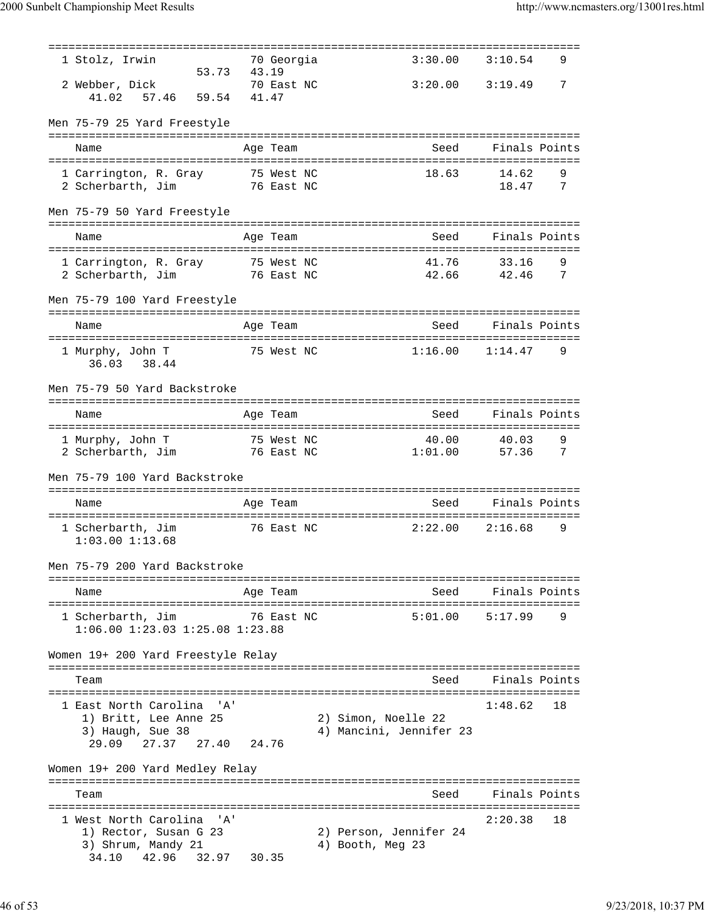| | Name | Age | Team | Seed | Finals | Points |
|---|---|---|---|---|---|---|
| 1 | Stolz, Irwin | 70 | Georgia | 3:30.00 | 3:10.54 | 9 |
| | 53.73 43.19 | | | | | |
| 2 | Webber, Dick | 70 | East NC | 3:20.00 | 3:19.49 | 7 |
| | 41.02 57.46 59.54 41.47 | | | | | |

Men 75-79 25 Yard Freestyle

| | Name | Age | Team | Seed | Finals | Points |
|---|---|---|---|---|---|---|
| 1 | Carrington, R. Gray | 75 | West NC | 18.63 | 14.62 | 9 |
| 2 | Scherbarth, Jim | 76 | East NC | | 18.47 | 7 |

Men 75-79 50 Yard Freestyle

| | Name | Age | Team | Seed | Finals | Points |
|---|---|---|---|---|---|---|
| 1 | Carrington, R. Gray | 75 | West NC | 41.76 | 33.16 | 9 |
| 2 | Scherbarth, Jim | 76 | East NC | 42.66 | 42.46 | 7 |

Men 75-79 100 Yard Freestyle

| | Name | Age | Team | Seed | Finals | Points |
|---|---|---|---|---|---|---|
| 1 | Murphy, John T | 75 | West NC | 1:16.00 | 1:14.47 | 9 |
| | 36.03 38.44 | | | | | |

Men 75-79 50 Yard Backstroke

| | Name | Age | Team | Seed | Finals | Points |
|---|---|---|---|---|---|---|
| 1 | Murphy, John T | 75 | West NC | 40.00 | 40.03 | 9 |
| 2 | Scherbarth, Jim | 76 | East NC | 1:01.00 | 57.36 | 7 |

Men 75-79 100 Yard Backstroke

| | Name | Age | Team | Seed | Finals | Points |
|---|---|---|---|---|---|---|
| 1 | Scherbarth, Jim | 76 | East NC | 2:22.00 | 2:16.68 | 9 |
| | 1:03.00 1:13.68 | | | | | |

Men 75-79 200 Yard Backstroke

| | Name | Age | Team | Seed | Finals | Points |
|---|---|---|---|---|---|---|
| 1 | Scherbarth, Jim | 76 | East NC | 5:01.00 | 5:17.99 | 9 |
| | 1:06.00 1:23.03 1:25.08 1:23.88 | | | | | |

Women 19+ 200 Yard Freestyle Relay

| | Team | Seed | Finals | Points |
|---|---|---|---|---|
| 1 | East North Carolina 'A' | | 1:48.62 | 18 |
| | 1) Britt, Lee Anne 25; 2) Simon, Noelle 22; 3) Haugh, Sue 38; 4) Mancini, Jennifer 23 | | | |
| | 29.09 27.37 27.40 24.76 | | | |

Women 19+ 200 Yard Medley Relay

| | Team | Seed | Finals | Points |
|---|---|---|---|---|
| 1 | West North Carolina 'A' | | 2:20.38 | 18 |
| | 1) Rector, Susan G 23; 2) Person, Jennifer 24; 3) Shrum, Mandy 21; 4) Booth, Meg 23 | | | |
| | 34.10 42.96 32.97 30.35 | | | |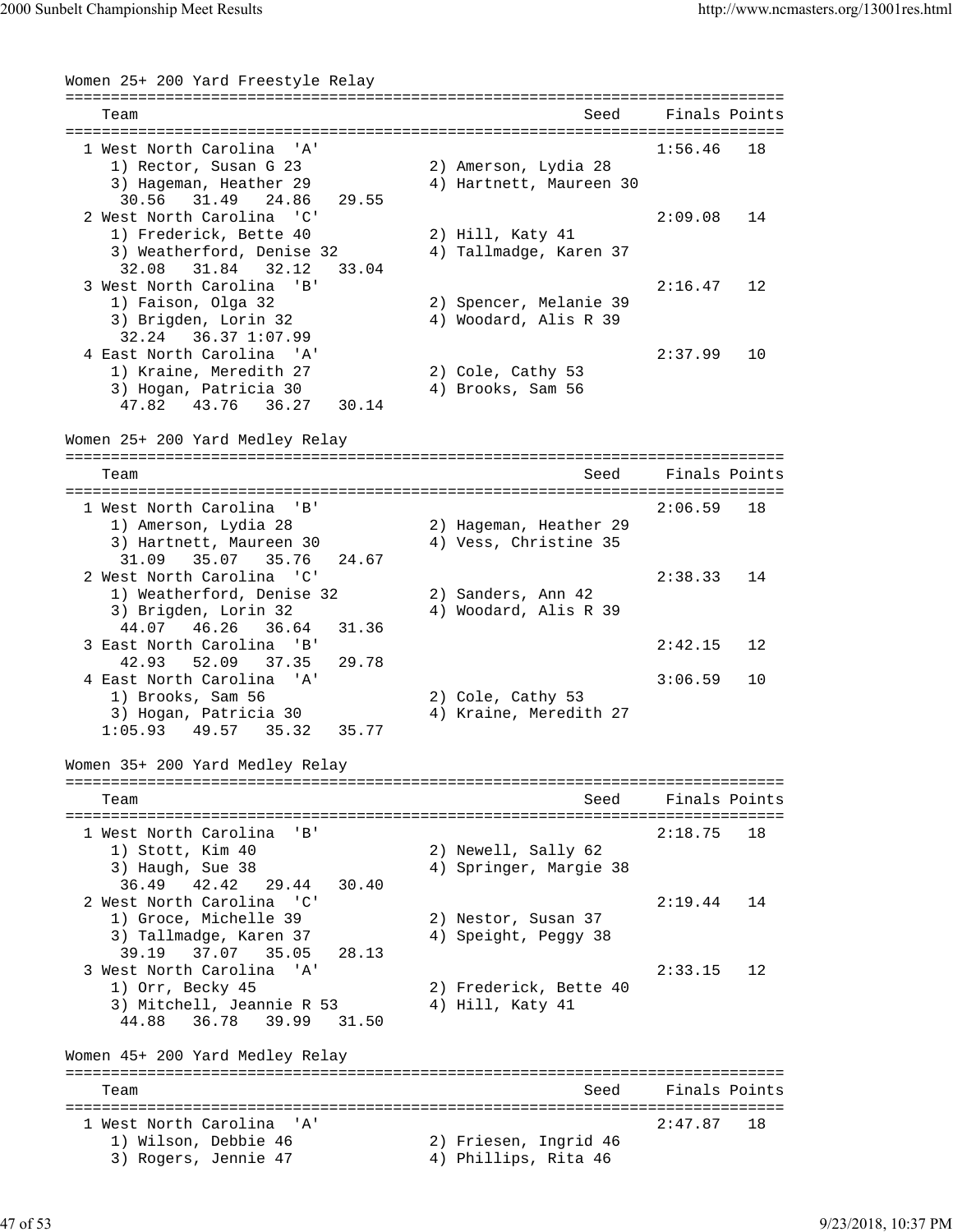Women 25+ 200 Yard Freestyle Relay

```
===============================================================================
    Team                                            Seed     Finals Points
===============================================================================
  1 West North Carolina  'A'                                  1:56.46   18
     1) Rector, Susan G 23            2) Amerson, Lydia 28
     3) Hageman, Heather 29           4) Hartnett, Maureen 30
      30.56   31.49   24.86   29.55
  2 West North Carolina  'C'                                  2:09.08   14
     1) Frederick, Bette 40           2) Hill, Katy 41
     3) Weatherford, Denise 32        4) Tallmadge, Karen 37
      32.08   31.84   32.12   33.04
  3 West North Carolina  'B'                                  2:16.47   12
     1) Faison, Olga 32               2) Spencer, Melanie 39
     3) Brigden, Lorin 32             4) Woodard, Alis R 39
      32.24   36.37 1:07.99
  4 East North Carolina  'A'                                  2:37.99   10
     1) Kraine, Meredith 27           2) Cole, Cathy 53
     3) Hogan, Patricia 30            4) Brooks, Sam 56
      47.82   43.76   36.27   30.14
```

Women 25+ 200 Yard Medley Relay

```
===============================================================================
    Team                                            Seed     Finals Points
===============================================================================
  1 West North Carolina  'B'                                  2:06.59   18
     1) Amerson, Lydia 28             2) Hageman, Heather 29
     3) Hartnett, Maureen 30          4) Vess, Christine 35
      31.09   35.07   35.76   24.67
  2 West North Carolina  'C'                                  2:38.33   14
     1) Weatherford, Denise 32        2) Sanders, Ann 42
     3) Brigden, Lorin 32             4) Woodard, Alis R 39
      44.07   46.26   36.64   31.36
  3 East North Carolina  'B'                                  2:42.15   12
      42.93   52.09   37.35   29.78
  4 East North Carolina  'A'                                  3:06.59   10
     1) Brooks, Sam 56                2) Cole, Cathy 53
     3) Hogan, Patricia 30            4) Kraine, Meredith 27
    1:05.93   49.57   35.32   35.77
```

Women 35+ 200 Yard Medley Relay

```
===============================================================================
    Team                                            Seed     Finals Points
===============================================================================
  1 West North Carolina  'B'                                  2:18.75   18
     1) Stott, Kim 40                 2) Newell, Sally 62
     3) Haugh, Sue 38                 4) Springer, Margie 38
      36.49   42.42   29.44   30.40
  2 West North Carolina  'C'                                  2:19.44   14
     1) Groce, Michelle 39            2) Nestor, Susan 37
     3) Tallmadge, Karen 37           4) Speight, Peggy 38
      39.19   37.07   35.05   28.13
  3 West North Carolina  'A'                                  2:33.15   12
     1) Orr, Becky 45                 2) Frederick, Bette 40
     3) Mitchell, Jeannie R 53        4) Hill, Katy 41
      44.88   36.78   39.99   31.50
```

Women 45+ 200 Yard Medley Relay

```
===============================================================================
    Team                                            Seed     Finals Points
===============================================================================
  1 West North Carolina  'A'                                  2:47.87   18
     1) Wilson, Debbie 46             2) Friesen, Ingrid 46
     3) Rogers, Jennie 47             4) Phillips, Rita 46
```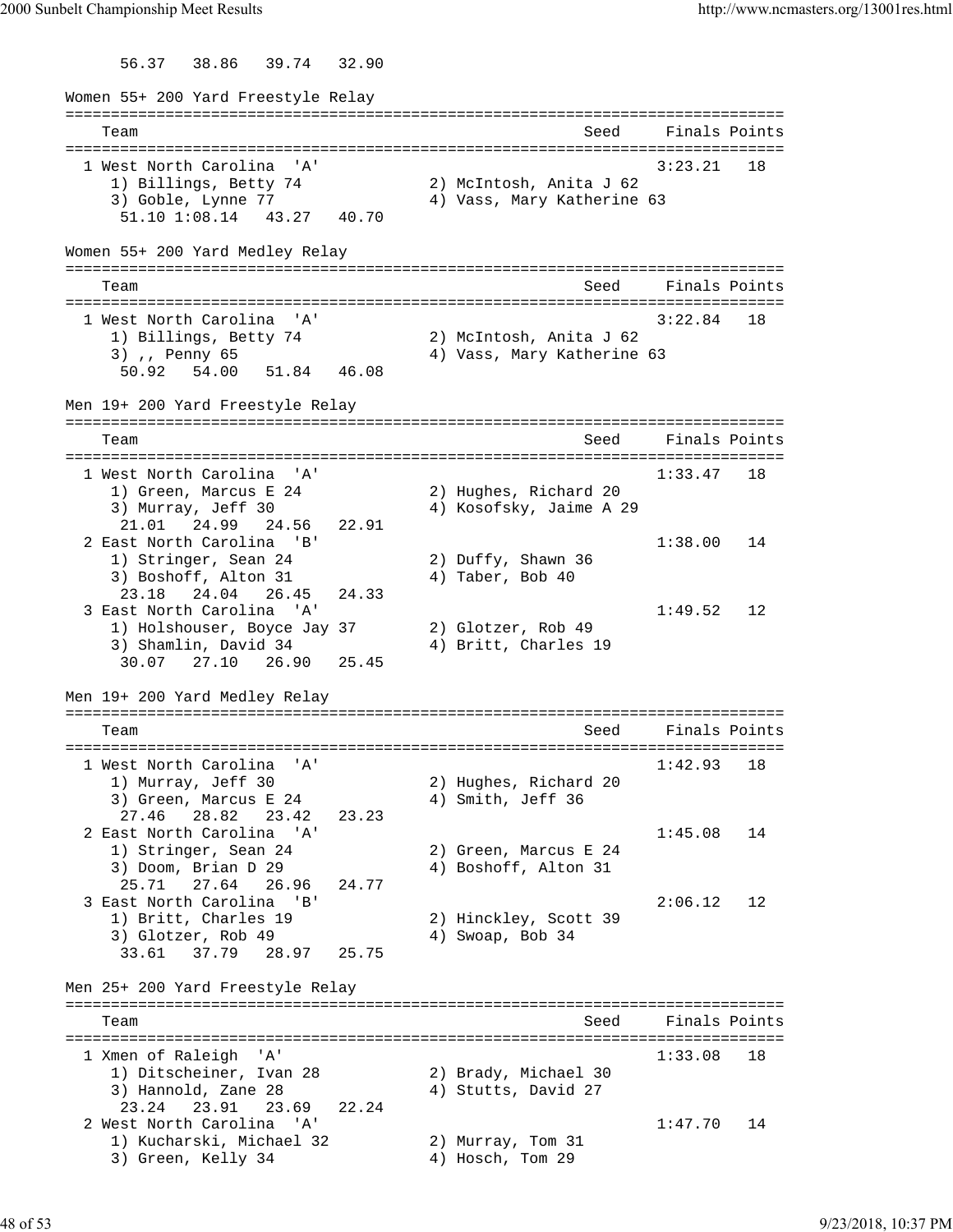56.37 38.86 39.74 32.90

Women 55+ 200 Yard Freestyle Relay

```
===============================================================================
    Team                                            Seed     Finals Points
===============================================================================
  1 West North Carolina  'A'                                  3:23.21   18
     1) Billings, Betty 74            2) McIntosh, Anita J 62
     3) Goble, Lynne 77               4) Vass, Mary Katherine 63
      51.10 1:08.14   43.27   40.70
```

Women 55+ 200 Yard Medley Relay

```
===============================================================================
    Team                                            Seed     Finals Points
===============================================================================
  1 West North Carolina  'A'                                  3:22.84   18
     1) Billings, Betty 74            2) McIntosh, Anita J 62
     3) ,, Penny 65                   4) Vass, Mary Katherine 63
      50.92   54.00   51.84   46.08
```

Men 19+ 200 Yard Freestyle Relay

```
===============================================================================
    Team                                            Seed     Finals Points
===============================================================================
  1 West North Carolina  'A'                                  1:33.47   18
     1) Green, Marcus E 24            2) Hughes, Richard 20
     3) Murray, Jeff 30               4) Kosofsky, Jaime A 29
      21.01   24.99   24.56   22.91
  2 East North Carolina  'B'                                  1:38.00   14
     1) Stringer, Sean 24             2) Duffy, Shawn 36
     3) Boshoff, Alton 31             4) Taber, Bob 40
      23.18   24.04   26.45   24.33
  3 East North Carolina  'A'                                  1:49.52   12
     1) Holshouser, Boyce Jay 37      2) Glotzer, Rob 49
     3) Shamlin, David 34             4) Britt, Charles 19
      30.07   27.10   26.90   25.45
```

Men 19+ 200 Yard Medley Relay

```
===============================================================================
    Team                                            Seed     Finals Points
===============================================================================
  1 West North Carolina  'A'                                  1:42.93   18
     1) Murray, Jeff 30               2) Hughes, Richard 20
     3) Green, Marcus E 24            4) Smith, Jeff 36
      27.46   28.82   23.42   23.23
  2 East North Carolina  'A'                                  1:45.08   14
     1) Stringer, Sean 24             2) Green, Marcus E 24
     3) Doom, Brian D 29              4) Boshoff, Alton 31
      25.71   27.64   26.96   24.77
  3 East North Carolina  'B'                                  2:06.12   12
     1) Britt, Charles 19             2) Hinckley, Scott 39
     3) Glotzer, Rob 49               4) Swoap, Bob 34
      33.61   37.79   28.97   25.75
```

Men 25+ 200 Yard Freestyle Relay

```
===============================================================================
    Team                                            Seed     Finals Points
===============================================================================
  1 Xmen of Raleigh  'A'                                      1:33.08   18
     1) Ditscheiner, Ivan 28          2) Brady, Michael 30
     3) Hannold, Zane 28              4) Stutts, David 27
      23.24   23.91   23.69   22.24
  2 West North Carolina  'A'                                  1:47.70   14
     1) Kucharski, Michael 32         2) Murray, Tom 31
     3) Green, Kelly 34               4) Hosch, Tom 29
```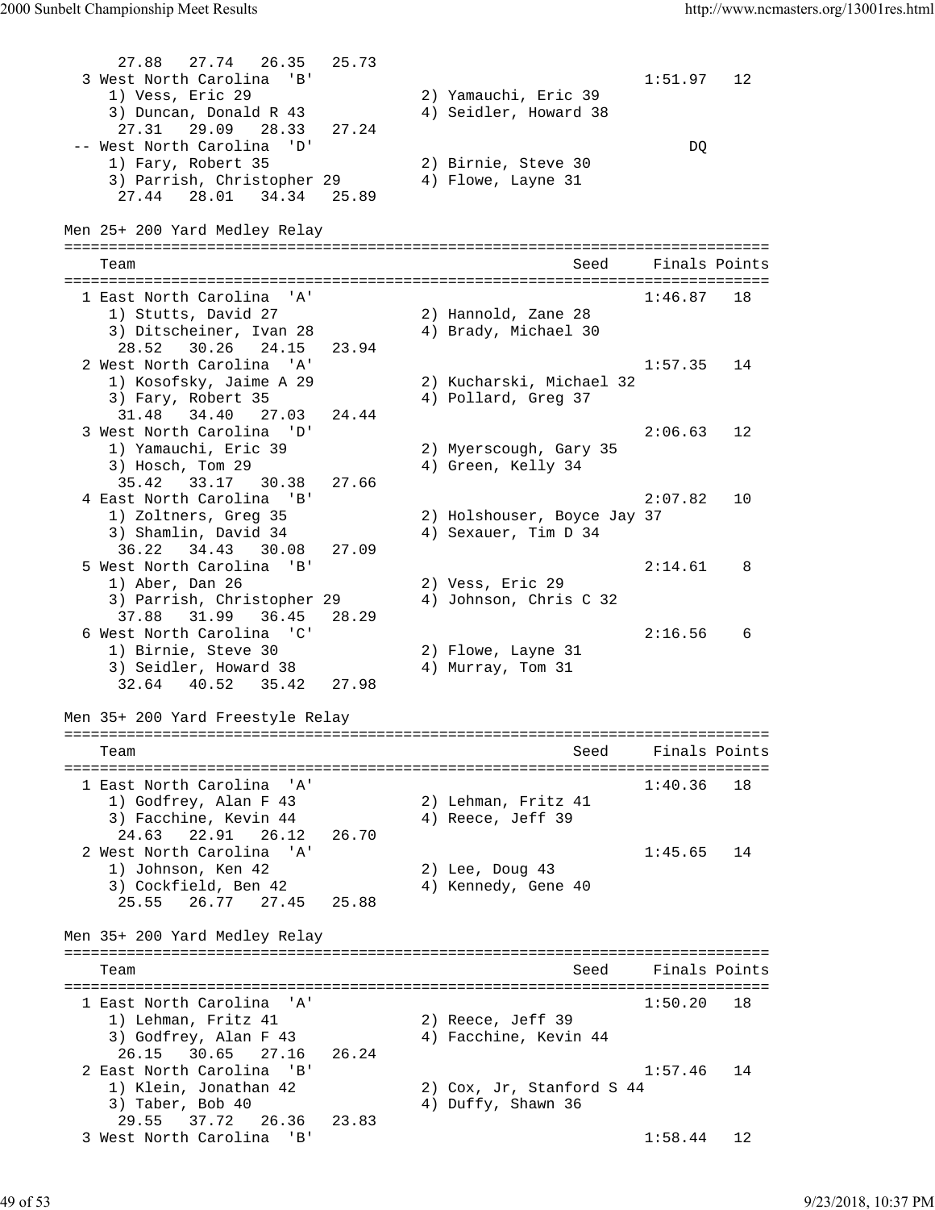```
     27.88   27.74   26.35   25.73
  3 West North Carolina  'B'                                   1:51.97   12
     1) Vess, Eric 29                  2) Yamauchi, Eric 39
     3) Duncan, Donald R 43            4) Seidler, Howard 38
     27.31   29.09   28.33   27.24
 -- West North Carolina  'D'                                        DQ
     1) Fary, Robert 35                2) Birnie, Steve 30
     3) Parrish, Christopher 29        4) Flowe, Layne 31
     27.44   28.01   34.34   25.89
```

Men 25+ 200 Yard Medley Relay

```
===============================================================================
    Team                                             Seed     Finals Points
===============================================================================
  1 East North Carolina  'A'                                   1:46.87   18
     1) Stutts, David 27               2) Hannold, Zane 28
     3) Ditscheiner, Ivan 28           4) Brady, Michael 30
     28.52   30.26   24.15   23.94
  2 West North Carolina  'A'                                   1:57.35   14
     1) Kosofsky, Jaime A 29           2) Kucharski, Michael 32
     3) Fary, Robert 35                4) Pollard, Greg 37
     31.48   34.40   27.03   24.44
  3 West North Carolina  'D'                                   2:06.63   12
     1) Yamauchi, Eric 39              2) Myerscough, Gary 35
     3) Hosch, Tom 29                  4) Green, Kelly 34
     35.42   33.17   30.38   27.66
  4 East North Carolina  'B'                                   2:07.82   10
     1) Zoltners, Greg 35              2) Holshouser, Boyce Jay 37
     3) Shamlin, David 34              4) Sexauer, Tim D 34
     36.22   34.43   30.08   27.09
  5 West North Carolina  'B'                                   2:14.61    8
     1) Aber, Dan 26                   2) Vess, Eric 29
     3) Parrish, Christopher 29        4) Johnson, Chris C 32
     37.88   31.99   36.45   28.29
  6 West North Carolina  'C'                                   2:16.56    6
     1) Birnie, Steve 30               2) Flowe, Layne 31
     3) Seidler, Howard 38             4) Murray, Tom 31
     32.64   40.52   35.42   27.98
```

Men 35+ 200 Yard Freestyle Relay

```
===============================================================================
    Team                                             Seed     Finals Points
===============================================================================
  1 East North Carolina  'A'                                   1:40.36   18
     1) Godfrey, Alan F 43             2) Lehman, Fritz 41
     3) Facchine, Kevin 44             4) Reece, Jeff 39
     24.63   22.91   26.12   26.70
  2 West North Carolina  'A'                                   1:45.65   14
     1) Johnson, Ken 42                2) Lee, Doug 43
     3) Cockfield, Ben 42              4) Kennedy, Gene 40
     25.55   26.77   27.45   25.88
```

Men 35+ 200 Yard Medley Relay

```
===============================================================================
    Team                                             Seed     Finals Points
===============================================================================
  1 East North Carolina  'A'                                   1:50.20   18
     1) Lehman, Fritz 41               2) Reece, Jeff 39
     3) Godfrey, Alan F 43             4) Facchine, Kevin 44
     26.15   30.65   27.16   26.24
  2 East North Carolina  'B'                                   1:57.46   14
     1) Klein, Jonathan 42             2) Cox, Jr, Stanford S 44
     3) Taber, Bob 40                  4) Duffy, Shawn 36
     29.55   37.72   26.36   23.83
  3 West North Carolina  'B'                                   1:58.44   12
```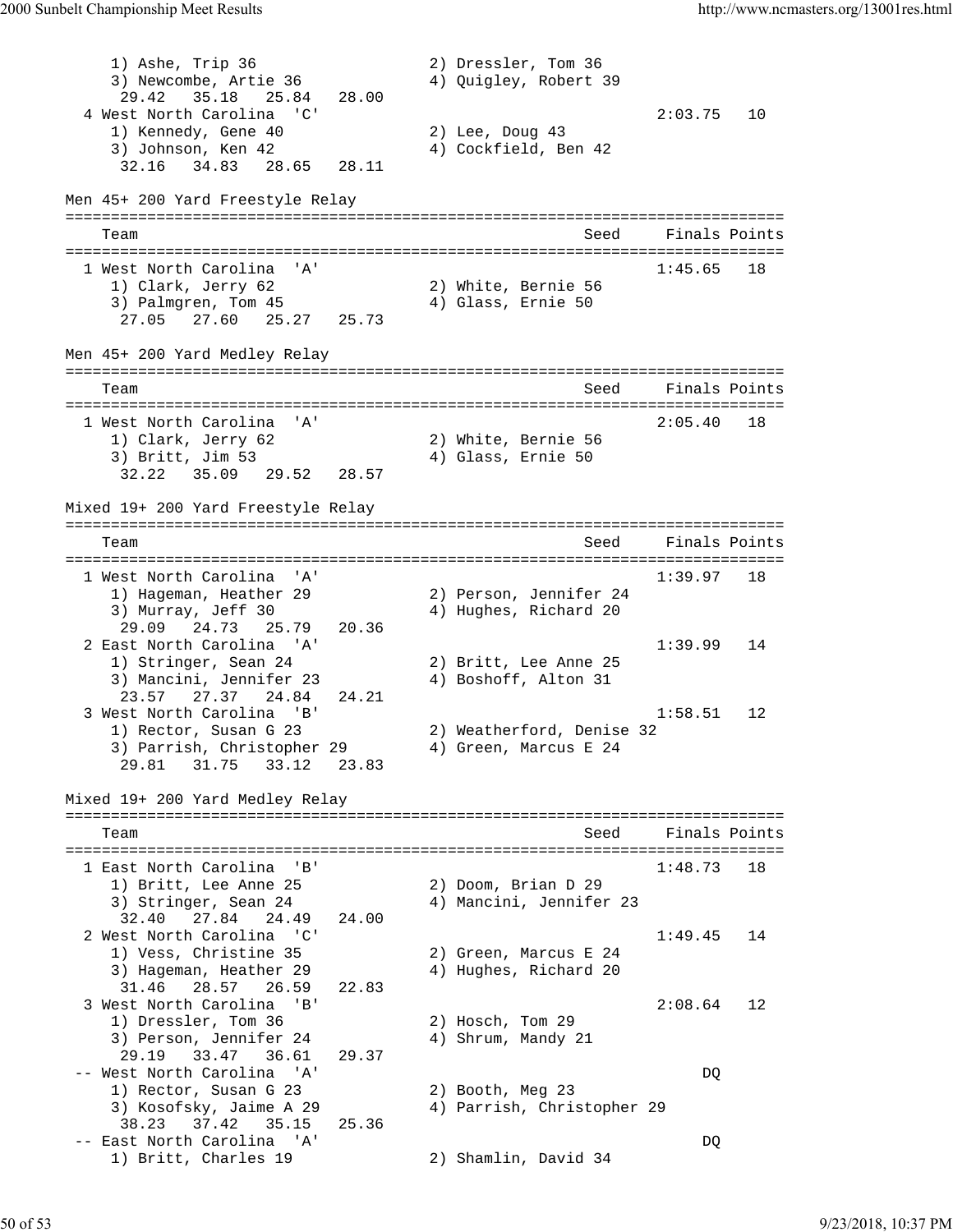1) Ashe, Trip 36 2) Dressler, Tom 36
3) Newcombe, Artie 36 4) Quigley, Robert 39
29.42 35.18 25.84 28.00

4 West North Carolina 'C' 2:03.75 10
1) Kennedy, Gene 40 2) Lee, Doug 43
3) Johnson, Ken 42 4) Cockfield, Ben 42
32.16 34.83 28.65 28.11

## Men 45+ 200 Yard Freestyle Relay

| Team | Seed | Finals | Points |
|---|---|---|---|
| 1 West North Carolina 'A' | | 1:45.65 | 18 |

1) Clark, Jerry 62 2) White, Bernie 56
3) Palmgren, Tom 45 4) Glass, Ernie 50
27.05 27.60 25.27 25.73

## Men 45+ 200 Yard Medley Relay

| Team | Seed | Finals | Points |
|---|---|---|---|
| 1 West North Carolina 'A' | | 2:05.40 | 18 |

1) Clark, Jerry 62 2) White, Bernie 56
3) Britt, Jim 53 4) Glass, Ernie 50
32.22 35.09 29.52 28.57

## Mixed 19+ 200 Yard Freestyle Relay

| Team | Seed | Finals | Points |
|---|---|---|---|
| 1 West North Carolina 'A' | | 1:39.97 | 18 |
| 2 East North Carolina 'A' | | 1:39.99 | 14 |
| 3 West North Carolina 'B' | | 1:58.51 | 12 |

1 West North Carolina 'A'
1) Hageman, Heather 29 2) Person, Jennifer 24
3) Murray, Jeff 30 4) Hughes, Richard 20
29.09 24.73 25.79 20.36

2 East North Carolina 'A'
1) Stringer, Sean 24 2) Britt, Lee Anne 25
3) Mancini, Jennifer 23 4) Boshoff, Alton 31
23.57 27.37 24.84 24.21

3 West North Carolina 'B'
1) Rector, Susan G 23 2) Weatherford, Denise 32
3) Parrish, Christopher 29 4) Green, Marcus E 24
29.81 31.75 33.12 23.83

## Mixed 19+ 200 Yard Medley Relay

| Team | Seed | Finals | Points |
|---|---|---|---|
| 1 East North Carolina 'B' | | 1:48.73 | 18 |
| 2 West North Carolina 'C' | | 1:49.45 | 14 |
| 3 West North Carolina 'B' | | 2:08.64 | 12 |
| -- West North Carolina 'A' | | DQ | |
| -- East North Carolina 'A' | | DQ | |

1 East North Carolina 'B'
1) Britt, Lee Anne 25 2) Doom, Brian D 29
3) Stringer, Sean 24 4) Mancini, Jennifer 23
32.40 27.84 24.49 24.00

2 West North Carolina 'C'
1) Vess, Christine 35 2) Green, Marcus E 24
3) Hageman, Heather 29 4) Hughes, Richard 20
31.46 28.57 26.59 22.83

3 West North Carolina 'B'
1) Dressler, Tom 36 2) Hosch, Tom 29
3) Person, Jennifer 24 4) Shrum, Mandy 21
29.19 33.47 36.61 29.37

-- West North Carolina 'A'
1) Rector, Susan G 23 2) Booth, Meg 23
3) Kosofsky, Jaime A 29 4) Parrish, Christopher 29
38.23 37.42 35.15 25.36

-- East North Carolina 'A'
1) Britt, Charles 19 2) Shamlin, David 34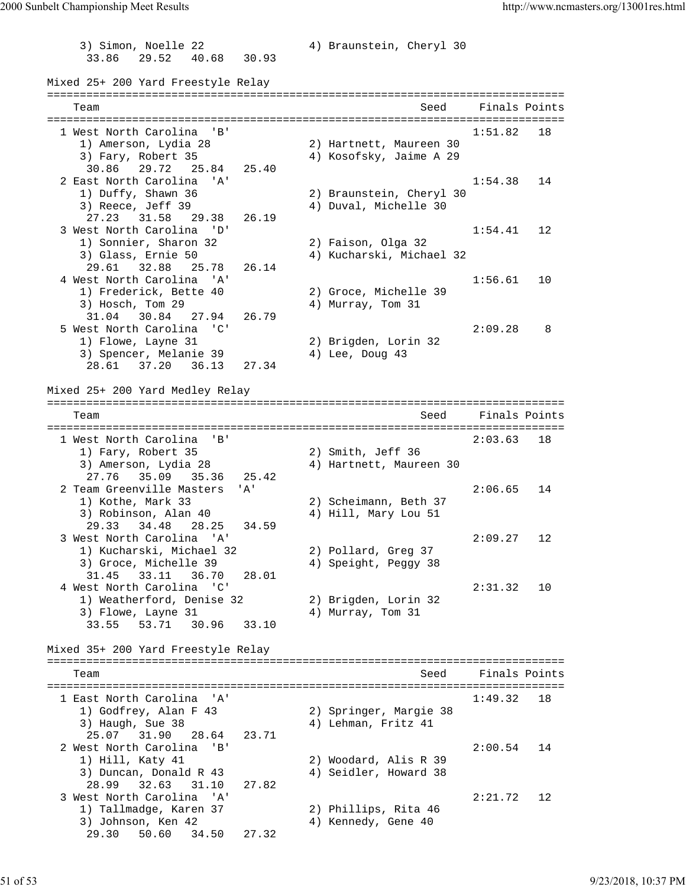```
     3) Simon, Noelle 22              4) Braunstein, Cheryl 30
      33.86   29.52   40.68   30.93
```

Mixed 25+ 200 Yard Freestyle Relay

```
===============================================================================
    Team                                               Seed     Finals Points
===============================================================================
  1 West North Carolina  'B'                                   1:51.82   18
     1) Amerson, Lydia 28             2) Hartnett, Maureen 30
     3) Fary, Robert 35               4) Kosofsky, Jaime A 29
      30.86   29.72   25.84   25.40
  2 East North Carolina  'A'                                   1:54.38   14
     1) Duffy, Shawn 36               2) Braunstein, Cheryl 30
     3) Reece, Jeff 39                4) Duval, Michelle 30
      27.23   31.58   29.38   26.19
  3 West North Carolina  'D'                                   1:54.41   12
     1) Sonnier, Sharon 32            2) Faison, Olga 32
     3) Glass, Ernie 50               4) Kucharski, Michael 32
      29.61   32.88   25.78   26.14
  4 West North Carolina  'A'                                   1:56.61   10
     1) Frederick, Bette 40           2) Groce, Michelle 39
     3) Hosch, Tom 29                 4) Murray, Tom 31
      31.04   30.84   27.94   26.79
  5 West North Carolina  'C'                                   2:09.28    8
     1) Flowe, Layne 31               2) Brigden, Lorin 32
     3) Spencer, Melanie 39           4) Lee, Doug 43
      28.61   37.20   36.13   27.34
```

Mixed 25+ 200 Yard Medley Relay

```
===============================================================================
    Team                                               Seed     Finals Points
===============================================================================
  1 West North Carolina  'B'                                   2:03.63   18
     1) Fary, Robert 35               2) Smith, Jeff 36
     3) Amerson, Lydia 28             4) Hartnett, Maureen 30
      27.76   35.09   35.36   25.42
  2 Team Greenville Masters  'A'                               2:06.65   14
     1) Kothe, Mark 33                2) Scheimann, Beth 37
     3) Robinson, Alan 40             4) Hill, Mary Lou 51
      29.33   34.48   28.25   34.59
  3 West North Carolina  'A'                                   2:09.27   12
     1) Kucharski, Michael 32         2) Pollard, Greg 37
     3) Groce, Michelle 39            4) Speight, Peggy 38
      31.45   33.11   36.70   28.01
  4 West North Carolina  'C'                                   2:31.32   10
     1) Weatherford, Denise 32        2) Brigden, Lorin 32
     3) Flowe, Layne 31               4) Murray, Tom 31
      33.55   53.71   30.96   33.10
```

Mixed 35+ 200 Yard Freestyle Relay

```
===============================================================================
    Team                                               Seed     Finals Points
===============================================================================
  1 East North Carolina  'A'                                   1:49.32   18
     1) Godfrey, Alan F 43            2) Springer, Margie 38
     3) Haugh, Sue 38                 4) Lehman, Fritz 41
      25.07   31.90   28.64   23.71
  2 West North Carolina  'B'                                   2:00.54   14
     1) Hill, Katy 41                 2) Woodard, Alis R 39
     3) Duncan, Donald R 43           4) Seidler, Howard 38
      28.99   32.63   31.10   27.82
  3 West North Carolina  'A'                                   2:21.72   12
     1) Tallmadge, Karen 37           2) Phillips, Rita 46
     3) Johnson, Ken 42               4) Kennedy, Gene 40
      29.30   50.60   34.50   27.32
```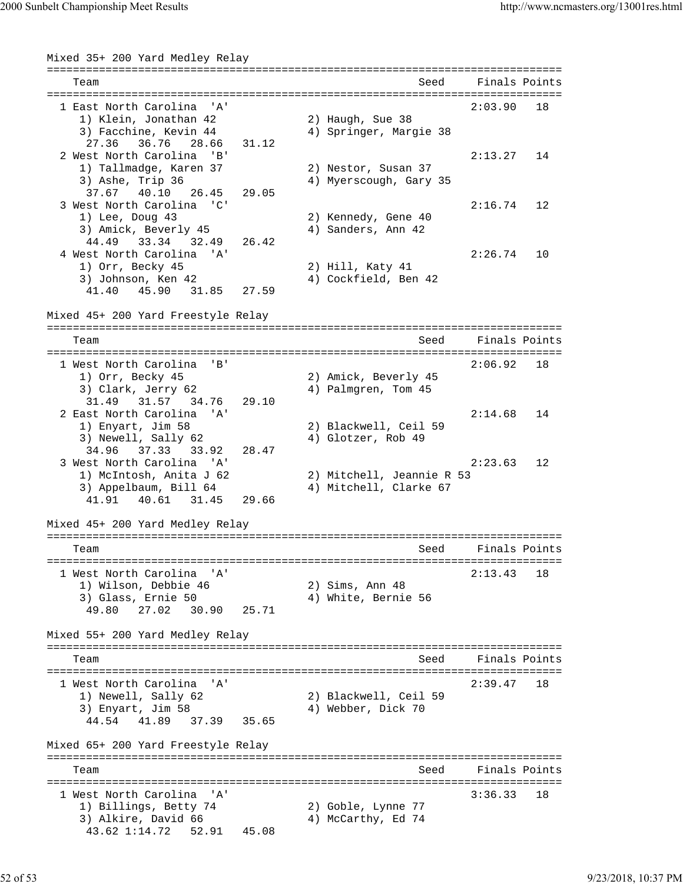Mixed 35+ 200 Yard Medley Relay

```
===============================================================================
    Team                                                Seed     Finals Points
===============================================================================
  1 East North Carolina  'A'                                      2:03.90   18
     1) Klein, Jonathan 42            2) Haugh, Sue 38
     3) Facchine, Kevin 44            4) Springer, Margie 38
      27.36   36.76   28.66   31.12
  2 West North Carolina  'B'                                      2:13.27   14
     1) Tallmadge, Karen 37           2) Nestor, Susan 37
     3) Ashe, Trip 36                 4) Myerscough, Gary 35
      37.67   40.10   26.45   29.05
  3 West North Carolina  'C'                                      2:16.74   12
     1) Lee, Doug 43                  2) Kennedy, Gene 40
     3) Amick, Beverly 45             4) Sanders, Ann 42
      44.49   33.34   32.49   26.42
  4 West North Carolina  'A'                                      2:26.74   10
     1) Orr, Becky 45                 2) Hill, Katy 41
     3) Johnson, Ken 42               4) Cockfield, Ben 42
      41.40   45.90   31.85   27.59
```

Mixed 45+ 200 Yard Freestyle Relay

```
===============================================================================
    Team                                                Seed     Finals Points
===============================================================================
  1 West North Carolina  'B'                                      2:06.92   18
     1) Orr, Becky 45                 2) Amick, Beverly 45
     3) Clark, Jerry 62               4) Palmgren, Tom 45
      31.49   31.57   34.76   29.10
  2 East North Carolina  'A'                                      2:14.68   14
     1) Enyart, Jim 58                2) Blackwell, Ceil 59
     3) Newell, Sally 62              4) Glotzer, Rob 49
      34.96   37.33   33.92   28.47
  3 West North Carolina  'A'                                      2:23.63   12
     1) McIntosh, Anita J 62          2) Mitchell, Jeannie R 53
     3) Appelbaum, Bill 64            4) Mitchell, Clarke 67
      41.91   40.61   31.45   29.66
```

Mixed 45+ 200 Yard Medley Relay

```
===============================================================================
    Team                                                Seed     Finals Points
===============================================================================
  1 West North Carolina  'A'                                      2:13.43   18
     1) Wilson, Debbie 46             2) Sims, Ann 48
     3) Glass, Ernie 50               4) White, Bernie 56
      49.80   27.02   30.90   25.71
```

Mixed 55+ 200 Yard Medley Relay

```
===============================================================================
    Team                                                Seed     Finals Points
===============================================================================
  1 West North Carolina  'A'                                      2:39.47   18
     1) Newell, Sally 62              2) Blackwell, Ceil 59
     3) Enyart, Jim 58                4) Webber, Dick 70
      44.54   41.89   37.39   35.65
```

Mixed 65+ 200 Yard Freestyle Relay

```
===============================================================================
    Team                                                Seed     Finals Points
===============================================================================
  1 West North Carolina  'A'                                      3:36.33   18
     1) Billings, Betty 74            2) Goble, Lynne 77
     3) Alkire, David 66              4) McCarthy, Ed 74
      43.62 1:14.72   52.91   45.08
```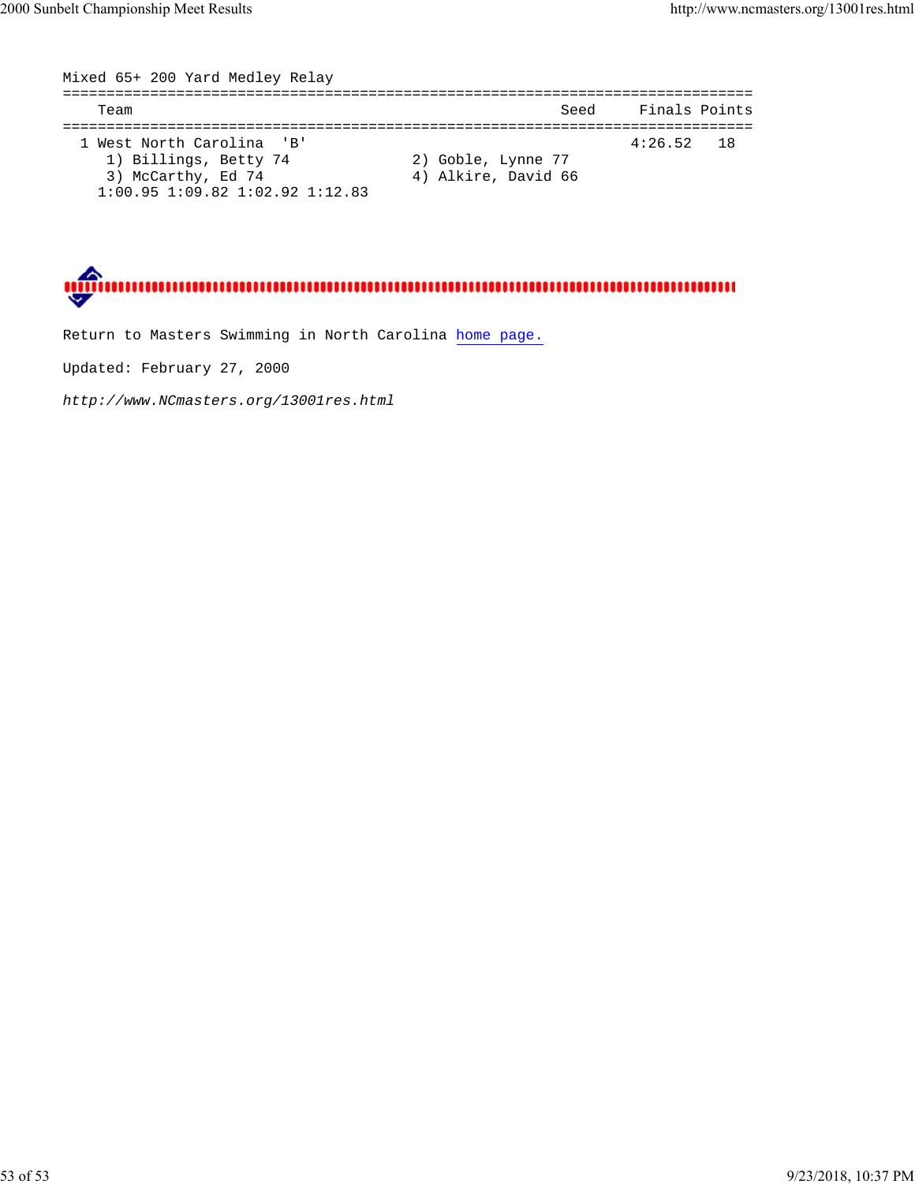Mixed 65+ 200 Yard Medley Relay

```
===============================================================================
    Team                                                Seed     Finals Points
===============================================================================
  1 West North Carolina  'B'                                    4:26.52   18
     1) Billings, Betty 74            2) Goble, Lynne 77
     3) McCarthy, Ed 74               4) Alkire, David 66
    1:00.95 1:09.82 1:02.92 1:12.83
```

Return to Masters Swimming in North Carolina home page.

Updated: February 27, 2000

*http://www.NCmasters.org/13001res.html*